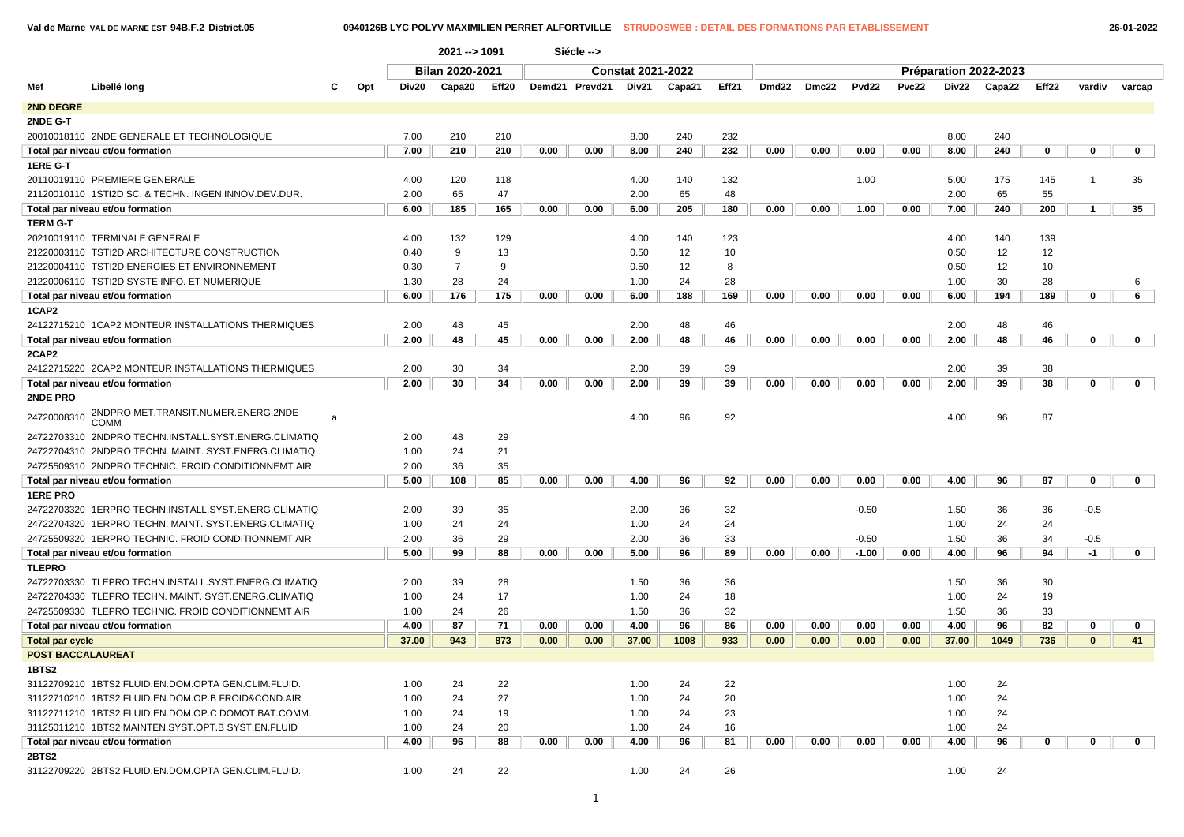Val de Marne VAL DE MARNE EST 94B.F.2 District.05 — 0940126B LYC POLYV MAXIMILIEN PERRET ALFORTVILLE — STRUDOSWEB : DETAIL DES FORMATIONS PAR ETABLISSEMENT — 26-01-2022

2021 --> 1091 Siécle -->

| Mef | Libellé long | C | Opt | Bilan 2020-2021 | | | Constat 2021-2022 | | | | | Préparation 2022-2023 | | | | | | | | |
|---|---|---|---|---|---|---|---|---|---|---|---|---|---|---|---|---|---|---|---|---|
| | | | | Div20 | Capa20 | Eff20 | Demd21 | Prevd21 | Div21 | Capa21 | Eff21 | Dmd22 | Dmc22 | Pvd22 | Pvc22 | Div22 | Capa22 | Eff22 | vardiv | varcap |
| **2ND DEGRE** | | | | | | | | | | | | | | | | | | | | |
| **2NDE G-T** | | | | | | | | | | | | | | | | | | | | |
| 20010018110 | 2NDE GENERALE ET TECHNOLOGIQUE | | | 7.00 | 210 | 210 | | | 8.00 | 240 | 232 | | | | | 8.00 | 240 | | | |
| **Total par niveau et/ou formation** | | | | 7.00 | 210 | 210 | 0.00 | 0.00 | 8.00 | 240 | 232 | 0.00 | 0.00 | 0.00 | 0.00 | 8.00 | 240 | 0 | 0 | 0 |
| **1ERE G-T** | | | | | | | | | | | | | | | | | | | | |
| 20110019110 | PREMIERE GENERALE | | | 4.00 | 120 | 118 | | | 4.00 | 140 | 132 | | | 1.00 | | 5.00 | 175 | 145 | 1 | 35 |
| 21120010110 | 1STI2D SC. & TECHN. INGEN.INNOV.DEV.DUR. | | | 2.00 | 65 | 47 | | | 2.00 | 65 | 48 | | | | | 2.00 | 65 | 55 | | |
| **Total par niveau et/ou formation** | | | | 6.00 | 185 | 165 | 0.00 | 0.00 | 6.00 | 205 | 180 | 0.00 | 0.00 | 1.00 | 0.00 | 7.00 | 240 | 200 | 1 | 35 |
| **TERM G-T** | | | | | | | | | | | | | | | | | | | | |
| 20210019110 | TERMINALE GENERALE | | | 4.00 | 132 | 129 | | | 4.00 | 140 | 123 | | | | | 4.00 | 140 | 139 | | |
| 21220003110 | TSTI2D ARCHITECTURE CONSTRUCTION | | | 0.40 | 9 | 13 | | | 0.50 | 12 | 10 | | | | | 0.50 | 12 | 12 | | |
| 21220004110 | TSTI2D ENERGIES ET ENVIRONNEMENT | | | 0.30 | 7 | 9 | | | 0.50 | 12 | 8 | | | | | 0.50 | 12 | 10 | | |
| 21220006110 | TSTI2D SYSTE INFO. ET NUMERIQUE | | | 1.30 | 28 | 24 | | | 1.00 | 24 | 28 | | | | | 1.00 | 30 | 28 | | 6 |
| **Total par niveau et/ou formation** | | | | 6.00 | 176 | 175 | 0.00 | 0.00 | 6.00 | 188 | 169 | 0.00 | 0.00 | 0.00 | 0.00 | 6.00 | 194 | 189 | 0 | 6 |
| **1CAP2** | | | | | | | | | | | | | | | | | | | | |
| 24122715210 | 1CAP2 MONTEUR INSTALLATIONS THERMIQUES | | | 2.00 | 48 | 45 | | | 2.00 | 48 | 46 | | | | | 2.00 | 48 | 46 | | |
| **Total par niveau et/ou formation** | | | | 2.00 | 48 | 45 | 0.00 | 0.00 | 2.00 | 48 | 46 | 0.00 | 0.00 | 0.00 | 0.00 | 2.00 | 48 | 46 | 0 | 0 |
| **2CAP2** | | | | | | | | | | | | | | | | | | | | |
| 24122715220 | 2CAP2 MONTEUR INSTALLATIONS THERMIQUES | | | 2.00 | 30 | 34 | | | 2.00 | 39 | 39 | | | | | 2.00 | 39 | 38 | | |
| **Total par niveau et/ou formation** | | | | 2.00 | 30 | 34 | 0.00 | 0.00 | 2.00 | 39 | 39 | 0.00 | 0.00 | 0.00 | 0.00 | 2.00 | 39 | 38 | 0 | 0 |
| **2NDE PRO** | | | | | | | | | | | | | | | | | | | | |
| 24720008310 | 2NDPRO MET.TRANSIT.NUMER.ENERG.2NDE COMM | a | | | | | | | 4.00 | 96 | 92 | | | | | 4.00 | 96 | 87 | | |
| 24722703310 | 2NDPRO TECHN.INSTALL.SYST.ENERG.CLIMATIQ | | | 2.00 | 48 | 29 | | | | | | | | | | | | | | |
| 24722704310 | 2NDPRO TECHN. MAINT. SYST.ENERG.CLIMATIQ | | | 1.00 | 24 | 21 | | | | | | | | | | | | | | |
| 24725509310 | 2NDPRO TECHNIC. FROID CONDITIONNEMT AIR | | | 2.00 | 36 | 35 | | | | | | | | | | | | | | |
| **Total par niveau et/ou formation** | | | | 5.00 | 108 | 85 | 0.00 | 0.00 | 4.00 | 96 | 92 | 0.00 | 0.00 | 0.00 | 0.00 | 4.00 | 96 | 87 | 0 | 0 |
| **1ERE PRO** | | | | | | | | | | | | | | | | | | | | |
| 24722703320 | 1ERPRO TECHN.INSTALL.SYST.ENERG.CLIMATIQ | | | 2.00 | 39 | 35 | | | 2.00 | 36 | 32 | | | -0.50 | | 1.50 | 36 | 36 | -0.5 | |
| 24722704320 | 1ERPRO TECHN. MAINT. SYST.ENERG.CLIMATIQ | | | 1.00 | 24 | 24 | | | 1.00 | 24 | 24 | | | | | 1.00 | 24 | 24 | | |
| 24725509320 | 1ERPRO TECHNIC. FROID CONDITIONNEMT AIR | | | 2.00 | 36 | 29 | | | 2.00 | 36 | 33 | | | -0.50 | | 1.50 | 36 | 34 | -0.5 | |
| **Total par niveau et/ou formation** | | | | 5.00 | 99 | 88 | 0.00 | 0.00 | 5.00 | 96 | 89 | 0.00 | 0.00 | -1.00 | 0.00 | 4.00 | 96 | 94 | -1 | 0 |
| **TLEPRO** | | | | | | | | | | | | | | | | | | | | |
| 24722703330 | TLEPRO TECHN.INSTALL.SYST.ENERG.CLIMATIQ | | | 2.00 | 39 | 28 | | | 1.50 | 36 | 36 | | | | | 1.50 | 36 | 30 | | |
| 24722704330 | TLEPRO TECHN. MAINT. SYST.ENERG.CLIMATIQ | | | 1.00 | 24 | 17 | | | 1.00 | 24 | 18 | | | | | 1.00 | 24 | 19 | | |
| 24725509330 | TLEPRO TECHNIC. FROID CONDITIONNEMT AIR | | | 1.00 | 24 | 26 | | | 1.50 | 36 | 32 | | | | | 1.50 | 36 | 33 | | |
| **Total par niveau et/ou formation** | | | | 4.00 | 87 | 71 | 0.00 | 0.00 | 4.00 | 96 | 86 | 0.00 | 0.00 | 0.00 | 0.00 | 4.00 | 96 | 82 | 0 | 0 |
| **Total par cycle** | | | | 37.00 | 943 | 873 | 0.00 | 0.00 | 37.00 | 1008 | 933 | 0.00 | 0.00 | 0.00 | 0.00 | 37.00 | 1049 | 736 | 0 | 41 |
| **POST BACCALAUREAT** | | | | | | | | | | | | | | | | | | | | |
| **1BTS2** | | | | | | | | | | | | | | | | | | | | |
| 31122709210 | 1BTS2 FLUID.EN.DOM.OPTA GEN.CLIM.FLUID. | | | 1.00 | 24 | 22 | | | 1.00 | 24 | 22 | | | | | 1.00 | 24 | | | |
| 31122710210 | 1BTS2 FLUID.EN.DOM.OP.B FROID&COND.AIR | | | 1.00 | 24 | 27 | | | 1.00 | 24 | 20 | | | | | 1.00 | 24 | | | |
| 31122711210 | 1BTS2 FLUID.EN.DOM.OP.C DOMOT.BAT.COMM. | | | 1.00 | 24 | 19 | | | 1.00 | 24 | 23 | | | | | 1.00 | 24 | | | |
| 31125011210 | 1BTS2 MAINTEN.SYST.OPT.B SYST.EN.FLUID | | | 1.00 | 24 | 20 | | | 1.00 | 24 | 16 | | | | | 1.00 | 24 | | | |
| **Total par niveau et/ou formation** | | | | 4.00 | 96 | 88 | 0.00 | 0.00 | 4.00 | 96 | 81 | 0.00 | 0.00 | 0.00 | 0.00 | 4.00 | 96 | 0 | 0 | 0 |
| **2BTS2** | | | | | | | | | | | | | | | | | | | | |
| 31122709220 | 2BTS2 FLUID.EN.DOM.OPTA GEN.CLIM.FLUID. | | | 1.00 | 24 | 22 | | | 1.00 | 24 | 26 | | | | | 1.00 | 24 | | | |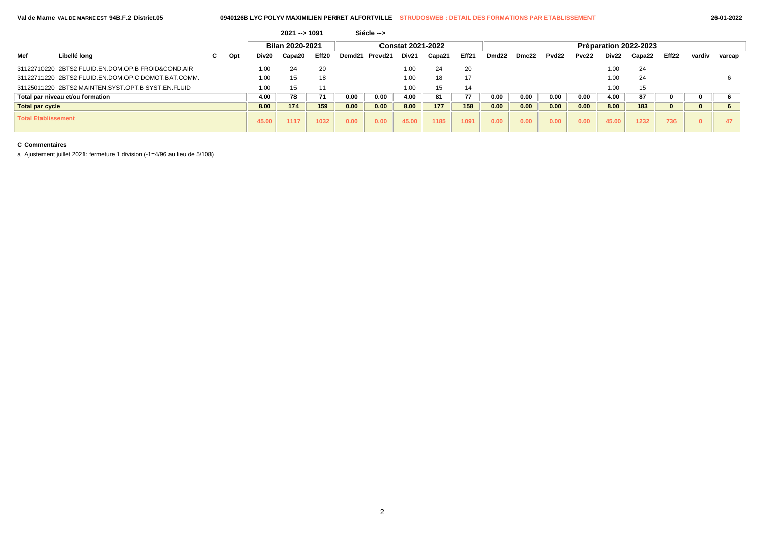2021 --> 1091 Siécle -->

| | | | | Bilan 2020-2021 | | | Constat 2021-2022 | | | | | Préparation 2022-2023 | | | | | | | | |
|---|---|---|---|---|---|---|---|---|---|---|---|---|---|---|---|---|---|---|---|---|
| Mef | Libellé long | C | Opt | Div20 | Capa20 | Eff20 | Demd21 | Prevd21 | Div21 | Capa21 | Eff21 | Dmd22 | Dmc22 | Pvd22 | Pvc22 | Div22 | Capa22 | Eff22 | vardiv | varcap |
| 31122710220 | 2BTS2 FLUID.EN.DOM.OP.B FROID&COND.AIR | | | 1.00 | 24 | 20 | | | 1.00 | 24 | 20 | | | | | 1.00 | 24 | | | |
| 31122711220 | 2BTS2 FLUID.EN.DOM.OP.C DOMOT.BAT.COMM. | | | 1.00 | 15 | 18 | | | 1.00 | 18 | 17 | | | | | 1.00 | 24 | | | 6 |
| 31125011220 | 2BTS2 MAINTEN.SYST.OPT.B SYST.EN.FLUID | | | 1.00 | 15 | 11 | | | 1.00 | 15 | 14 | | | | | 1.00 | 15 | | | |
| **Total par niveau et/ou formation** | | | | **4.00** | **78** | **71** | **0.00** | **0.00** | **4.00** | **81** | **77** | **0.00** | **0.00** | **0.00** | **0.00** | **4.00** | **87** | **0** | **0** | **6** |
| **Total par cycle** | | | | **8.00** | **174** | **159** | **0.00** | **0.00** | **8.00** | **177** | **158** | **0.00** | **0.00** | **0.00** | **0.00** | **8.00** | **183** | **0** | **0** | **6** |
| **Total Etablissement** | | | | **45.00** | **1117** | **1032** | **0.00** | **0.00** | **45.00** | **1185** | **1091** | **0.00** | **0.00** | **0.00** | **0.00** | **45.00** | **1232** | **736** | **0** | **47** |

**C Commentaires**

a Ajustement juillet 2021: fermeture 1 division (-1=4/96 au lieu de 5/108)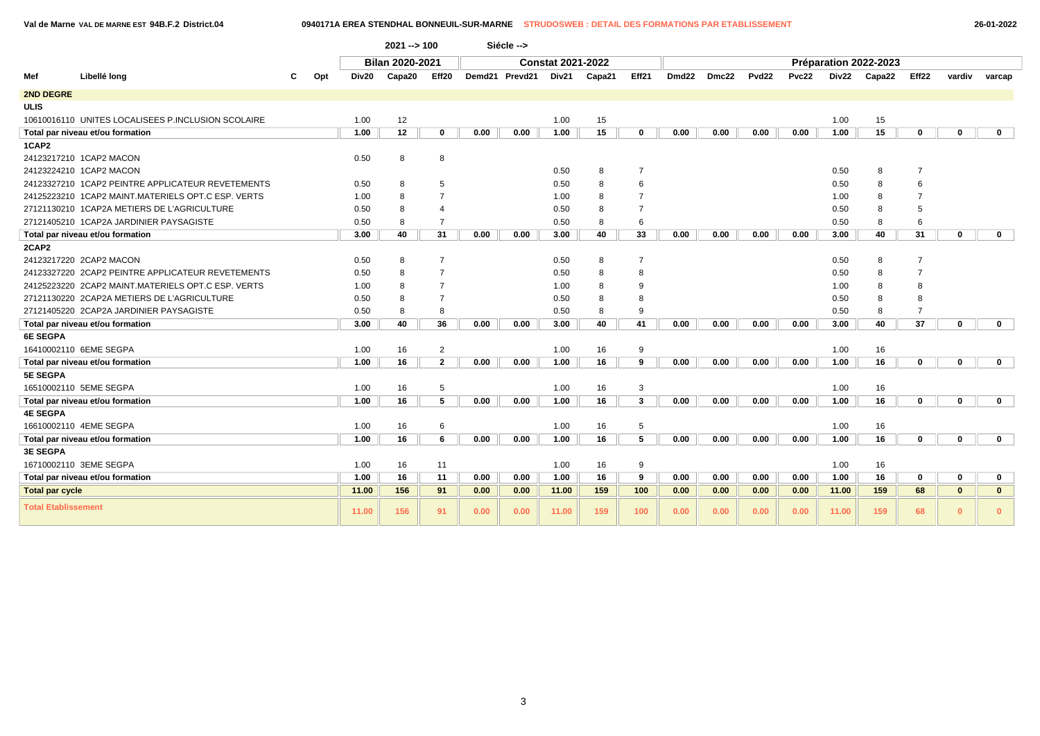Val de Marne VAL DE MARNE EST 94B.F.2 District.04 — 0940171A EREA STENDHAL BONNEUIL-SUR-MARNE — STRUDOSWEB : DETAIL DES FORMATIONS PAR ETABLISSEMENT — 26-01-2022

2021 --> 100 Siécle -->

| Mef | Libellé long | C | Opt | Bilan 2020-2021 | | | Constat 2021-2022 | | | | | Préparation 2022-2023 | | | | | | | | |
|---|---|---|---|---|---|---|---|---|---|---|---|---|---|---|---|---|---|---|---|---|
| | | | | Div20 | Capa20 | Eff20 | Demd21 | Prevd21 | Div21 | Capa21 | Eff21 | Dmd22 | Dmc22 | Pvd22 | Pvc22 | Div22 | Capa22 | Eff22 | vardiv | varcap |
| **2ND DEGRE** | | | | | | | | | | | | | | | | | | | | |
| **ULIS** | | | | | | | | | | | | | | | | | | | | |
| 10610016110 | UNITES LOCALISEES P.INCLUSION SCOLAIRE | | | 1.00 | 12 | | | | 1.00 | 15 | | | | | | 1.00 | 15 | | | |
| **Total par niveau et/ou formation** | | | | 1.00 | 12 | 0 | 0.00 | 0.00 | 1.00 | 15 | 0 | 0.00 | 0.00 | 0.00 | 0.00 | 1.00 | 15 | 0 | 0 | 0 |
| **1CAP2** | | | | | | | | | | | | | | | | | | | | |
| 24123217210 | 1CAP2 MACON | | | 0.50 | 8 | 8 | | | | | | | | | | | | | | |
| 24123224210 | 1CAP2 MACON | | | | | | | | 0.50 | 8 | 7 | | | | | 0.50 | 8 | 7 | | |
| 24123327210 | 1CAP2 PEINTRE APPLICATEUR REVETEMENTS | | | 0.50 | 8 | 5 | | | 0.50 | 8 | 6 | | | | | 0.50 | 8 | 6 | | |
| 24125223210 | 1CAP2 MAINT.MATERIELS OPT.C ESP. VERTS | | | 1.00 | 8 | 7 | | | 1.00 | 8 | 7 | | | | | 1.00 | 8 | 7 | | |
| 27121130210 | 1CAP2A METIERS DE L'AGRICULTURE | | | 0.50 | 8 | 4 | | | 0.50 | 8 | 7 | | | | | 0.50 | 8 | 5 | | |
| 27121405210 | 1CAP2A JARDINIER PAYSAGISTE | | | 0.50 | 8 | 7 | | | 0.50 | 8 | 6 | | | | | 0.50 | 8 | 6 | | |
| **Total par niveau et/ou formation** | | | | 3.00 | 40 | 31 | 0.00 | 0.00 | 3.00 | 40 | 33 | 0.00 | 0.00 | 0.00 | 0.00 | 3.00 | 40 | 31 | 0 | 0 |
| **2CAP2** | | | | | | | | | | | | | | | | | | | | |
| 24123217220 | 2CAP2 MACON | | | 0.50 | 8 | 7 | | | 0.50 | 8 | 7 | | | | | 0.50 | 8 | 7 | | |
| 24123327220 | 2CAP2 PEINTRE APPLICATEUR REVETEMENTS | | | 0.50 | 8 | 7 | | | 0.50 | 8 | 8 | | | | | 0.50 | 8 | 7 | | |
| 24125223220 | 2CAP2 MAINT.MATERIELS OPT.C ESP. VERTS | | | 1.00 | 8 | 7 | | | 1.00 | 8 | 9 | | | | | 1.00 | 8 | 8 | | |
| 27121130220 | 2CAP2A METIERS DE L'AGRICULTURE | | | 0.50 | 8 | 7 | | | 0.50 | 8 | 8 | | | | | 0.50 | 8 | 8 | | |
| 27121405220 | 2CAP2A JARDINIER PAYSAGISTE | | | 0.50 | 8 | 8 | | | 0.50 | 8 | 9 | | | | | 0.50 | 8 | 7 | | |
| **Total par niveau et/ou formation** | | | | 3.00 | 40 | 36 | 0.00 | 0.00 | 3.00 | 40 | 41 | 0.00 | 0.00 | 0.00 | 0.00 | 3.00 | 40 | 37 | 0 | 0 |
| **6E SEGPA** | | | | | | | | | | | | | | | | | | | | |
| 16410002110 | 6EME SEGPA | | | 1.00 | 16 | 2 | | | 1.00 | 16 | 9 | | | | | 1.00 | 16 | | | |
| **Total par niveau et/ou formation** | | | | 1.00 | 16 | 2 | 0.00 | 0.00 | 1.00 | 16 | 9 | 0.00 | 0.00 | 0.00 | 0.00 | 1.00 | 16 | 0 | 0 | 0 |
| **5E SEGPA** | | | | | | | | | | | | | | | | | | | | |
| 16510002110 | 5EME SEGPA | | | 1.00 | 16 | 5 | | | 1.00 | 16 | 3 | | | | | 1.00 | 16 | | | |
| **Total par niveau et/ou formation** | | | | 1.00 | 16 | 5 | 0.00 | 0.00 | 1.00 | 16 | 3 | 0.00 | 0.00 | 0.00 | 0.00 | 1.00 | 16 | 0 | 0 | 0 |
| **4E SEGPA** | | | | | | | | | | | | | | | | | | | | |
| 16610002110 | 4EME SEGPA | | | 1.00 | 16 | 6 | | | 1.00 | 16 | 5 | | | | | 1.00 | 16 | | | |
| **Total par niveau et/ou formation** | | | | 1.00 | 16 | 6 | 0.00 | 0.00 | 1.00 | 16 | 5 | 0.00 | 0.00 | 0.00 | 0.00 | 1.00 | 16 | 0 | 0 | 0 |
| **3E SEGPA** | | | | | | | | | | | | | | | | | | | | |
| 16710002110 | 3EME SEGPA | | | 1.00 | 16 | 11 | | | 1.00 | 16 | 9 | | | | | 1.00 | 16 | | | |
| **Total par niveau et/ou formation** | | | | 1.00 | 16 | 11 | 0.00 | 0.00 | 1.00 | 16 | 9 | 0.00 | 0.00 | 0.00 | 0.00 | 1.00 | 16 | 0 | 0 | 0 |
| **Total par cycle** | | | | 11.00 | 156 | 91 | 0.00 | 0.00 | 11.00 | 159 | 100 | 0.00 | 0.00 | 0.00 | 0.00 | 11.00 | 159 | 68 | 0 | 0 |
| **Total Etablissement** | | | | 11.00 | 156 | 91 | 0.00 | 0.00 | 11.00 | 159 | 100 | 0.00 | 0.00 | 0.00 | 0.00 | 11.00 | 159 | 68 | 0 | 0 |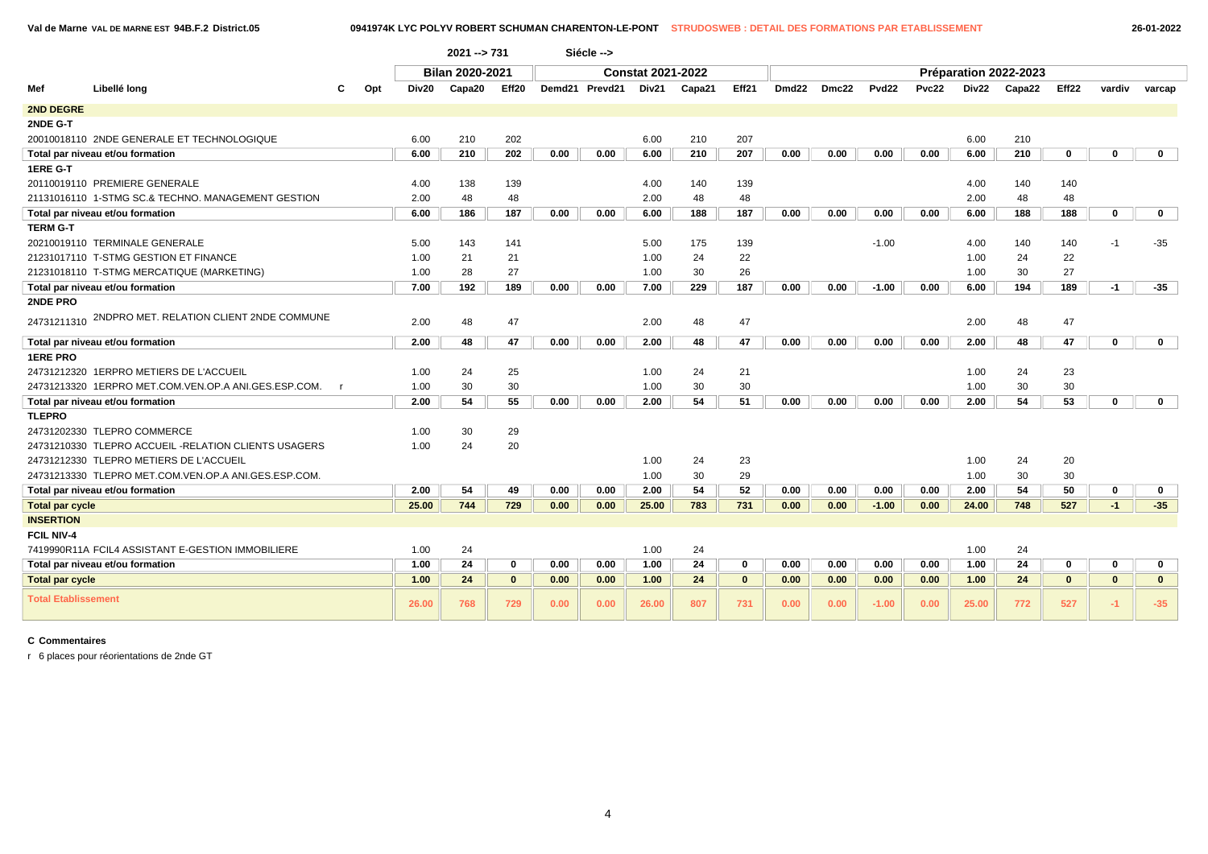Val de Marne VAL DE MARNE EST 94B.F.2 District.05 — 0941974K LYC POLYV ROBERT SCHUMAN CHARENTON-LE-PONT — STRUDOSWEB : DETAIL DES FORMATIONS PAR ETABLISSEMENT — 26-01-2022

2021 --> 731 Siécle -->

| Mef | Libellé long | C | Opt | Bilan 2020-2021 | | | Constat 2021-2022 | | | | | Préparation 2022-2023 | | | | | | | | |
|---|---|---|---|---|---|---|---|---|---|---|---|---|---|---|---|---|---|---|---|---|
| | | | | Div20 | Capa20 | Eff20 | Demd21 | Prevd21 | Div21 | Capa21 | Eff21 | Dmd22 | Dmc22 | Pvd22 | Pvc22 | Div22 | Capa22 | Eff22 | vardiv | varcap |
| **2ND DEGRE** | | | | | | | | | | | | | | | | | | | | |
| **2NDE G-T** | | | | | | | | | | | | | | | | | | | | |
| 20010018110 | 2NDE GENERALE ET TECHNOLOGIQUE | | | 6.00 | 210 | 202 | | | 6.00 | 210 | 207 | | | | | 6.00 | 210 | | | |
| **Total par niveau et/ou formation** | | | | **6.00** | **210** | **202** | **0.00** | **0.00** | **6.00** | **210** | **207** | **0.00** | **0.00** | **0.00** | **0.00** | **6.00** | **210** | **0** | **0** | **0** |
| **1ERE G-T** | | | | | | | | | | | | | | | | | | | | |
| 20110019110 | PREMIERE GENERALE | | | 4.00 | 138 | 139 | | | 4.00 | 140 | 139 | | | | | 4.00 | 140 | 140 | | |
| 21131016110 | 1-STMG SC.& TECHNO. MANAGEMENT GESTION | | | 2.00 | 48 | 48 | | | 2.00 | 48 | 48 | | | | | 2.00 | 48 | 48 | | |
| **Total par niveau et/ou formation** | | | | **6.00** | **186** | **187** | **0.00** | **0.00** | **6.00** | **188** | **187** | **0.00** | **0.00** | **0.00** | **0.00** | **6.00** | **188** | **188** | **0** | **0** |
| **TERM G-T** | | | | | | | | | | | | | | | | | | | | |
| 20210019110 | TERMINALE GENERALE | | | 5.00 | 143 | 141 | | | 5.00 | 175 | 139 | | | -1.00 | | 4.00 | 140 | 140 | -1 | -35 |
| 21231017110 | T-STMG GESTION ET FINANCE | | | 1.00 | 21 | 21 | | | 1.00 | 24 | 22 | | | | | 1.00 | 24 | 22 | | |
| 21231018110 | T-STMG MERCATIQUE (MARKETING) | | | 1.00 | 28 | 27 | | | 1.00 | 30 | 26 | | | | | 1.00 | 30 | 27 | | |
| **Total par niveau et/ou formation** | | | | **7.00** | **192** | **189** | **0.00** | **0.00** | **7.00** | **229** | **187** | **0.00** | **0.00** | **-1.00** | **0.00** | **6.00** | **194** | **189** | **-1** | **-35** |
| **2NDE PRO** | | | | | | | | | | | | | | | | | | | | |
| 24731211310 | 2NDPRO MET. RELATION CLIENT 2NDE COMMUNE | | | 2.00 | 48 | 47 | | | 2.00 | 48 | 47 | | | | | 2.00 | 48 | 47 | | |
| **Total par niveau et/ou formation** | | | | **2.00** | **48** | **47** | **0.00** | **0.00** | **2.00** | **48** | **47** | **0.00** | **0.00** | **0.00** | **0.00** | **2.00** | **48** | **47** | **0** | **0** |
| **1ERE PRO** | | | | | | | | | | | | | | | | | | | | |
| 24731212320 | 1ERPRO METIERS DE L'ACCUEIL | | | 1.00 | 24 | 25 | | | 1.00 | 24 | 21 | | | | | 1.00 | 24 | 23 | | |
| 24731213320 | 1ERPRO MET.COM.VEN.OP.A ANI.GES.ESP.COM. | r | | 1.00 | 30 | 30 | | | 1.00 | 30 | 30 | | | | | 1.00 | 30 | 30 | | |
| **Total par niveau et/ou formation** | | | | **2.00** | **54** | **55** | **0.00** | **0.00** | **2.00** | **54** | **51** | **0.00** | **0.00** | **0.00** | **0.00** | **2.00** | **54** | **53** | **0** | **0** |
| **TLEPRO** | | | | | | | | | | | | | | | | | | | | |
| 24731202330 | TLEPRO COMMERCE | | | 1.00 | 30 | 29 | | | | | | | | | | | | | | |
| 24731210330 | TLEPRO ACCUEIL -RELATION CLIENTS USAGERS | | | 1.00 | 24 | 20 | | | | | | | | | | | | | | |
| 24731212330 | TLEPRO METIERS DE L'ACCUEIL | | | | | | | | 1.00 | 24 | 23 | | | | | 1.00 | 24 | 20 | | |
| 24731213330 | TLEPRO MET.COM.VEN.OP.A ANI.GES.ESP.COM. | | | | | | | | 1.00 | 30 | 29 | | | | | 1.00 | 30 | 30 | | |
| **Total par niveau et/ou formation** | | | | **2.00** | **54** | **49** | **0.00** | **0.00** | **2.00** | **54** | **52** | **0.00** | **0.00** | **0.00** | **0.00** | **2.00** | **54** | **50** | **0** | **0** |
| **Total par cycle** | | | | **25.00** | **744** | **729** | **0.00** | **0.00** | **25.00** | **783** | **731** | **0.00** | **0.00** | **-1.00** | **0.00** | **24.00** | **748** | **527** | **-1** | **-35** |
| **INSERTION** | | | | | | | | | | | | | | | | | | | | |
| **FCIL NIV-4** | | | | | | | | | | | | | | | | | | | | |
| 7419990R11A | FCIL4 ASSISTANT E-GESTION IMMOBILIERE | | | 1.00 | 24 | | | | 1.00 | 24 | | | | | | 1.00 | 24 | | | |
| **Total par niveau et/ou formation** | | | | **1.00** | **24** | **0** | **0.00** | **0.00** | **1.00** | **24** | **0** | **0.00** | **0.00** | **0.00** | **0.00** | **1.00** | **24** | **0** | **0** | **0** |
| **Total par cycle** | | | | **1.00** | **24** | **0** | **0.00** | **0.00** | **1.00** | **24** | **0** | **0.00** | **0.00** | **0.00** | **0.00** | **1.00** | **24** | **0** | **0** | **0** |
| **Total Etablissement** | | | | **26.00** | **768** | **729** | **0.00** | **0.00** | **26.00** | **807** | **731** | **0.00** | **0.00** | **-1.00** | **0.00** | **25.00** | **772** | **527** | **-1** | **-35** |

**C Commentaires**

r 6 places pour réorientations de 2nde GT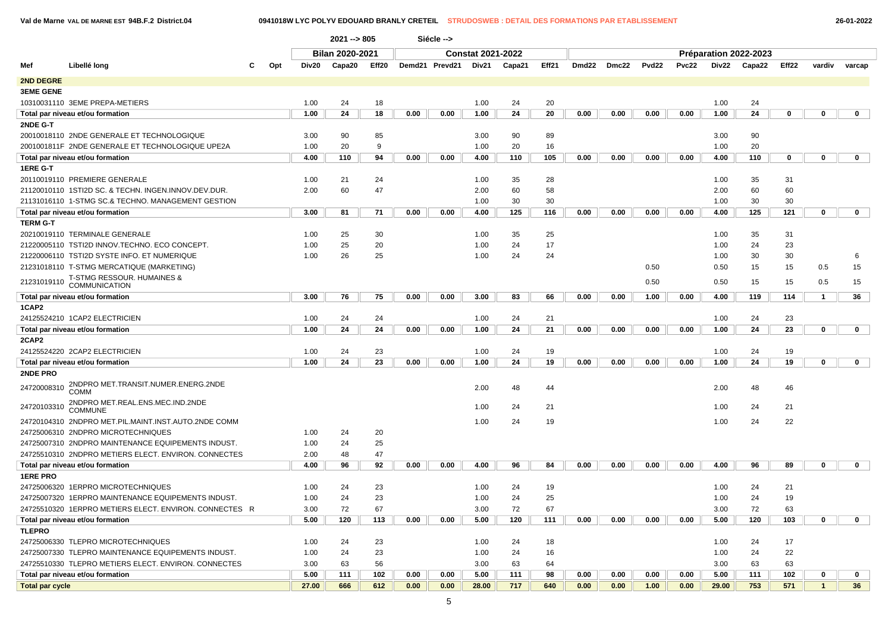Val de Marne VAL DE MARNE EST 94B.F.2 District.04 — 0941018W LYC POLYV EDOUARD BRANLY CRETEIL — STRUDOSWEB : DETAIL DES FORMATIONS PAR ETABLISSEMENT — 26-01-2022

2021 --> 805 Siécle -->

| Mef | Libellé long | C | Opt | Bilan 2020-2021 | | | Constat 2021-2022 | | | | | Préparation 2022-2023 | | | | | | | | |
|---|---|---|---|---|---|---|---|---|---|---|---|---|---|---|---|---|---|---|---|---|
| | | | | Div20 | Capa20 | Eff20 | Demd21 | Prevd21 | Div21 | Capa21 | Eff21 | Dmd22 | Dmc22 | Pvd22 | Pvc22 | Div22 | Capa22 | Eff22 | vardiv | varcap |
| **2ND DEGRE** | | | | | | | | | | | | | | | | | | | | |
| **3EME GENE** | | | | | | | | | | | | | | | | | | | | |
| 10310031110 | 3EME PREPA-METIERS | | | 1.00 | 24 | 18 | | | 1.00 | 24 | 20 | | | | | 1.00 | 24 | | | |
| **Total par niveau et/ou formation** | | | | 1.00 | 24 | 18 | 0.00 | 0.00 | 1.00 | 24 | 20 | 0.00 | 0.00 | 0.00 | 0.00 | 1.00 | 24 | 0 | 0 | 0 |
| **2NDE G-T** | | | | | | | | | | | | | | | | | | | | |
| 20010018110 | 2NDE GENERALE ET TECHNOLOGIQUE | | | 3.00 | 90 | 85 | | | 3.00 | 90 | 89 | | | | | 3.00 | 90 | | | |
| 2001001811F | 2NDE GENERALE ET TECHNOLOGIQUE UPE2A | | | 1.00 | 20 | 9 | | | 1.00 | 20 | 16 | | | | | 1.00 | 20 | | | |
| **Total par niveau et/ou formation** | | | | 4.00 | 110 | 94 | 0.00 | 0.00 | 4.00 | 110 | 105 | 0.00 | 0.00 | 0.00 | 0.00 | 4.00 | 110 | 0 | 0 | 0 |
| **1ERE G-T** | | | | | | | | | | | | | | | | | | | | |
| 20110019110 | PREMIERE GENERALE | | | 1.00 | 21 | 24 | | | 1.00 | 35 | 28 | | | | | 1.00 | 35 | 31 | | |
| 21120010110 | 1STI2D SC. & TECHN. INGEN.INNOV.DEV.DUR. | | | 2.00 | 60 | 47 | | | 2.00 | 60 | 58 | | | | | 2.00 | 60 | 60 | | |
| 21131016110 | 1-STMG SC.& TECHNO. MANAGEMENT GESTION | | | | | | | | 1.00 | 30 | 30 | | | | | 1.00 | 30 | 30 | | |
| **Total par niveau et/ou formation** | | | | 3.00 | 81 | 71 | 0.00 | 0.00 | 4.00 | 125 | 116 | 0.00 | 0.00 | 0.00 | 0.00 | 4.00 | 125 | 121 | 0 | 0 |
| **TERM G-T** | | | | | | | | | | | | | | | | | | | | |
| 20210019110 | TERMINALE GENERALE | | | 1.00 | 25 | 30 | | | 1.00 | 35 | 25 | | | | | 1.00 | 35 | 31 | | |
| 21220005110 | TSTI2D INNOV.TECHNO. ECO CONCEPT. | | | 1.00 | 25 | 20 | | | 1.00 | 24 | 17 | | | | | 1.00 | 24 | 23 | | |
| 21220006110 | TSTI2D SYSTE INFO. ET NUMERIQUE | | | 1.00 | 26 | 25 | | | 1.00 | 24 | 24 | | | | | 1.00 | 30 | 30 | | 6 |
| 21231018110 | T-STMG MERCATIQUE (MARKETING) | | | | | | | | | | | | | 0.50 | | 0.50 | 15 | 15 | 0.5 | 15 |
| 21231019110 | T-STMG RESSOUR. HUMAINES & COMMUNICATION | | | | | | | | | | | | | 0.50 | | 0.50 | 15 | 15 | 0.5 | 15 |
| **Total par niveau et/ou formation** | | | | 3.00 | 76 | 75 | 0.00 | 0.00 | 3.00 | 83 | 66 | 0.00 | 0.00 | 1.00 | 0.00 | 4.00 | 119 | 114 | 1 | 36 |
| **1CAP2** | | | | | | | | | | | | | | | | | | | | |
| 24125524210 | 1CAP2 ELECTRICIEN | | | 1.00 | 24 | 24 | | | 1.00 | 24 | 21 | | | | | 1.00 | 24 | 23 | | |
| **Total par niveau et/ou formation** | | | | 1.00 | 24 | 24 | 0.00 | 0.00 | 1.00 | 24 | 21 | 0.00 | 0.00 | 0.00 | 0.00 | 1.00 | 24 | 23 | 0 | 0 |
| **2CAP2** | | | | | | | | | | | | | | | | | | | | |
| 24125524220 | 2CAP2 ELECTRICIEN | | | 1.00 | 24 | 23 | | | 1.00 | 24 | 19 | | | | | 1.00 | 24 | 19 | | |
| **Total par niveau et/ou formation** | | | | 1.00 | 24 | 23 | 0.00 | 0.00 | 1.00 | 24 | 19 | 0.00 | 0.00 | 0.00 | 0.00 | 1.00 | 24 | 19 | 0 | 0 |
| **2NDE PRO** | | | | | | | | | | | | | | | | | | | | |
| 24720008310 | 2NDPRO MET.TRANSIT.NUMER.ENERG.2NDE COMM | | | | | | | | 2.00 | 48 | 44 | | | | | 2.00 | 48 | 46 | | |
| 24720103310 | 2NDPRO MET.REAL.ENS.MEC.IND.2NDE COMMUNE | | | | | | | | 1.00 | 24 | 21 | | | | | 1.00 | 24 | 21 | | |
| 24720104310 | 2NDPRO MET.PIL.MAINT.INST.AUTO.2NDE COMM | | | | | | | | 1.00 | 24 | 19 | | | | | 1.00 | 24 | 22 | | |
| 24725006310 | 2NDPRO MICROTECHNIQUES | | | 1.00 | 24 | 20 | | | | | | | | | | | | | | |
| 24725007310 | 2NDPRO MAINTENANCE EQUIPEMENTS INDUST. | | | 1.00 | 24 | 25 | | | | | | | | | | | | | | |
| 24725510310 | 2NDPRO METIERS ELECT. ENVIRON. CONNECTES | | | 2.00 | 48 | 47 | | | | | | | | | | | | | | |
| **Total par niveau et/ou formation** | | | | 4.00 | 96 | 92 | 0.00 | 0.00 | 4.00 | 96 | 84 | 0.00 | 0.00 | 0.00 | 0.00 | 4.00 | 96 | 89 | 0 | 0 |
| **1ERE PRO** | | | | | | | | | | | | | | | | | | | | |
| 24725006320 | 1ERPRO MICROTECHNIQUES | | | 1.00 | 24 | 23 | | | 1.00 | 24 | 19 | | | | | 1.00 | 24 | 21 | | |
| 24725007320 | 1ERPRO MAINTENANCE EQUIPEMENTS INDUST. | | | 1.00 | 24 | 23 | | | 1.00 | 24 | 25 | | | | | 1.00 | 24 | 19 | | |
| 24725510320 | 1ERPRO METIERS ELECT. ENVIRON. CONNECTES | R | | 3.00 | 72 | 67 | | | 3.00 | 72 | 67 | | | | | 3.00 | 72 | 63 | | |
| **Total par niveau et/ou formation** | | | | 5.00 | 120 | 113 | 0.00 | 0.00 | 5.00 | 120 | 111 | 0.00 | 0.00 | 0.00 | 0.00 | 5.00 | 120 | 103 | 0 | 0 |
| **TLEPRO** | | | | | | | | | | | | | | | | | | | | |
| 24725006330 | TLEPRO MICROTECHNIQUES | | | 1.00 | 24 | 23 | | | 1.00 | 24 | 18 | | | | | 1.00 | 24 | 17 | | |
| 24725007330 | TLEPRO MAINTENANCE EQUIPEMENTS INDUST. | | | 1.00 | 24 | 23 | | | 1.00 | 24 | 16 | | | | | 1.00 | 24 | 22 | | |
| 24725510330 | TLEPRO METIERS ELECT. ENVIRON. CONNECTES | | | 3.00 | 63 | 56 | | | 3.00 | 63 | 64 | | | | | 3.00 | 63 | 63 | | |
| **Total par niveau et/ou formation** | | | | 5.00 | 111 | 102 | 0.00 | 0.00 | 5.00 | 111 | 98 | 0.00 | 0.00 | 0.00 | 0.00 | 5.00 | 111 | 102 | 0 | 0 |
| **Total par cycle** | | | | 27.00 | 666 | 612 | 0.00 | 0.00 | 28.00 | 717 | 640 | 0.00 | 0.00 | 1.00 | 0.00 | 29.00 | 753 | 571 | 1 | 36 |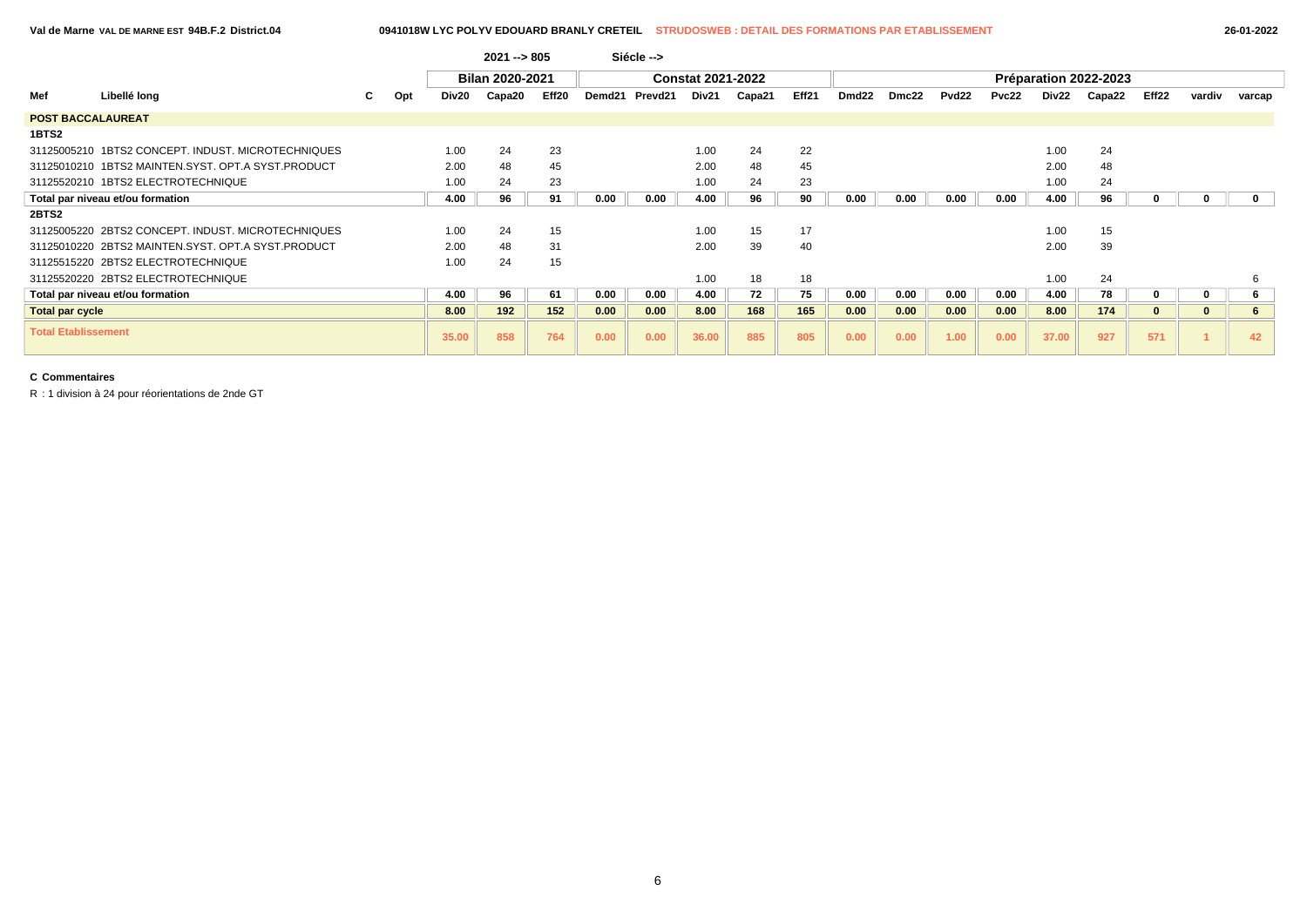Val de Marne VAL DE MARNE EST 94B.F.2 District.04 — 0941018W LYC POLYV EDOUARD BRANLY CRETEIL — STRUDOSWEB : DETAIL DES FORMATIONS PAR ETABLISSEMENT — 26-01-2022

2021 --> 805 Siécle -->

| Mef | Libellé long | C | Opt | Bilan 2020-2021 | | | Constat 2021-2022 | | | | | Préparation 2022-2023 | | | | | | | | |
|---|---|---|---|---|---|---|---|---|---|---|---|---|---|---|---|---|---|---|---|---|
| | | | | Div20 | Capa20 | Eff20 | Demd21 | Prevd21 | Div21 | Capa21 | Eff21 | Dmd22 | Dmc22 | Pvd22 | Pvc22 | Div22 | Capa22 | Eff22 | vardiv | varcap |
| **POST BACCALAUREAT** | | | | | | | | | | | | | | | | | | | | |
| **1BTS2** | | | | | | | | | | | | | | | | | | | | |
| 31125005210 | 1BTS2 CONCEPT. INDUST. MICROTECHNIQUES | | | 1.00 | 24 | 23 | | | 1.00 | 24 | 22 | | | | | 1.00 | 24 | | | |
| 31125010210 | 1BTS2 MAINTEN.SYST. OPT.A SYST.PRODUCT | | | 2.00 | 48 | 45 | | | 2.00 | 48 | 45 | | | | | 2.00 | 48 | | | |
| 31125520210 | 1BTS2 ELECTROTECHNIQUE | | | 1.00 | 24 | 23 | | | 1.00 | 24 | 23 | | | | | 1.00 | 24 | | | |
| **Total par niveau et/ou formation** | | | | **4.00** | **96** | **91** | **0.00** | **0.00** | **4.00** | **96** | **90** | **0.00** | **0.00** | **0.00** | **0.00** | **4.00** | **96** | **0** | **0** | **0** |
| **2BTS2** | | | | | | | | | | | | | | | | | | | | |
| 31125005220 | 2BTS2 CONCEPT. INDUST. MICROTECHNIQUES | | | 1.00 | 24 | 15 | | | 1.00 | 15 | 17 | | | | | 1.00 | 15 | | | |
| 31125010220 | 2BTS2 MAINTEN.SYST. OPT.A SYST.PRODUCT | | | 2.00 | 48 | 31 | | | 2.00 | 39 | 40 | | | | | 2.00 | 39 | | | |
| 31125515220 | 2BTS2 ELECTROTECHNIQUE | | | 1.00 | 24 | 15 | | | | | | | | | | | | | | |
| 31125520220 | 2BTS2 ELECTROTECHNIQUE | | | | | | | | 1.00 | 18 | 18 | | | | | 1.00 | 24 | | | 6 |
| **Total par niveau et/ou formation** | | | | **4.00** | **96** | **61** | **0.00** | **0.00** | **4.00** | **72** | **75** | **0.00** | **0.00** | **0.00** | **0.00** | **4.00** | **78** | **0** | **0** | **6** |
| **Total par cycle** | | | | **8.00** | **192** | **152** | **0.00** | **0.00** | **8.00** | **168** | **165** | **0.00** | **0.00** | **0.00** | **0.00** | **8.00** | **174** | **0** | **0** | **6** |
| **Total Etablissement** | | | | **35.00** | **858** | **764** | **0.00** | **0.00** | **36.00** | **885** | **805** | **0.00** | **0.00** | **1.00** | **0.00** | **37.00** | **927** | **571** | **1** | **42** |

**C Commentaires**

R : 1 division à 24 pour réorientations de 2nde GT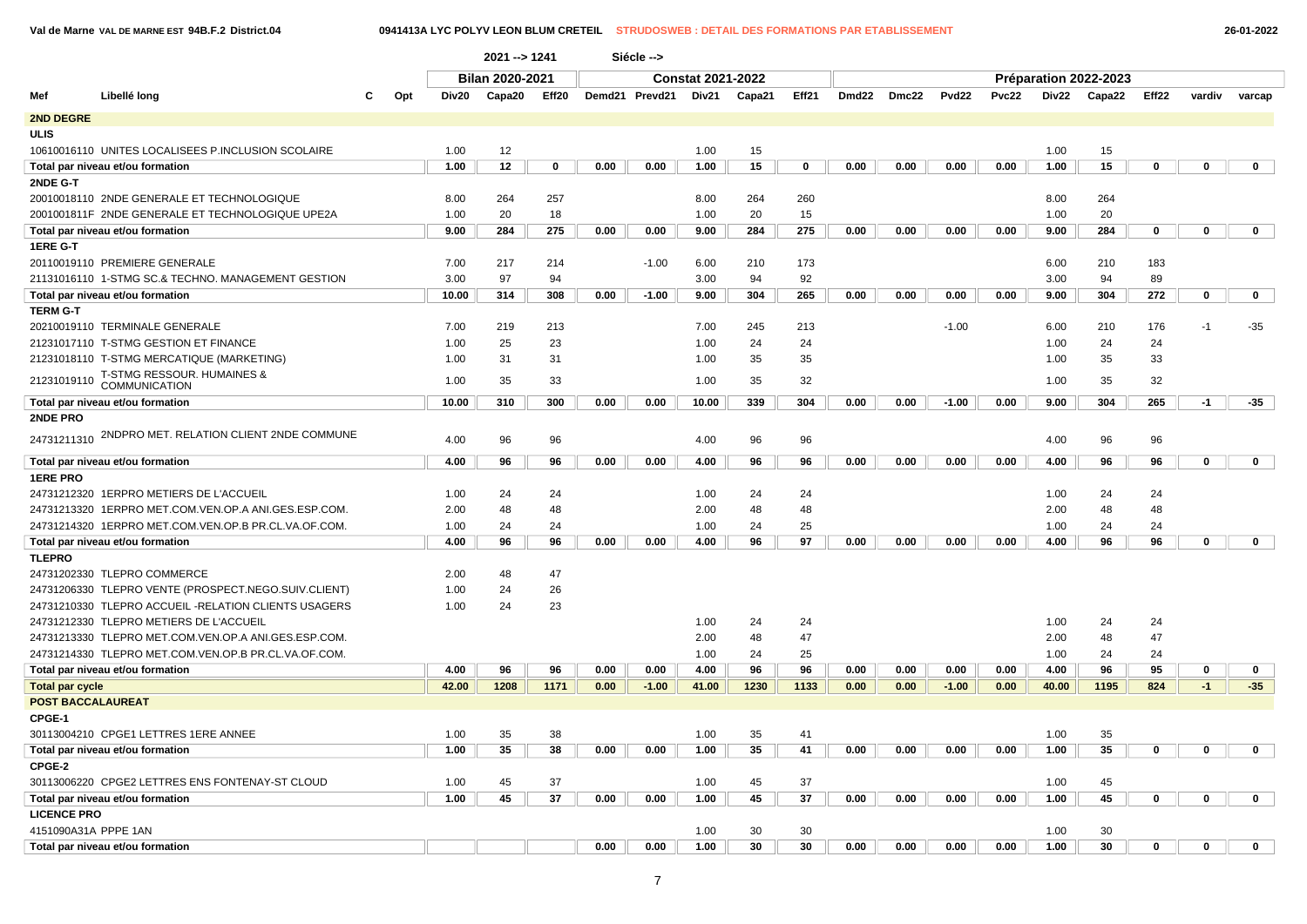Val de Marne VAL DE MARNE EST 94B.F.2 District.04 — 0941413A LYC POLYV LEON BLUM CRETEIL — STRUDOSWEB : DETAIL DES FORMATIONS PAR ETABLISSEMENT — 26-01-2022

2021 --> 1241 Siécle -->

| Mef | Libellé long | C | Opt | Bilan 2020-2021 | | | Constat 2021-2022 | | | | | Préparation 2022-2023 | | | | | | | | |
|---|---|---|---|---|---|---|---|---|---|---|---|---|---|---|---|---|---|---|---|---|
| | | | | Div20 | Capa20 | Eff20 | Demd21 | Prevd21 | Div21 | Capa21 | Eff21 | Dmd22 | Dmc22 | Pvd22 | Pvc22 | Div22 | Capa22 | Eff22 | vardiv | varcap |
| **2ND DEGRE** | | | | | | | | | | | | | | | | | | | | |
| **ULIS** | | | | | | | | | | | | | | | | | | | | |
| 10610016110 | UNITES LOCALISEES P.INCLUSION SCOLAIRE | | | 1.00 | 12 | | | | 1.00 | 15 | | | | | | 1.00 | 15 | | | |
| **Total par niveau et/ou formation** | | | | 1.00 | 12 | 0 | 0.00 | 0.00 | 1.00 | 15 | 0 | 0.00 | 0.00 | 0.00 | 0.00 | 1.00 | 15 | 0 | 0 | 0 |
| **2NDE G-T** | | | | | | | | | | | | | | | | | | | | |
| 20010018110 | 2NDE GENERALE ET TECHNOLOGIQUE | | | 8.00 | 264 | 257 | | | 8.00 | 264 | 260 | | | | | 8.00 | 264 | | | |
| 2001001811F | 2NDE GENERALE ET TECHNOLOGIQUE UPE2A | | | 1.00 | 20 | 18 | | | 1.00 | 20 | 15 | | | | | 1.00 | 20 | | | |
| **Total par niveau et/ou formation** | | | | 9.00 | 284 | 275 | 0.00 | 0.00 | 9.00 | 284 | 275 | 0.00 | 0.00 | 0.00 | 0.00 | 9.00 | 284 | 0 | 0 | 0 |
| **1ERE G-T** | | | | | | | | | | | | | | | | | | | | |
| 20110019110 | PREMIERE GENERALE | | | 7.00 | 217 | 214 | | -1.00 | 6.00 | 210 | 173 | | | | | 6.00 | 210 | 183 | | |
| 21131016110 | 1-STMG SC.& TECHNO. MANAGEMENT GESTION | | | 3.00 | 97 | 94 | | | 3.00 | 94 | 92 | | | | | 3.00 | 94 | 89 | | |
| **Total par niveau et/ou formation** | | | | 10.00 | 314 | 308 | 0.00 | -1.00 | 9.00 | 304 | 265 | 0.00 | 0.00 | 0.00 | 0.00 | 9.00 | 304 | 272 | 0 | 0 |
| **TERM G-T** | | | | | | | | | | | | | | | | | | | | |
| 20210019110 | TERMINALE GENERALE | | | 7.00 | 219 | 213 | | | 7.00 | 245 | 213 | | | -1.00 | | 6.00 | 210 | 176 | -1 | -35 |
| 21231017110 | T-STMG GESTION ET FINANCE | | | 1.00 | 25 | 23 | | | 1.00 | 24 | 24 | | | | | 1.00 | 24 | 24 | | |
| 21231018110 | T-STMG MERCATIQUE (MARKETING) | | | 1.00 | 31 | 31 | | | 1.00 | 35 | 35 | | | | | 1.00 | 35 | 33 | | |
| 21231019110 | T-STMG RESSOUR. HUMAINES & COMMUNICATION | | | 1.00 | 35 | 33 | | | 1.00 | 35 | 32 | | | | | 1.00 | 35 | 32 | | |
| **Total par niveau et/ou formation** | | | | 10.00 | 310 | 300 | 0.00 | 0.00 | 10.00 | 339 | 304 | 0.00 | 0.00 | -1.00 | 0.00 | 9.00 | 304 | 265 | -1 | -35 |
| **2NDE PRO** | | | | | | | | | | | | | | | | | | | | |
| 24731211310 | 2NDPRO MET. RELATION CLIENT 2NDE COMMUNE | | | 4.00 | 96 | 96 | | | 4.00 | 96 | 96 | | | | | 4.00 | 96 | 96 | | |
| **Total par niveau et/ou formation** | | | | 4.00 | 96 | 96 | 0.00 | 0.00 | 4.00 | 96 | 96 | 0.00 | 0.00 | 0.00 | 0.00 | 4.00 | 96 | 96 | 0 | 0 |
| **1ERE PRO** | | | | | | | | | | | | | | | | | | | | |
| 24731212320 | 1ERPRO METIERS DE L'ACCUEIL | | | 1.00 | 24 | 24 | | | 1.00 | 24 | 24 | | | | | 1.00 | 24 | 24 | | |
| 24731213320 | 1ERPRO MET.COM.VEN.OP.A ANI.GES.ESP.COM. | | | 2.00 | 48 | 48 | | | 2.00 | 48 | 48 | | | | | 2.00 | 48 | 48 | | |
| 24731214320 | 1ERPRO MET.COM.VEN.OP.B PR.CL.VA.OF.COM. | | | 1.00 | 24 | 24 | | | 1.00 | 24 | 25 | | | | | 1.00 | 24 | 24 | | |
| **Total par niveau et/ou formation** | | | | 4.00 | 96 | 96 | 0.00 | 0.00 | 4.00 | 96 | 97 | 0.00 | 0.00 | 0.00 | 0.00 | 4.00 | 96 | 96 | 0 | 0 |
| **TLEPRO** | | | | | | | | | | | | | | | | | | | | |
| 24731202330 | TLEPRO COMMERCE | | | 2.00 | 48 | 47 | | | | | | | | | | | | | | |
| 24731206330 | TLEPRO VENTE (PROSPECT.NEGO.SUIV.CLIENT) | | | 1.00 | 24 | 26 | | | | | | | | | | | | | | |
| 24731210330 | TLEPRO ACCUEIL -RELATION CLIENTS USAGERS | | | 1.00 | 24 | 23 | | | | | | | | | | | | | | |
| 24731212330 | TLEPRO METIERS DE L'ACCUEIL | | | | | | | | 1.00 | 24 | 24 | | | | | 1.00 | 24 | 24 | | |
| 24731213330 | TLEPRO MET.COM.VEN.OP.A ANI.GES.ESP.COM. | | | | | | | | 2.00 | 48 | 47 | | | | | 2.00 | 48 | 47 | | |
| 24731214330 | TLEPRO MET.COM.VEN.OP.B PR.CL.VA.OF.COM. | | | | | | | | 1.00 | 24 | 25 | | | | | 1.00 | 24 | 24 | | |
| **Total par niveau et/ou formation** | | | | 4.00 | 96 | 96 | 0.00 | 0.00 | 4.00 | 96 | 96 | 0.00 | 0.00 | 0.00 | 0.00 | 4.00 | 96 | 95 | 0 | 0 |
| **Total par cycle** | | | | 42.00 | 1208 | 1171 | 0.00 | -1.00 | 41.00 | 1230 | 1133 | 0.00 | 0.00 | -1.00 | 0.00 | 40.00 | 1195 | 824 | -1 | -35 |
| **POST BACCALAUREAT** | | | | | | | | | | | | | | | | | | | | |
| **CPGE-1** | | | | | | | | | | | | | | | | | | | | |
| 30113004210 | CPGE1 LETTRES 1ERE ANNEE | | | 1.00 | 35 | 38 | | | 1.00 | 35 | 41 | | | | | 1.00 | 35 | | | |
| **Total par niveau et/ou formation** | | | | 1.00 | 35 | 38 | 0.00 | 0.00 | 1.00 | 35 | 41 | 0.00 | 0.00 | 0.00 | 0.00 | 1.00 | 35 | 0 | 0 | 0 |
| **CPGE-2** | | | | | | | | | | | | | | | | | | | | |
| 30113006220 | CPGE2 LETTRES ENS FONTENAY-ST CLOUD | | | 1.00 | 45 | 37 | | | 1.00 | 45 | 37 | | | | | 1.00 | 45 | | | |
| **Total par niveau et/ou formation** | | | | 1.00 | 45 | 37 | 0.00 | 0.00 | 1.00 | 45 | 37 | 0.00 | 0.00 | 0.00 | 0.00 | 1.00 | 45 | 0 | 0 | 0 |
| **LICENCE PRO** | | | | | | | | | | | | | | | | | | | | |
| 4151090A31A | PPPE 1AN | | | | | | | | 1.00 | 30 | 30 | | | | | 1.00 | 30 | | | |
| **Total par niveau et/ou formation** | | | | | | | 0.00 | 0.00 | 1.00 | 30 | 30 | 0.00 | 0.00 | 0.00 | 0.00 | 1.00 | 30 | 0 | 0 | 0 |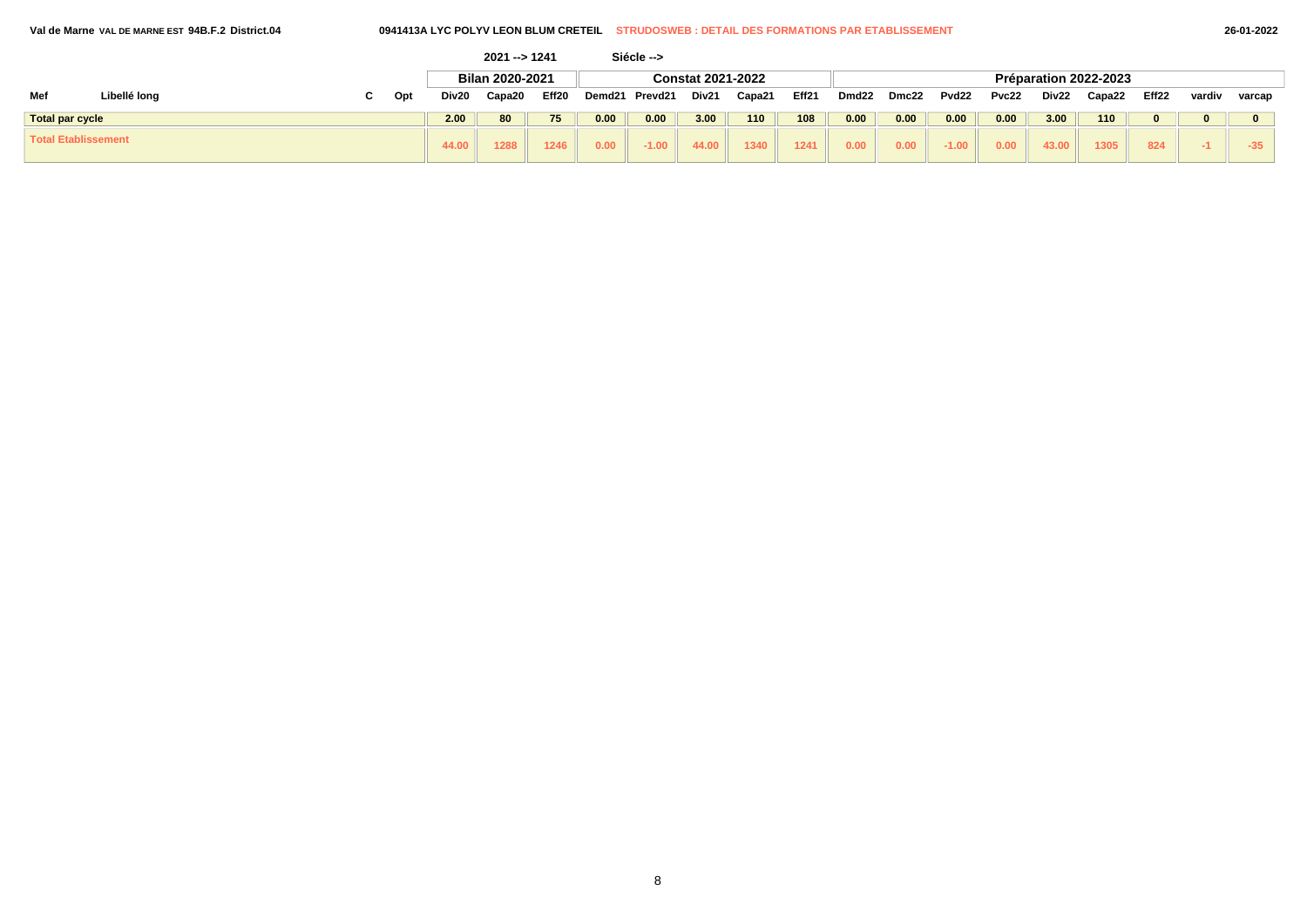Val de Marne VAL DE MARNE EST 94B.F.2 District.04 — 0941413A LYC POLYV LEON BLUM CRETEIL — STRUDOSWEB : DETAIL DES FORMATIONS PAR ETABLISSEMENT — 26-01-2022

2021 --> 1241 Siécle -->

| Mef | Libellé long | C | Opt | Bilan 2020-2021 | | | Constat 2021-2022 | | | | | Préparation 2022-2023 | | | | | | | | |
|---|---|---|---|---|---|---|---|---|---|---|---|---|---|---|---|---|---|---|---|---|
| | | | | Div20 | Capa20 | Eff20 | Demd21 | Prevd21 | Div21 | Capa21 | Eff21 | Dmd22 | Dmc22 | Pvd22 | Pvc22 | Div22 | Capa22 | Eff22 | vardiv | varcap |
| Total par cycle | | | | 2.00 | 80 | 75 | 0.00 | 0.00 | 3.00 | 110 | 108 | 0.00 | 0.00 | 0.00 | 0.00 | 3.00 | 110 | 0 | 0 | 0 |
| Total Etablissement | | | | 44.00 | 1288 | 1246 | 0.00 | -1.00 | 44.00 | 1340 | 1241 | 0.00 | 0.00 | -1.00 | 0.00 | 43.00 | 1305 | 824 | -1 | -35 |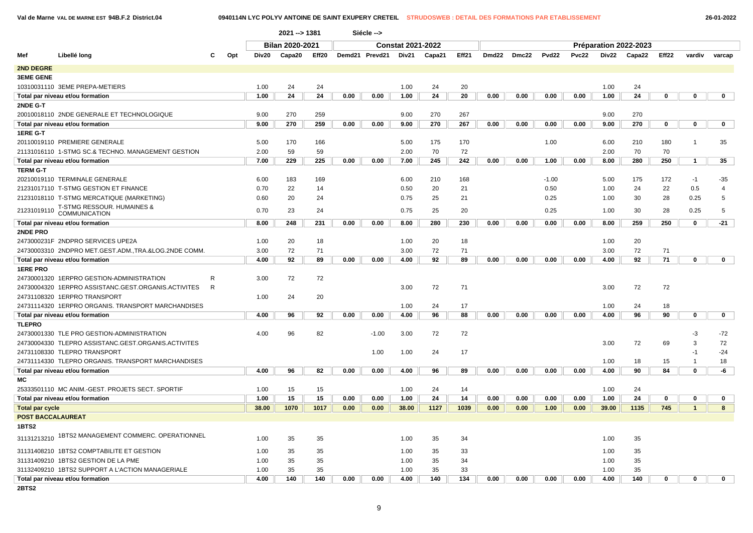Val de Marne VAL DE MARNE EST 94B.F.2 District.04 — 0940114N LYC POLYV ANTOINE DE SAINT EXUPERY CRETEIL — STRUDOSWEB : DETAIL DES FORMATIONS PAR ETABLISSEMENT — 26-01-2022

2021 --> 1381 Siécle -->

| Mef | Libellé long | C | Opt | Bilan 2020-2021 | | | Constat 2021-2022 | | | | | Préparation 2022-2023 | | | | | | | | |
|---|---|---|---|---|---|---|---|---|---|---|---|---|---|---|---|---|---|---|---|---|
| | | | | Div20 | Capa20 | Eff20 | Demd21 | Prevd21 | Div21 | Capa21 | Eff21 | Dmd22 | Dmc22 | Pvd22 | Pvc22 | Div22 | Capa22 | Eff22 | vardiv | varcap |
| **2ND DEGRE** | | | | | | | | | | | | | | | | | | | | |
| **3EME GENE** | | | | | | | | | | | | | | | | | | | | |
| 10310031110 | 3EME PREPA-METIERS | | | 1.00 | 24 | 24 | | | 1.00 | 24 | 20 | | | | | 1.00 | 24 | | | |
| **Total par niveau et/ou formation** | | | | **1.00** | **24** | **24** | **0.00** | **0.00** | **1.00** | **24** | **20** | **0.00** | **0.00** | **0.00** | **0.00** | **1.00** | **24** | **0** | **0** | **0** |
| **2NDE G-T** | | | | | | | | | | | | | | | | | | | | |
| 20010018110 | 2NDE GENERALE ET TECHNOLOGIQUE | | | 9.00 | 270 | 259 | | | 9.00 | 270 | 267 | | | | | 9.00 | 270 | | | |
| **Total par niveau et/ou formation** | | | | **9.00** | **270** | **259** | **0.00** | **0.00** | **9.00** | **270** | **267** | **0.00** | **0.00** | **0.00** | **0.00** | **9.00** | **270** | **0** | **0** | **0** |
| **1ERE G-T** | | | | | | | | | | | | | | | | | | | | |
| 20110019110 | PREMIERE GENERALE | | | 5.00 | 170 | 166 | | | 5.00 | 175 | 170 | | | 1.00 | | 6.00 | 210 | 180 | 1 | 35 |
| 21131016110 | 1-STMG SC.& TECHNO. MANAGEMENT GESTION | | | 2.00 | 59 | 59 | | | 2.00 | 70 | 72 | | | | | 2.00 | 70 | 70 | | |
| **Total par niveau et/ou formation** | | | | **7.00** | **229** | **225** | **0.00** | **0.00** | **7.00** | **245** | **242** | **0.00** | **0.00** | **1.00** | **0.00** | **8.00** | **280** | **250** | **1** | **35** |
| **TERM G-T** | | | | | | | | | | | | | | | | | | | | |
| 20210019110 | TERMINALE GENERALE | | | 6.00 | 183 | 169 | | | 6.00 | 210 | 168 | | | -1.00 | | 5.00 | 175 | 172 | -1 | -35 |
| 21231017110 | T-STMG GESTION ET FINANCE | | | 0.70 | 22 | 14 | | | 0.50 | 20 | 21 | | | 0.50 | | 1.00 | 24 | 22 | 0.5 | 4 |
| 21231018110 | T-STMG MERCATIQUE (MARKETING) | | | 0.60 | 20 | 24 | | | 0.75 | 25 | 21 | | | 0.25 | | 1.00 | 30 | 28 | 0.25 | 5 |
| 21231019110 | T-STMG RESSOUR. HUMAINES & COMMUNICATION | | | 0.70 | 23 | 24 | | | 0.75 | 25 | 20 | | | 0.25 | | 1.00 | 30 | 28 | 0.25 | 5 |
| **Total par niveau et/ou formation** | | | | **8.00** | **248** | **231** | **0.00** | **0.00** | **8.00** | **280** | **230** | **0.00** | **0.00** | **0.00** | **0.00** | **8.00** | **259** | **250** | **0** | **-21** |
| **2NDE PRO** | | | | | | | | | | | | | | | | | | | | |
| 2473000231F | 2NDPRO SERVICES UPE2A | | | 1.00 | 20 | 18 | | | 1.00 | 20 | 18 | | | | | 1.00 | 20 | | | |
| 24730003310 | 2NDPRO MET.GEST.ADM.,TRA.&LOG.2NDE COMM. | | | 3.00 | 72 | 71 | | | 3.00 | 72 | 71 | | | | | 3.00 | 72 | 71 | | |
| **Total par niveau et/ou formation** | | | | **4.00** | **92** | **89** | **0.00** | **0.00** | **4.00** | **92** | **89** | **0.00** | **0.00** | **0.00** | **0.00** | **4.00** | **92** | **71** | **0** | **0** |
| **1ERE PRO** | | | | | | | | | | | | | | | | | | | | |
| 24730001320 | 1ERPRO GESTION-ADMINISTRATION | R | | 3.00 | 72 | 72 | | | | | | | | | | | | | | |
| 24730004320 | 1ERPRO ASSISTANC.GEST.ORGANIS.ACTIVITES | R | | | | | | | 3.00 | 72 | 71 | | | | | 3.00 | 72 | 72 | | |
| 24731108320 | 1ERPRO TRANSPORT | | | 1.00 | 24 | 20 | | | | | | | | | | | | | | |
| 24731114320 | 1ERPRO ORGANIS. TRANSPORT MARCHANDISES | | | | | | | | 1.00 | 24 | 17 | | | | | 1.00 | 24 | 18 | | |
| **Total par niveau et/ou formation** | | | | **4.00** | **96** | **92** | **0.00** | **0.00** | **4.00** | **96** | **88** | **0.00** | **0.00** | **0.00** | **0.00** | **4.00** | **96** | **90** | **0** | **0** |
| **TLEPRO** | | | | | | | | | | | | | | | | | | | | |
| 24730001330 | TLE PRO GESTION-ADMINISTRATION | | | 4.00 | 96 | 82 | | -1.00 | 3.00 | 72 | 72 | | | | | | | | -3 | -72 |
| 24730004330 | TLEPRO ASSISTANC.GEST.ORGANIS.ACTIVITES | | | | | | | | | | | | | | | 3.00 | 72 | 69 | 3 | 72 |
| 24731108330 | TLEPRO TRANSPORT | | | | | | | 1.00 | 1.00 | 24 | 17 | | | | | | | | -1 | -24 |
| 24731114330 | TLEPRO ORGANIS. TRANSPORT MARCHANDISES | | | | | | | | | | | | | | | 1.00 | 18 | 15 | 1 | 18 |
| **Total par niveau et/ou formation** | | | | **4.00** | **96** | **82** | **0.00** | **0.00** | **4.00** | **96** | **89** | **0.00** | **0.00** | **0.00** | **0.00** | **4.00** | **90** | **84** | **0** | **-6** |
| **MC** | | | | | | | | | | | | | | | | | | | | |
| 25333501110 | MC ANIM.-GEST. PROJETS SECT. SPORTIF | | | 1.00 | 15 | 15 | | | 1.00 | 24 | 14 | | | | | 1.00 | 24 | | | |
| **Total par niveau et/ou formation** | | | | **1.00** | **15** | **15** | **0.00** | **0.00** | **1.00** | **24** | **14** | **0.00** | **0.00** | **0.00** | **0.00** | **1.00** | **24** | **0** | **0** | **0** |
| **Total par cycle** | | | | **38.00** | **1070** | **1017** | **0.00** | **0.00** | **38.00** | **1127** | **1039** | **0.00** | **0.00** | **1.00** | **0.00** | **39.00** | **1135** | **745** | **1** | **8** |
| **POST BACCALAUREAT** | | | | | | | | | | | | | | | | | | | | |
| **1BTS2** | | | | | | | | | | | | | | | | | | | | |
| 31131213210 | 1BTS2 MANAGEMENT COMMERC. OPERATIONNEL | | | 1.00 | 35 | 35 | | | 1.00 | 35 | 34 | | | | | 1.00 | 35 | | | |
| 31131408210 | 1BTS2 COMPTABILITE ET GESTION | | | 1.00 | 35 | 35 | | | 1.00 | 35 | 33 | | | | | 1.00 | 35 | | | |
| 31131409210 | 1BTS2 GESTION DE LA PME | | | 1.00 | 35 | 35 | | | 1.00 | 35 | 34 | | | | | 1.00 | 35 | | | |
| 31132409210 | 1BTS2 SUPPORT A L'ACTION MANAGERIALE | | | 1.00 | 35 | 35 | | | 1.00 | 35 | 33 | | | | | 1.00 | 35 | | | |
| **Total par niveau et/ou formation** | | | | **4.00** | **140** | **140** | **0.00** | **0.00** | **4.00** | **140** | **134** | **0.00** | **0.00** | **0.00** | **0.00** | **4.00** | **140** | **0** | **0** | **0** |
| **2BTS2** | | | | | | | | | | | | | | | | | | | | |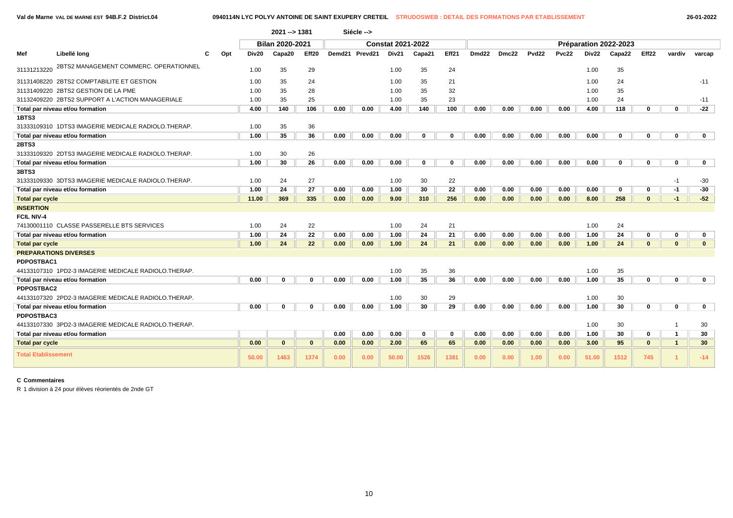Val de Marne VAL DE MARNE EST 94B.F.2 District.04 — 0940114N LYC POLYV ANTOINE DE SAINT EXUPERY CRETEIL — STRUDOSWEB : DETAIL DES FORMATIONS PAR ETABLISSEMENT — 26-01-2022

2021 --> 1381 Siécle -->

| Mef | Libellé long | C | Opt | Bilan 2020-2021 | | | Constat 2021-2022 | | | | | Préparation 2022-2023 | | | | | | | | |
|---|---|---|---|---|---|---|---|---|---|---|---|---|---|---|---|---|---|---|---|---|
| | | | | Div20 | Capa20 | Eff20 | Demd21 | Prevd21 | Div21 | Capa21 | Eff21 | Dmd22 | Dmc22 | Pvd22 | Pvc22 | Div22 | Capa22 | Eff22 | vardiv | varcap |
| 31131213220 | 2BTS2 MANAGEMENT COMMERC. OPERATIONNEL | | | 1.00 | 35 | 29 | | | 1.00 | 35 | 24 | | | | | 1.00 | 35 | | | |
| 31131408220 | 2BTS2 COMPTABILITE ET GESTION | | | 1.00 | 35 | 24 | | | 1.00 | 35 | 21 | | | | | 1.00 | 24 | | | -11 |
| 31131409220 | 2BTS2 GESTION DE LA PME | | | 1.00 | 35 | 28 | | | 1.00 | 35 | 32 | | | | | 1.00 | 35 | | | |
| 31132409220 | 2BTS2 SUPPORT A L'ACTION MANAGERIALE | | | 1.00 | 35 | 25 | | | 1.00 | 35 | 23 | | | | | 1.00 | 24 | | | -11 |
| **Total par niveau et/ou formation** | | | | **4.00** | **140** | **106** | **0.00** | **0.00** | **4.00** | **140** | **100** | **0.00** | **0.00** | **0.00** | **0.00** | **4.00** | **118** | **0** | **0** | **-22** |
| **1BTS3** | | | | | | | | | | | | | | | | | | | | |
| 31333109310 | 1DTS3 IMAGERIE MEDICALE RADIOLO.THERAP. | | | 1.00 | 35 | 36 | | | | | | | | | | | | | | |
| **Total par niveau et/ou formation** | | | | **1.00** | **35** | **36** | **0.00** | **0.00** | **0.00** | **0** | **0** | **0.00** | **0.00** | **0.00** | **0.00** | **0.00** | **0** | **0** | **0** | **0** |
| **2BTS3** | | | | | | | | | | | | | | | | | | | | |
| 31333109320 | 2DTS3 IMAGERIE MEDICALE RADIOLO.THERAP. | | | 1.00 | 30 | 26 | | | | | | | | | | | | | | |
| **Total par niveau et/ou formation** | | | | **1.00** | **30** | **26** | **0.00** | **0.00** | **0.00** | **0** | **0** | **0.00** | **0.00** | **0.00** | **0.00** | **0.00** | **0** | **0** | **0** | **0** |
| **3BTS3** | | | | | | | | | | | | | | | | | | | | |
| 31333109330 | 3DTS3 IMAGERIE MEDICALE RADIOLO.THERAP. | | | 1.00 | 24 | 27 | | | 1.00 | 30 | 22 | | | | | | | | -1 | -30 |
| **Total par niveau et/ou formation** | | | | **1.00** | **24** | **27** | **0.00** | **0.00** | **1.00** | **30** | **22** | **0.00** | **0.00** | **0.00** | **0.00** | **0.00** | **0** | **0** | **-1** | **-30** |
| **Total par cycle** | | | | **11.00** | **369** | **335** | **0.00** | **0.00** | **9.00** | **310** | **256** | **0.00** | **0.00** | **0.00** | **0.00** | **8.00** | **258** | **0** | **-1** | **-52** |
| **INSERTION** | | | | | | | | | | | | | | | | | | | | |
| **FCIL NIV-4** | | | | | | | | | | | | | | | | | | | | |
| 74130001110 | CLASSE PASSERELLE BTS SERVICES | | | 1.00 | 24 | 22 | | | 1.00 | 24 | 21 | | | | | 1.00 | 24 | | | |
| **Total par niveau et/ou formation** | | | | **1.00** | **24** | **22** | **0.00** | **0.00** | **1.00** | **24** | **21** | **0.00** | **0.00** | **0.00** | **0.00** | **1.00** | **24** | **0** | **0** | **0** |
| **Total par cycle** | | | | **1.00** | **24** | **22** | **0.00** | **0.00** | **1.00** | **24** | **21** | **0.00** | **0.00** | **0.00** | **0.00** | **1.00** | **24** | **0** | **0** | **0** |
| **PREPARATIONS DIVERSES** | | | | | | | | | | | | | | | | | | | | |
| **PDPOSTBAC1** | | | | | | | | | | | | | | | | | | | | |
| 44133107310 | 1PD2-3 IMAGERIE MEDICALE RADIOLO.THERAP. | | | | | | | | 1.00 | 35 | 36 | | | | | 1.00 | 35 | | | |
| **Total par niveau et/ou formation** | | | | **0.00** | **0** | **0** | **0.00** | **0.00** | **1.00** | **35** | **36** | **0.00** | **0.00** | **0.00** | **0.00** | **1.00** | **35** | **0** | **0** | **0** |
| **PDPOSTBAC2** | | | | | | | | | | | | | | | | | | | | |
| 44133107320 | 2PD2-3 IMAGERIE MEDICALE RADIOLO.THERAP. | | | | | | | | 1.00 | 30 | 29 | | | | | 1.00 | 30 | | | |
| **Total par niveau et/ou formation** | | | | **0.00** | **0** | **0** | **0.00** | **0.00** | **1.00** | **30** | **29** | **0.00** | **0.00** | **0.00** | **0.00** | **1.00** | **30** | **0** | **0** | **0** |
| **PDPOSTBAC3** | | | | | | | | | | | | | | | | | | | | |
| 44133107330 | 3PD2-3 IMAGERIE MEDICALE RADIOLO.THERAP. | | | | | | | | | | | | | | | 1.00 | 30 | | 1 | 30 |
| **Total par niveau et/ou formation** | | | | | | | **0.00** | **0.00** | **0.00** | **0** | **0** | **0.00** | **0.00** | **0.00** | **0.00** | **1.00** | **30** | **0** | **1** | **30** |
| **Total par cycle** | | | | **0.00** | **0** | **0** | **0.00** | **0.00** | **2.00** | **65** | **65** | **0.00** | **0.00** | **0.00** | **0.00** | **3.00** | **95** | **0** | **1** | **30** |
| **Total Etablissement** | | | | **50.00** | **1463** | **1374** | **0.00** | **0.00** | **50.00** | **1526** | **1381** | **0.00** | **0.00** | **1.00** | **0.00** | **51.00** | **1512** | **745** | **1** | **-14** |

**C Commentaires**

R 1 division à 24 pour élèves réorientés de 2nde GT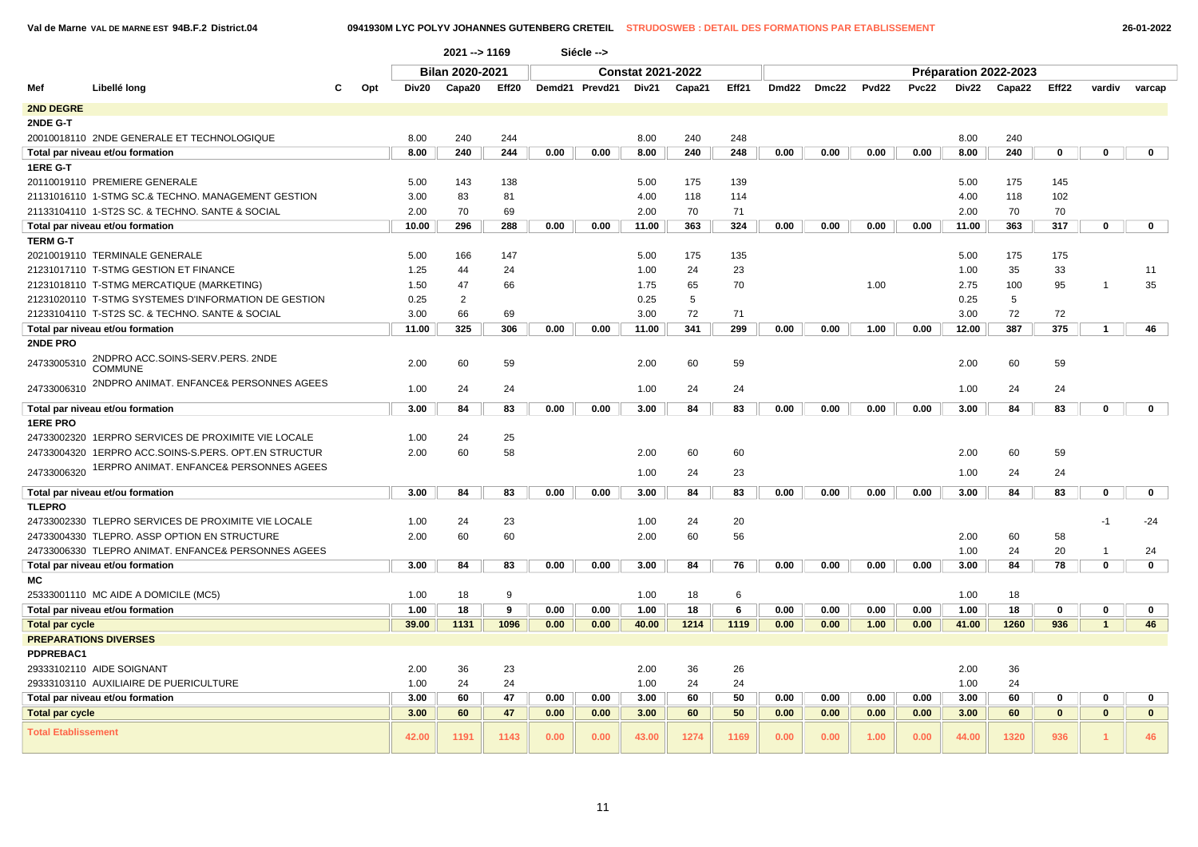Val de Marne VAL DE MARNE EST 94B.F.2 District.04 — 0941930M LYC POLYV JOHANNES GUTENBERG CRETEIL — STRUDOSWEB : DETAIL DES FORMATIONS PAR ETABLISSEMENT — 26-01-2022

2021 --> 1169 Siécle -->

| Mef | Libellé long | C | Opt | Bilan 2020-2021 | | | Constat 2021-2022 | | | | | Préparation 2022-2023 | | | | | | | | |
|---|---|---|---|---|---|---|---|---|---|---|---|---|---|---|---|---|---|---|---|---|
| | | | | Div20 | Capa20 | Eff20 | Demd21 | Prevd21 | Div21 | Capa21 | Eff21 | Dmd22 | Dmc22 | Pvd22 | Pvc22 | Div22 | Capa22 | Eff22 | vardiv | varcap |
| **2ND DEGRE** | | | | | | | | | | | | | | | | | | | | |
| **2NDE G-T** | | | | | | | | | | | | | | | | | | | | |
| 20010018110 | 2NDE GENERALE ET TECHNOLOGIQUE | | | 8.00 | 240 | 244 | | | 8.00 | 240 | 248 | | | | | 8.00 | 240 | | | |
| **Total par niveau et/ou formation** | | | | **8.00** | **240** | **244** | **0.00** | **0.00** | **8.00** | **240** | **248** | **0.00** | **0.00** | **0.00** | **0.00** | **8.00** | **240** | **0** | **0** | **0** |
| **1ERE G-T** | | | | | | | | | | | | | | | | | | | | |
| 20110019110 | PREMIERE GENERALE | | | 5.00 | 143 | 138 | | | 5.00 | 175 | 139 | | | | | 5.00 | 175 | 145 | | |
| 21131016110 | 1-STMG SC.& TECHNO. MANAGEMENT GESTION | | | 3.00 | 83 | 81 | | | 4.00 | 118 | 114 | | | | | 4.00 | 118 | 102 | | |
| 21133104110 | 1-ST2S SC. & TECHNO. SANTE & SOCIAL | | | 2.00 | 70 | 69 | | | 2.00 | 70 | 71 | | | | | 2.00 | 70 | 70 | | |
| **Total par niveau et/ou formation** | | | | **10.00** | **296** | **288** | **0.00** | **0.00** | **11.00** | **363** | **324** | **0.00** | **0.00** | **0.00** | **0.00** | **11.00** | **363** | **317** | **0** | **0** |
| **TERM G-T** | | | | | | | | | | | | | | | | | | | | |
| 20210019110 | TERMINALE GENERALE | | | 5.00 | 166 | 147 | | | 5.00 | 175 | 135 | | | | | 5.00 | 175 | 175 | | |
| 21231017110 | T-STMG GESTION ET FINANCE | | | 1.25 | 44 | 24 | | | 1.00 | 24 | 23 | | | | | 1.00 | 35 | 33 | | 11 |
| 21231018110 | T-STMG MERCATIQUE (MARKETING) | | | 1.50 | 47 | 66 | | | 1.75 | 65 | 70 | | | 1.00 | | 2.75 | 100 | 95 | 1 | 35 |
| 21231020110 | T-STMG SYSTEMES D'INFORMATION DE GESTION | | | 0.25 | 2 | | | | 0.25 | 5 | | | | | | 0.25 | 5 | | | |
| 21233104110 | T-ST2S SC. & TECHNO. SANTE & SOCIAL | | | 3.00 | 66 | 69 | | | 3.00 | 72 | 71 | | | | | 3.00 | 72 | 72 | | |
| **Total par niveau et/ou formation** | | | | **11.00** | **325** | **306** | **0.00** | **0.00** | **11.00** | **341** | **299** | **0.00** | **0.00** | **1.00** | **0.00** | **12.00** | **387** | **375** | **1** | **46** |
| **2NDE PRO** | | | | | | | | | | | | | | | | | | | | |
| 24733005310 | 2NDPRO ACC.SOINS-SERV.PERS. 2NDE COMMUNE | | | 2.00 | 60 | 59 | | | 2.00 | 60 | 59 | | | | | 2.00 | 60 | 59 | | |
| 24733006310 | 2NDPRO ANIMAT. ENFANCE& PERSONNES AGEES | | | 1.00 | 24 | 24 | | | 1.00 | 24 | 24 | | | | | 1.00 | 24 | 24 | | |
| **Total par niveau et/ou formation** | | | | **3.00** | **84** | **83** | **0.00** | **0.00** | **3.00** | **84** | **83** | **0.00** | **0.00** | **0.00** | **0.00** | **3.00** | **84** | **83** | **0** | **0** |
| **1ERE PRO** | | | | | | | | | | | | | | | | | | | | |
| 24733002320 | 1ERPRO SERVICES DE PROXIMITE VIE LOCALE | | | 1.00 | 24 | 25 | | | | | | | | | | | | | | |
| 24733004320 | 1ERPRO ACC.SOINS-S.PERS. OPT.EN STRUCTUR | | | 2.00 | 60 | 58 | | | 2.00 | 60 | 60 | | | | | 2.00 | 60 | 59 | | |
| 24733006320 | 1ERPRO ANIMAT. ENFANCE& PERSONNES AGEES | | | | | | | | 1.00 | 24 | 23 | | | | | 1.00 | 24 | 24 | | |
| **Total par niveau et/ou formation** | | | | **3.00** | **84** | **83** | **0.00** | **0.00** | **3.00** | **84** | **83** | **0.00** | **0.00** | **0.00** | **0.00** | **3.00** | **84** | **83** | **0** | **0** |
| **TLEPRO** | | | | | | | | | | | | | | | | | | | | |
| 24733002330 | TLEPRO SERVICES DE PROXIMITE VIE LOCALE | | | 1.00 | 24 | 23 | | | 1.00 | 24 | 20 | | | | | | | | -1 | -24 |
| 24733004330 | TLEPRO. ASSP OPTION EN STRUCTURE | | | 2.00 | 60 | 60 | | | 2.00 | 60 | 56 | | | | | 2.00 | 60 | 58 | | |
| 24733006330 | TLEPRO ANIMAT. ENFANCE& PERSONNES AGEES | | | | | | | | | | | | | | | 1.00 | 24 | 20 | 1 | 24 |
| **Total par niveau et/ou formation** | | | | **3.00** | **84** | **83** | **0.00** | **0.00** | **3.00** | **84** | **76** | **0.00** | **0.00** | **0.00** | **0.00** | **3.00** | **84** | **78** | **0** | **0** |
| **MC** | | | | | | | | | | | | | | | | | | | | |
| 25333001110 | MC AIDE A DOMICILE (MC5) | | | 1.00 | 18 | 9 | | | 1.00 | 18 | 6 | | | | | 1.00 | 18 | | | |
| **Total par niveau et/ou formation** | | | | **1.00** | **18** | **9** | **0.00** | **0.00** | **1.00** | **18** | **6** | **0.00** | **0.00** | **0.00** | **0.00** | **1.00** | **18** | **0** | **0** | **0** |
| **Total par cycle** | | | | **39.00** | **1131** | **1096** | **0.00** | **0.00** | **40.00** | **1214** | **1119** | **0.00** | **0.00** | **1.00** | **0.00** | **41.00** | **1260** | **936** | **1** | **46** |
| **PREPARATIONS DIVERSES** | | | | | | | | | | | | | | | | | | | | |
| **PDPREBAC1** | | | | | | | | | | | | | | | | | | | | |
| 29333102110 | AIDE SOIGNANT | | | 2.00 | 36 | 23 | | | 2.00 | 36 | 26 | | | | | 2.00 | 36 | | | |
| 29333103110 | AUXILIAIRE DE PUERICULTURE | | | 1.00 | 24 | 24 | | | 1.00 | 24 | 24 | | | | | 1.00 | 24 | | | |
| **Total par niveau et/ou formation** | | | | **3.00** | **60** | **47** | **0.00** | **0.00** | **3.00** | **60** | **50** | **0.00** | **0.00** | **0.00** | **0.00** | **3.00** | **60** | **0** | **0** | **0** |
| **Total par cycle** | | | | **3.00** | **60** | **47** | **0.00** | **0.00** | **3.00** | **60** | **50** | **0.00** | **0.00** | **0.00** | **0.00** | **3.00** | **60** | **0** | **0** | **0** |
| **Total Etablissement** | | | | **42.00** | **1191** | **1143** | **0.00** | **0.00** | **43.00** | **1274** | **1169** | **0.00** | **0.00** | **1.00** | **0.00** | **44.00** | **1320** | **936** | **1** | **46** |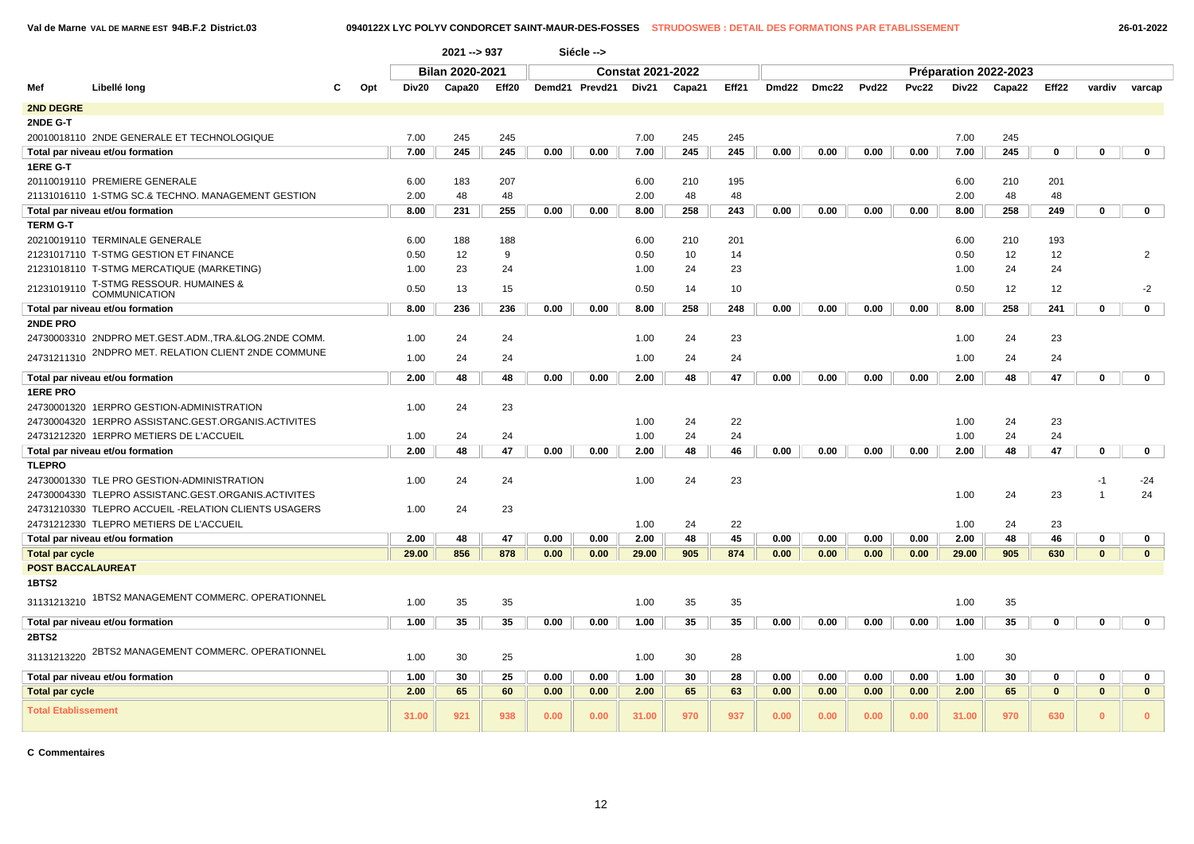**Val de Marne** VAL DE MARNE EST **94B.F.2 District.03** — **0940122X LYC POLYV CONDORCET SAINT-MAUR-DES-FOSSES** — STRUDOSWEB : DETAIL DES FORMATIONS PAR ETABLISSEMENT — 26-01-2022

2021 --> 937 Siécle -->

| Mef | Libellé long | C | Opt | Bilan 2020-2021 | | | Constat 2021-2022 | | | | | Préparation 2022-2023 | | | | | | | | |
|---|---|---|---|---|---|---|---|---|---|---|---|---|---|---|---|---|---|---|---|---|
| | | | | Div20 | Capa20 | Eff20 | Demd21 | Prevd21 | Div21 | Capa21 | Eff21 | Dmd22 | Dmc22 | Pvd22 | Pvc22 | Div22 | Capa22 | Eff22 | vardiv | varcap |
| **2ND DEGRE** | | | | | | | | | | | | | | | | | | | | |
| **2NDE G-T** | | | | | | | | | | | | | | | | | | | | |
| 20010018110 | 2NDE GENERALE ET TECHNOLOGIQUE | | | 7.00 | 245 | 245 | | | 7.00 | 245 | 245 | | | | | 7.00 | 245 | | | |
| **Total par niveau et/ou formation** | | | | 7.00 | 245 | 245 | 0.00 | 0.00 | 7.00 | 245 | 245 | 0.00 | 0.00 | 0.00 | 0.00 | 7.00 | 245 | 0 | 0 | 0 |
| **1ERE G-T** | | | | | | | | | | | | | | | | | | | | |
| 20110019110 | PREMIERE GENERALE | | | 6.00 | 183 | 207 | | | 6.00 | 210 | 195 | | | | | 6.00 | 210 | 201 | | |
| 21131016110 | 1-STMG SC.& TECHNO. MANAGEMENT GESTION | | | 2.00 | 48 | 48 | | | 2.00 | 48 | 48 | | | | | 2.00 | 48 | 48 | | |
| **Total par niveau et/ou formation** | | | | 8.00 | 231 | 255 | 0.00 | 0.00 | 8.00 | 258 | 243 | 0.00 | 0.00 | 0.00 | 0.00 | 8.00 | 258 | 249 | 0 | 0 |
| **TERM G-T** | | | | | | | | | | | | | | | | | | | | |
| 20210019110 | TERMINALE GENERALE | | | 6.00 | 188 | 188 | | | 6.00 | 210 | 201 | | | | | 6.00 | 210 | 193 | | |
| 21231017110 | T-STMG GESTION ET FINANCE | | | 0.50 | 12 | 9 | | | 0.50 | 10 | 14 | | | | | 0.50 | 12 | 12 | | 2 |
| 21231018110 | T-STMG MERCATIQUE (MARKETING) | | | 1.00 | 23 | 24 | | | 1.00 | 24 | 23 | | | | | 1.00 | 24 | 24 | | |
| 21231019110 | T-STMG RESSOUR. HUMAINES & COMMUNICATION | | | 0.50 | 13 | 15 | | | 0.50 | 14 | 10 | | | | | 0.50 | 12 | 12 | | -2 |
| **Total par niveau et/ou formation** | | | | 8.00 | 236 | 236 | 0.00 | 0.00 | 8.00 | 258 | 248 | 0.00 | 0.00 | 0.00 | 0.00 | 8.00 | 258 | 241 | 0 | 0 |
| **2NDE PRO** | | | | | | | | | | | | | | | | | | | | |
| 24730003310 | 2NDPRO MET.GEST.ADM.,TRA.&LOG.2NDE COMM. | | | 1.00 | 24 | 24 | | | 1.00 | 24 | 23 | | | | | 1.00 | 24 | 23 | | |
| 24731211310 | 2NDPRO MET. RELATION CLIENT 2NDE COMMUNE | | | 1.00 | 24 | 24 | | | 1.00 | 24 | 24 | | | | | 1.00 | 24 | 24 | | |
| **Total par niveau et/ou formation** | | | | 2.00 | 48 | 48 | 0.00 | 0.00 | 2.00 | 48 | 47 | 0.00 | 0.00 | 0.00 | 0.00 | 2.00 | 48 | 47 | 0 | 0 |
| **1ERE PRO** | | | | | | | | | | | | | | | | | | | | |
| 24730001320 | 1ERPRO GESTION-ADMINISTRATION | | | 1.00 | 24 | 23 | | | | | | | | | | | | | | |
| 24730004320 | 1ERPRO ASSISTANC.GEST.ORGANIS.ACTIVITES | | | | | | | | 1.00 | 24 | 22 | | | | | 1.00 | 24 | 23 | | |
| 24731212320 | 1ERPRO METIERS DE L'ACCUEIL | | | 1.00 | 24 | 24 | | | 1.00 | 24 | 24 | | | | | 1.00 | 24 | 24 | | |
| **Total par niveau et/ou formation** | | | | 2.00 | 48 | 47 | 0.00 | 0.00 | 2.00 | 48 | 46 | 0.00 | 0.00 | 0.00 | 0.00 | 2.00 | 48 | 47 | 0 | 0 |
| **TLEPRO** | | | | | | | | | | | | | | | | | | | | |
| 24730001330 | TLE PRO GESTION-ADMINISTRATION | | | 1.00 | 24 | 24 | | | 1.00 | 24 | 23 | | | | | | | | -1 | -24 |
| 24730004330 | TLEPRO ASSISTANC.GEST.ORGANIS.ACTIVITES | | | | | | | | | | | | | | | 1.00 | 24 | 23 | 1 | 24 |
| 24731210330 | TLEPRO ACCUEIL -RELATION CLIENTS USAGERS | | | 1.00 | 24 | 23 | | | | | | | | | | | | | | |
| 24731212330 | TLEPRO METIERS DE L'ACCUEIL | | | | | | | | 1.00 | 24 | 22 | | | | | 1.00 | 24 | 23 | | |
| **Total par niveau et/ou formation** | | | | 2.00 | 48 | 47 | 0.00 | 0.00 | 2.00 | 48 | 45 | 0.00 | 0.00 | 0.00 | 0.00 | 2.00 | 48 | 46 | 0 | 0 |
| **Total par cycle** | | | | 29.00 | 856 | 878 | 0.00 | 0.00 | 29.00 | 905 | 874 | 0.00 | 0.00 | 0.00 | 0.00 | 29.00 | 905 | 630 | 0 | 0 |
| **POST BACCALAUREAT** | | | | | | | | | | | | | | | | | | | | |
| **1BTS2** | | | | | | | | | | | | | | | | | | | | |
| 31131213210 | 1BTS2 MANAGEMENT COMMERC. OPERATIONNEL | | | 1.00 | 35 | 35 | | | 1.00 | 35 | 35 | | | | | 1.00 | 35 | | | |
| **Total par niveau et/ou formation** | | | | 1.00 | 35 | 35 | 0.00 | 0.00 | 1.00 | 35 | 35 | 0.00 | 0.00 | 0.00 | 0.00 | 1.00 | 35 | 0 | 0 | 0 |
| **2BTS2** | | | | | | | | | | | | | | | | | | | | |
| 31131213220 | 2BTS2 MANAGEMENT COMMERC. OPERATIONNEL | | | 1.00 | 30 | 25 | | | 1.00 | 30 | 28 | | | | | 1.00 | 30 | | | |
| **Total par niveau et/ou formation** | | | | 1.00 | 30 | 25 | 0.00 | 0.00 | 1.00 | 30 | 28 | 0.00 | 0.00 | 0.00 | 0.00 | 1.00 | 30 | 0 | 0 | 0 |
| **Total par cycle** | | | | 2.00 | 65 | 60 | 0.00 | 0.00 | 2.00 | 65 | 63 | 0.00 | 0.00 | 0.00 | 0.00 | 2.00 | 65 | 0 | 0 | 0 |
| **Total Etablissement** | | | | 31.00 | 921 | 938 | 0.00 | 0.00 | 31.00 | 970 | 937 | 0.00 | 0.00 | 0.00 | 0.00 | 31.00 | 970 | 630 | 0 | 0 |

**C Commentaires**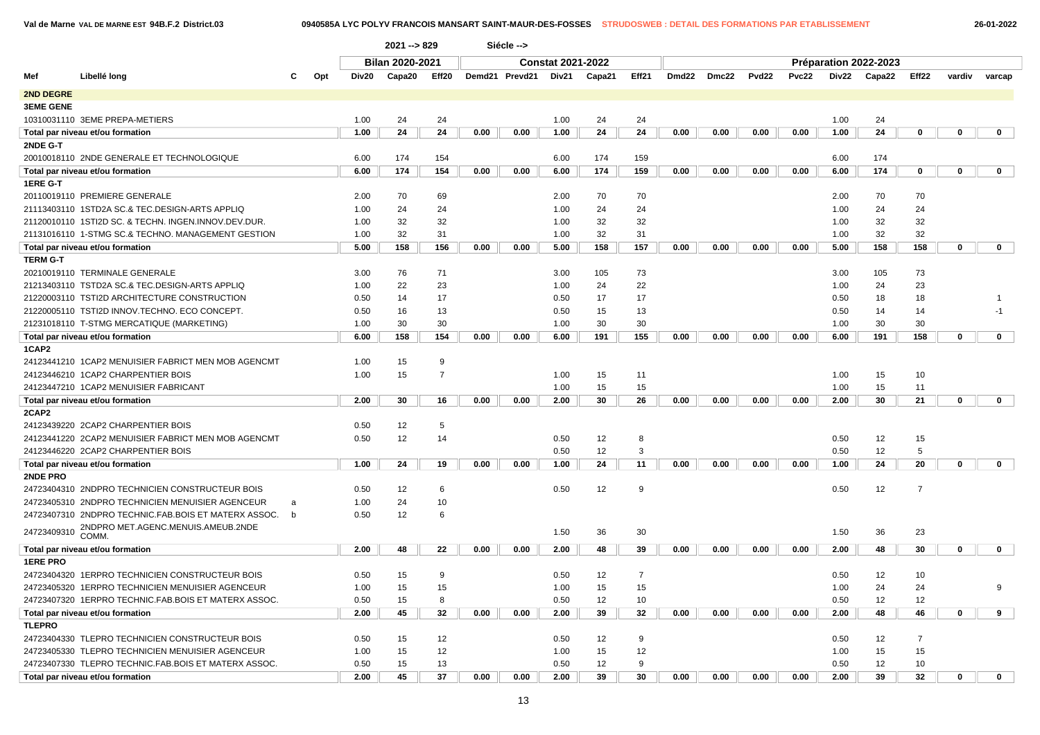Val de Marne VAL DE MARNE EST 94B.F.2 District.03 — 0940585A LYC POLYV FRANCOIS MANSART SAINT-MAUR-DES-FOSSES — STRUDOSWEB : DETAIL DES FORMATIONS PAR ETABLISSEMENT — 26-01-2022

2021 --> 829 Siécle -->

| Mef | Libellé long | C | Opt | Bilan 2020-2021 | | | Constat 2021-2022 | | | | | Préparation 2022-2023 | | | | | | | | |
|---|---|---|---|---|---|---|---|---|---|---|---|---|---|---|---|---|---|---|---|---|
| | | | | Div20 | Capa20 | Eff20 | Demd21 | Prevd21 | Div21 | Capa21 | Eff21 | Dmd22 | Dmc22 | Pvd22 | Pvc22 | Div22 | Capa22 | Eff22 | vardiv | varcap |
| **2ND DEGRE** | | | | | | | | | | | | | | | | | | | | |
| **3EME GENE** | | | | | | | | | | | | | | | | | | | | |
| 10310031110 | 3EME PREPA-METIERS | | | 1.00 | 24 | 24 | | | 1.00 | 24 | 24 | | | | | 1.00 | 24 | | | |
| Total par niveau et/ou formation | | | | 1.00 | 24 | 24 | 0.00 | 0.00 | 1.00 | 24 | 24 | 0.00 | 0.00 | 0.00 | 0.00 | 1.00 | 24 | 0 | 0 | 0 |
| **2NDE G-T** | | | | | | | | | | | | | | | | | | | | |
| 20010018110 | 2NDE GENERALE ET TECHNOLOGIQUE | | | 6.00 | 174 | 154 | | | 6.00 | 174 | 159 | | | | | 6.00 | 174 | | | |
| Total par niveau et/ou formation | | | | 6.00 | 174 | 154 | 0.00 | 0.00 | 6.00 | 174 | 159 | 0.00 | 0.00 | 0.00 | 0.00 | 6.00 | 174 | 0 | 0 | 0 |
| **1ERE G-T** | | | | | | | | | | | | | | | | | | | | |
| 20110019110 | PREMIERE GENERALE | | | 2.00 | 70 | 69 | | | 2.00 | 70 | 70 | | | | | 2.00 | 70 | 70 | | |
| 21113403110 | 1STD2A SC.& TEC.DESIGN-ARTS APPLIQ | | | 1.00 | 24 | 24 | | | 1.00 | 24 | 24 | | | | | 1.00 | 24 | 24 | | |
| 21120010110 | 1STI2D SC. & TECHN. INGEN.INNOV.DEV.DUR. | | | 1.00 | 32 | 32 | | | 1.00 | 32 | 32 | | | | | 1.00 | 32 | 32 | | |
| 21131016110 | 1-STMG SC.& TECHNO. MANAGEMENT GESTION | | | 1.00 | 32 | 31 | | | 1.00 | 32 | 31 | | | | | 1.00 | 32 | 32 | | |
| Total par niveau et/ou formation | | | | 5.00 | 158 | 156 | 0.00 | 0.00 | 5.00 | 158 | 157 | 0.00 | 0.00 | 0.00 | 0.00 | 5.00 | 158 | 158 | 0 | 0 |
| **TERM G-T** | | | | | | | | | | | | | | | | | | | | |
| 20210019110 | TERMINALE GENERALE | | | 3.00 | 76 | 71 | | | 3.00 | 105 | 73 | | | | | 3.00 | 105 | 73 | | |
| 21213403110 | TSTD2A SC.& TEC.DESIGN-ARTS APPLIQ | | | 1.00 | 22 | 23 | | | 1.00 | 24 | 22 | | | | | 1.00 | 24 | 23 | | |
| 21220003110 | TSTI2D ARCHITECTURE CONSTRUCTION | | | 0.50 | 14 | 17 | | | 0.50 | 17 | 17 | | | | | 0.50 | 18 | 18 | | 1 |
| 21220005110 | TSTI2D INNOV.TECHNO. ECO CONCEPT. | | | 0.50 | 16 | 13 | | | 0.50 | 15 | 13 | | | | | 0.50 | 14 | 14 | | -1 |
| 21231018110 | T-STMG MERCATIQUE (MARKETING) | | | 1.00 | 30 | 30 | | | 1.00 | 30 | 30 | | | | | 1.00 | 30 | 30 | | |
| Total par niveau et/ou formation | | | | 6.00 | 158 | 154 | 0.00 | 0.00 | 6.00 | 191 | 155 | 0.00 | 0.00 | 0.00 | 0.00 | 6.00 | 191 | 158 | 0 | 0 |
| **1CAP2** | | | | | | | | | | | | | | | | | | | | |
| 24123441210 | 1CAP2 MENUISIER FABRICT MEN MOB AGENCMT | | | 1.00 | 15 | 9 | | | | | | | | | | | | | | |
| 24123446210 | 1CAP2 CHARPENTIER BOIS | | | 1.00 | 15 | 7 | | | 1.00 | 15 | 11 | | | | | 1.00 | 15 | 10 | | |
| 24123447210 | 1CAP2 MENUISIER FABRICANT | | | | | | | | 1.00 | 15 | 15 | | | | | 1.00 | 15 | 11 | | |
| Total par niveau et/ou formation | | | | 2.00 | 30 | 16 | 0.00 | 0.00 | 2.00 | 30 | 26 | 0.00 | 0.00 | 0.00 | 0.00 | 2.00 | 30 | 21 | 0 | 0 |
| **2CAP2** | | | | | | | | | | | | | | | | | | | | |
| 24123439220 | 2CAP2 CHARPENTIER BOIS | | | 0.50 | 12 | 5 | | | | | | | | | | | | | | |
| 24123441220 | 2CAP2 MENUISIER FABRICT MEN MOB AGENCMT | | | 0.50 | 12 | 14 | | | 0.50 | 12 | 8 | | | | | 0.50 | 12 | 15 | | |
| 24123446220 | 2CAP2 CHARPENTIER BOIS | | | | | | | | 0.50 | 12 | 3 | | | | | 0.50 | 12 | 5 | | |
| Total par niveau et/ou formation | | | | 1.00 | 24 | 19 | 0.00 | 0.00 | 1.00 | 24 | 11 | 0.00 | 0.00 | 0.00 | 0.00 | 1.00 | 24 | 20 | 0 | 0 |
| **2NDE PRO** | | | | | | | | | | | | | | | | | | | | |
| 24723404310 | 2NDPRO TECHNICIEN CONSTRUCTEUR BOIS | | | 0.50 | 12 | 6 | | | 0.50 | 12 | 9 | | | | | 0.50 | 12 | 7 | | |
| 24723405310 | 2NDPRO TECHNICIEN MENUISIER AGENCEUR | a | | 1.00 | 24 | 10 | | | | | | | | | | | | | | |
| 24723407310 | 2NDPRO TECHNIC.FAB.BOIS ET MATERX ASSOC. | b | | 0.50 | 12 | 6 | | | | | | | | | | | | | | |
| 24723409310 | 2NDPRO MET.AGENC.MENUIS.AMEUB.2NDE COMM. | | | | | | | | 1.50 | 36 | 30 | | | | | 1.50 | 36 | 23 | | |
| Total par niveau et/ou formation | | | | 2.00 | 48 | 22 | 0.00 | 0.00 | 2.00 | 48 | 39 | 0.00 | 0.00 | 0.00 | 0.00 | 2.00 | 48 | 30 | 0 | 0 |
| **1ERE PRO** | | | | | | | | | | | | | | | | | | | | |
| 24723404320 | 1ERPRO TECHNICIEN CONSTRUCTEUR BOIS | | | 0.50 | 15 | 9 | | | 0.50 | 12 | 7 | | | | | 0.50 | 12 | 10 | | |
| 24723405320 | 1ERPRO TECHNICIEN MENUISIER AGENCEUR | | | 1.00 | 15 | 15 | | | 1.00 | 15 | 15 | | | | | 1.00 | 24 | 24 | | 9 |
| 24723407320 | 1ERPRO TECHNIC.FAB.BOIS ET MATERX ASSOC. | | | 0.50 | 15 | 8 | | | 0.50 | 12 | 10 | | | | | 0.50 | 12 | 12 | | |
| Total par niveau et/ou formation | | | | 2.00 | 45 | 32 | 0.00 | 0.00 | 2.00 | 39 | 32 | 0.00 | 0.00 | 0.00 | 0.00 | 2.00 | 48 | 46 | 0 | 9 |
| **TLEPRO** | | | | | | | | | | | | | | | | | | | | |
| 24723404330 | TLEPRO TECHNICIEN CONSTRUCTEUR BOIS | | | 0.50 | 15 | 12 | | | 0.50 | 12 | 9 | | | | | 0.50 | 12 | 7 | | |
| 24723405330 | TLEPRO TECHNICIEN MENUISIER AGENCEUR | | | 1.00 | 15 | 12 | | | 1.00 | 15 | 12 | | | | | 1.00 | 15 | 15 | | |
| 24723407330 | TLEPRO TECHNIC.FAB.BOIS ET MATERX ASSOC. | | | 0.50 | 15 | 13 | | | 0.50 | 12 | 9 | | | | | 0.50 | 12 | 10 | | |
| Total par niveau et/ou formation | | | | 2.00 | 45 | 37 | 0.00 | 0.00 | 2.00 | 39 | 30 | 0.00 | 0.00 | 0.00 | 0.00 | 2.00 | 39 | 32 | 0 | 0 |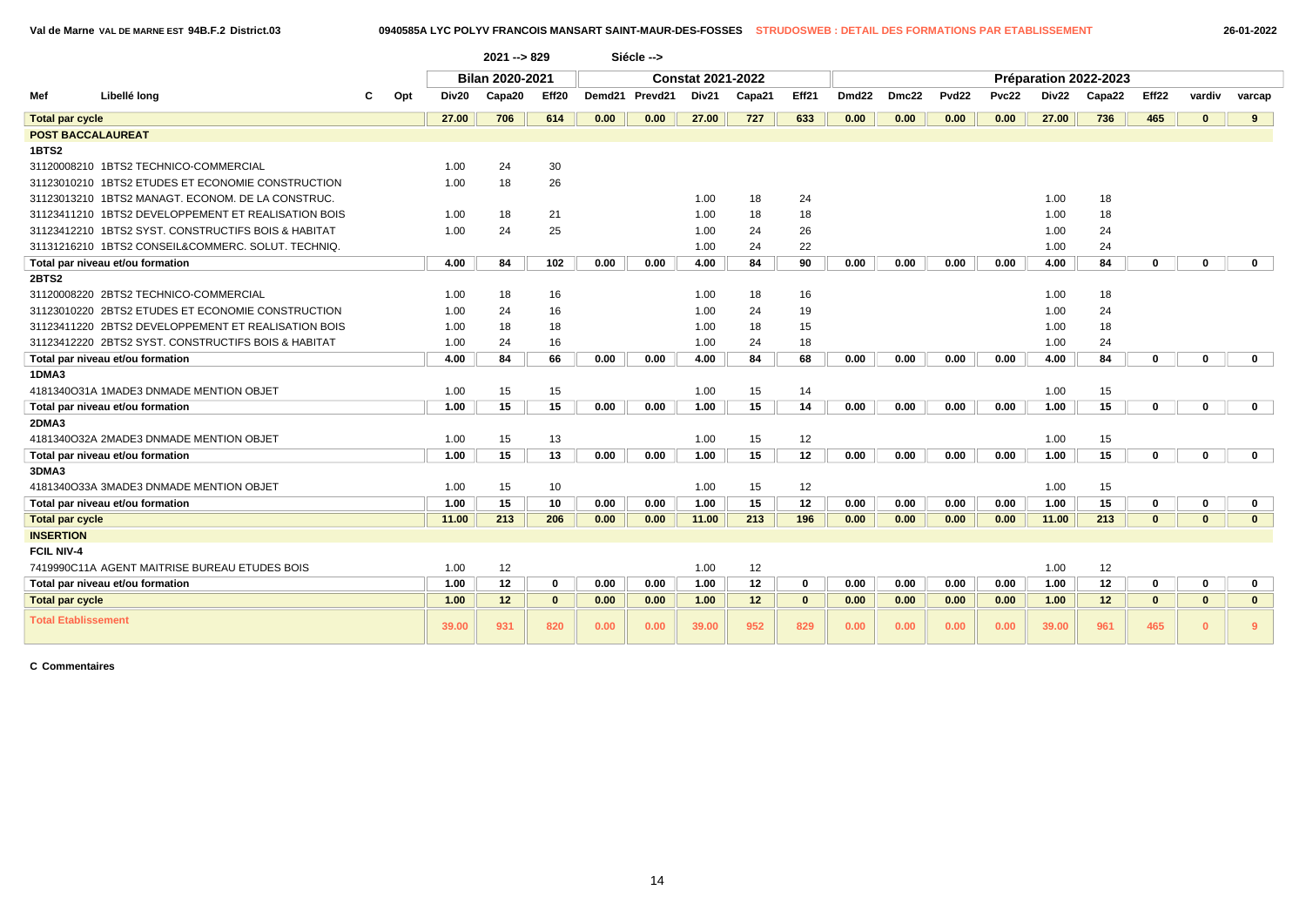Val de Marne VAL DE MARNE EST 94B.F.2 District.03 — 0940585A LYC POLYV FRANCOIS MANSART SAINT-MAUR-DES-FOSSES — STRUDOSWEB : DETAIL DES FORMATIONS PAR ETABLISSEMENT — 26-01-2022

2021 --> 829 Siécle -->

| Mef | Libellé long | C | Opt | Bilan 2020-2021 | | | Constat 2021-2022 | | | | | Préparation 2022-2023 | | | | | | | | |
|---|---|---|---|---|---|---|---|---|---|---|---|---|---|---|---|---|---|---|---|---|
| | | | | Div20 | Capa20 | Eff20 | Demd21 | Prevd21 | Div21 | Capa21 | Eff21 | Dmd22 | Dmc22 | Pvd22 | Pvc22 | Div22 | Capa22 | Eff22 | vardiv | varcap |
| **Total par cycle** | | | | **27.00** | **706** | **614** | **0.00** | **0.00** | **27.00** | **727** | **633** | **0.00** | **0.00** | **0.00** | **0.00** | **27.00** | **736** | **465** | **0** | **9** |
| **POST BACCALAUREAT** | | | | | | | | | | | | | | | | | | | | |
| **1BTS2** | | | | | | | | | | | | | | | | | | | | |
| 31120008210 | 1BTS2 TECHNICO-COMMERCIAL | | | 1.00 | 24 | 30 | | | | | | | | | | | | | | |
| 31123010210 | 1BTS2 ETUDES ET ECONOMIE CONSTRUCTION | | | 1.00 | 18 | 26 | | | | | | | | | | | | | | |
| 31123013210 | 1BTS2 MANAGT. ECONOM. DE LA CONSTRUC. | | | | | | | | 1.00 | 18 | 24 | | | | | 1.00 | 18 | | | |
| 31123411210 | 1BTS2 DEVELOPPEMENT ET REALISATION BOIS | | | 1.00 | 18 | 21 | | | 1.00 | 18 | 18 | | | | | 1.00 | 18 | | | |
| 31123412210 | 1BTS2 SYST. CONSTRUCTIFS BOIS & HABITAT | | | 1.00 | 24 | 25 | | | 1.00 | 24 | 26 | | | | | 1.00 | 24 | | | |
| 31131216210 | 1BTS2 CONSEIL&COMMERC. SOLUT. TECHNIQ. | | | | | | | | 1.00 | 24 | 22 | | | | | 1.00 | 24 | | | |
| **Total par niveau et/ou formation** | | | | **4.00** | **84** | **102** | **0.00** | **0.00** | **4.00** | **84** | **90** | **0.00** | **0.00** | **0.00** | **0.00** | **4.00** | **84** | **0** | **0** | **0** |
| **2BTS2** | | | | | | | | | | | | | | | | | | | | |
| 31120008220 | 2BTS2 TECHNICO-COMMERCIAL | | | 1.00 | 18 | 16 | | | 1.00 | 18 | 16 | | | | | 1.00 | 18 | | | |
| 31123010220 | 2BTS2 ETUDES ET ECONOMIE CONSTRUCTION | | | 1.00 | 24 | 16 | | | 1.00 | 24 | 19 | | | | | 1.00 | 24 | | | |
| 31123411220 | 2BTS2 DEVELOPPEMENT ET REALISATION BOIS | | | 1.00 | 18 | 18 | | | 1.00 | 18 | 15 | | | | | 1.00 | 18 | | | |
| 31123412220 | 2BTS2 SYST. CONSTRUCTIFS BOIS & HABITAT | | | 1.00 | 24 | 16 | | | 1.00 | 24 | 18 | | | | | 1.00 | 24 | | | |
| **Total par niveau et/ou formation** | | | | **4.00** | **84** | **66** | **0.00** | **0.00** | **4.00** | **84** | **68** | **0.00** | **0.00** | **0.00** | **0.00** | **4.00** | **84** | **0** | **0** | **0** |
| **1DMA3** | | | | | | | | | | | | | | | | | | | | |
| 4181340O31A | 1MADE3 DNMADE MENTION OBJET | | | 1.00 | 15 | 15 | | | 1.00 | 15 | 14 | | | | | 1.00 | 15 | | | |
| **Total par niveau et/ou formation** | | | | **1.00** | **15** | **15** | **0.00** | **0.00** | **1.00** | **15** | **14** | **0.00** | **0.00** | **0.00** | **0.00** | **1.00** | **15** | **0** | **0** | **0** |
| **2DMA3** | | | | | | | | | | | | | | | | | | | | |
| 4181340O32A | 2MADE3 DNMADE MENTION OBJET | | | 1.00 | 15 | 13 | | | 1.00 | 15 | 12 | | | | | 1.00 | 15 | | | |
| **Total par niveau et/ou formation** | | | | **1.00** | **15** | **13** | **0.00** | **0.00** | **1.00** | **15** | **12** | **0.00** | **0.00** | **0.00** | **0.00** | **1.00** | **15** | **0** | **0** | **0** |
| **3DMA3** | | | | | | | | | | | | | | | | | | | | |
| 4181340O33A | 3MADE3 DNMADE MENTION OBJET | | | 1.00 | 15 | 10 | | | 1.00 | 15 | 12 | | | | | 1.00 | 15 | | | |
| **Total par niveau et/ou formation** | | | | **1.00** | **15** | **10** | **0.00** | **0.00** | **1.00** | **15** | **12** | **0.00** | **0.00** | **0.00** | **0.00** | **1.00** | **15** | **0** | **0** | **0** |
| **Total par cycle** | | | | **11.00** | **213** | **206** | **0.00** | **0.00** | **11.00** | **213** | **196** | **0.00** | **0.00** | **0.00** | **0.00** | **11.00** | **213** | **0** | **0** | **0** |
| **INSERTION** | | | | | | | | | | | | | | | | | | | | |
| **FCIL NIV-4** | | | | | | | | | | | | | | | | | | | | |
| 7419990C11A | AGENT MAITRISE BUREAU ETUDES BOIS | | | 1.00 | 12 | | | | 1.00 | 12 | | | | | | 1.00 | 12 | | | |
| **Total par niveau et/ou formation** | | | | **1.00** | **12** | **0** | **0.00** | **0.00** | **1.00** | **12** | **0** | **0.00** | **0.00** | **0.00** | **0.00** | **1.00** | **12** | **0** | **0** | **0** |
| **Total par cycle** | | | | **1.00** | **12** | **0** | **0.00** | **0.00** | **1.00** | **12** | **0** | **0.00** | **0.00** | **0.00** | **0.00** | **1.00** | **12** | **0** | **0** | **0** |
| **Total Etablissement** | | | | **39.00** | **931** | **820** | **0.00** | **0.00** | **39.00** | **952** | **829** | **0.00** | **0.00** | **0.00** | **0.00** | **39.00** | **961** | **465** | **0** | **9** |

**C Commentaires**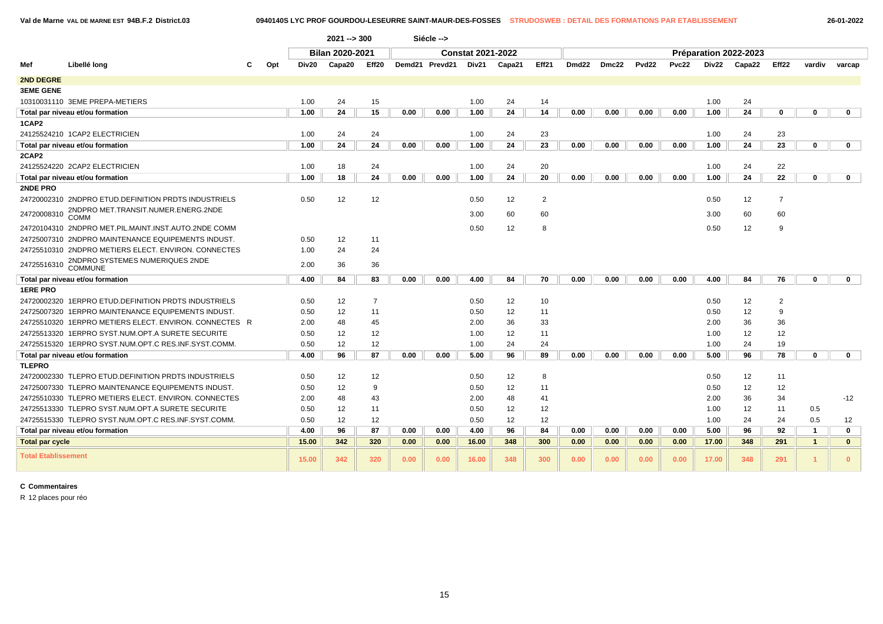Val de Marne VAL DE MARNE EST 94B.F.2 District.03 — 0940140S LYC PROF GOURDOU-LESEURRE SAINT-MAUR-DES-FOSSES — STRUDOSWEB : DETAIL DES FORMATIONS PAR ETABLISSEMENT — 26-01-2022

2021 --> 300 Siécle -->

| Mef | Libellé long | C | Opt | Bilan 2020-2021 | | | Constat 2021-2022 | | | | | Préparation 2022-2023 | | | | | | | | |
|---|---|---|---|---|---|---|---|---|---|---|---|---|---|---|---|---|---|---|---|---|
| | | | | Div20 | Capa20 | Eff20 | Demd21 | Prevd21 | Div21 | Capa21 | Eff21 | Dmd22 | Dmc22 | Pvd22 | Pvc22 | Div22 | Capa22 | Eff22 | vardiv | varcap |
| **2ND DEGRE** | | | | | | | | | | | | | | | | | | | | |
| **3EME GENE** | | | | | | | | | | | | | | | | | | | | |
| 10310031110 | 3EME PREPA-METIERS | | | 1.00 | 24 | 15 | | | 1.00 | 24 | 14 | | | | | 1.00 | 24 | | | |
| **Total par niveau et/ou formation** | | | | 1.00 | 24 | 15 | 0.00 | 0.00 | 1.00 | 24 | 14 | 0.00 | 0.00 | 0.00 | 0.00 | 1.00 | 24 | 0 | 0 | 0 |
| **1CAP2** | | | | | | | | | | | | | | | | | | | | |
| 24125524210 | 1CAP2 ELECTRICIEN | | | 1.00 | 24 | 24 | | | 1.00 | 24 | 23 | | | | | 1.00 | 24 | 23 | | |
| **Total par niveau et/ou formation** | | | | 1.00 | 24 | 24 | 0.00 | 0.00 | 1.00 | 24 | 23 | 0.00 | 0.00 | 0.00 | 0.00 | 1.00 | 24 | 23 | 0 | 0 |
| **2CAP2** | | | | | | | | | | | | | | | | | | | | |
| 24125524220 | 2CAP2 ELECTRICIEN | | | 1.00 | 18 | 24 | | | 1.00 | 24 | 20 | | | | | 1.00 | 24 | 22 | | |
| **Total par niveau et/ou formation** | | | | 1.00 | 18 | 24 | 0.00 | 0.00 | 1.00 | 24 | 20 | 0.00 | 0.00 | 0.00 | 0.00 | 1.00 | 24 | 22 | 0 | 0 |
| **2NDE PRO** | | | | | | | | | | | | | | | | | | | | |
| 24720002310 | 2NDPRO ETUD.DEFINITION PRDTS INDUSTRIELS | | | 0.50 | 12 | 12 | | | 0.50 | 12 | 2 | | | | | 0.50 | 12 | 7 | | |
| 24720008310 | 2NDPRO MET.TRANSIT.NUMER.ENERG.2NDE COMM | | | | | | | | 3.00 | 60 | 60 | | | | | 3.00 | 60 | 60 | | |
| 24720104310 | 2NDPRO MET.PIL.MAINT.INST.AUTO.2NDE COMM | | | | | | | | 0.50 | 12 | 8 | | | | | 0.50 | 12 | 9 | | |
| 24725007310 | 2NDPRO MAINTENANCE EQUIPEMENTS INDUST. | | | 0.50 | 12 | 11 | | | | | | | | | | | | | | |
| 24725510310 | 2NDPRO METIERS ELECT. ENVIRON. CONNECTES | | | 1.00 | 24 | 24 | | | | | | | | | | | | | | |
| 24725516310 | 2NDPRO SYSTEMES NUMERIQUES 2NDE COMMUNE | | | 2.00 | 36 | 36 | | | | | | | | | | | | | | |
| **Total par niveau et/ou formation** | | | | 4.00 | 84 | 83 | 0.00 | 0.00 | 4.00 | 84 | 70 | 0.00 | 0.00 | 0.00 | 0.00 | 4.00 | 84 | 76 | 0 | 0 |
| **1ERE PRO** | | | | | | | | | | | | | | | | | | | | |
| 24720002320 | 1ERPRO ETUD.DEFINITION PRDTS INDUSTRIELS | | | 0.50 | 12 | 7 | | | 0.50 | 12 | 10 | | | | | 0.50 | 12 | 2 | | |
| 24725007320 | 1ERPRO MAINTENANCE EQUIPEMENTS INDUST. | | | 0.50 | 12 | 11 | | | 0.50 | 12 | 11 | | | | | 0.50 | 12 | 9 | | |
| 24725510320 | 1ERPRO METIERS ELECT. ENVIRON. CONNECTES | R | | 2.00 | 48 | 45 | | | 2.00 | 36 | 33 | | | | | 2.00 | 36 | 36 | | |
| 24725513320 | 1ERPRO SYST.NUM.OPT.A SURETE SECURITE | | | 0.50 | 12 | 12 | | | 1.00 | 12 | 11 | | | | | 1.00 | 12 | 12 | | |
| 24725515320 | 1ERPRO SYST.NUM.OPT.C RES.INF.SYST.COMM. | | | 0.50 | 12 | 12 | | | 1.00 | 24 | 24 | | | | | 1.00 | 24 | 19 | | |
| **Total par niveau et/ou formation** | | | | 4.00 | 96 | 87 | 0.00 | 0.00 | 5.00 | 96 | 89 | 0.00 | 0.00 | 0.00 | 0.00 | 5.00 | 96 | 78 | 0 | 0 |
| **TLEPRO** | | | | | | | | | | | | | | | | | | | | |
| 24720002330 | TLEPRO ETUD.DEFINITION PRDTS INDUSTRIELS | | | 0.50 | 12 | 12 | | | 0.50 | 12 | 8 | | | | | 0.50 | 12 | 11 | | |
| 24725007330 | TLEPRO MAINTENANCE EQUIPEMENTS INDUST. | | | 0.50 | 12 | 9 | | | 0.50 | 12 | 11 | | | | | 0.50 | 12 | 12 | | |
| 24725510330 | TLEPRO METIERS ELECT. ENVIRON. CONNECTES | | | 2.00 | 48 | 43 | | | 2.00 | 48 | 41 | | | | | 2.00 | 36 | 34 | | -12 |
| 24725513330 | TLEPRO SYST.NUM.OPT.A SURETE SECURITE | | | 0.50 | 12 | 11 | | | 0.50 | 12 | 12 | | | | | 1.00 | 12 | 11 | 0.5 | |
| 24725515330 | TLEPRO SYST.NUM.OPT.C RES.INF.SYST.COMM. | | | 0.50 | 12 | 12 | | | 0.50 | 12 | 12 | | | | | 1.00 | 24 | 24 | 0.5 | 12 |
| **Total par niveau et/ou formation** | | | | 4.00 | 96 | 87 | 0.00 | 0.00 | 4.00 | 96 | 84 | 0.00 | 0.00 | 0.00 | 0.00 | 5.00 | 96 | 92 | 1 | 0 |
| **Total par cycle** | | | | 15.00 | 342 | 320 | 0.00 | 0.00 | 16.00 | 348 | 300 | 0.00 | 0.00 | 0.00 | 0.00 | 17.00 | 348 | 291 | 1 | 0 |
| **Total Etablissement** | | | | 15.00 | 342 | 320 | 0.00 | 0.00 | 16.00 | 348 | 300 | 0.00 | 0.00 | 0.00 | 0.00 | 17.00 | 348 | 291 | 1 | 0 |

**C Commentaires**

R 12 places pour réo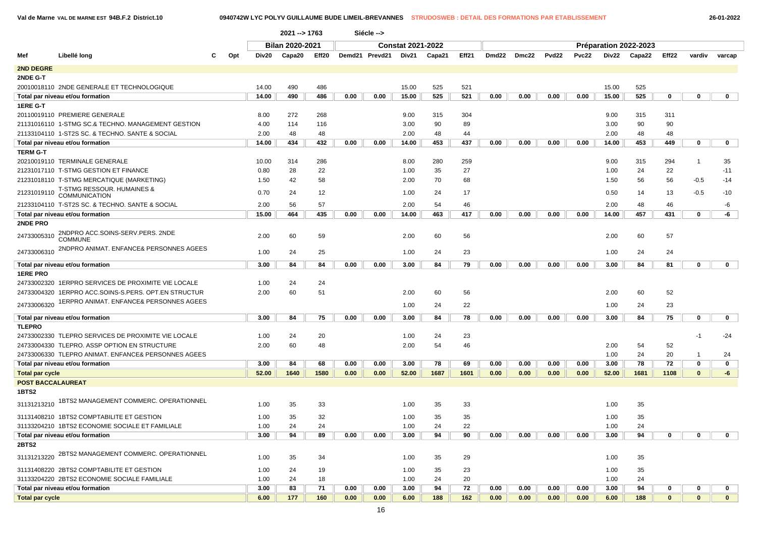| | | | | 2021 --> 1763 | | | Siécle --> | | | | | | | | | | | | | |
|---|---|---|---|---|---|---|---|---|---|---|---|---|---|---|---|---|---|---|---|---|
| | | | | Bilan 2020-2021 | | | Constat 2021-2022 | | | | | Préparation 2022-2023 | | | | | | | | |
| Mef | Libellé long | C | Opt | Div20 | Capa20 | Eff20 | Demd21 | Prevd21 | Div21 | Capa21 | Eff21 | Dmd22 | Dmc22 | Pvd22 | Pvc22 | Div22 | Capa22 | Eff22 | vardiv | varcap |
| **2ND DEGRE** | | | | | | | | | | | | | | | | | | | | |
| **2NDE G-T** | | | | | | | | | | | | | | | | | | | | |
| 20010018110 | 2NDE GENERALE ET TECHNOLOGIQUE | | | 14.00 | 490 | 486 | | | 15.00 | 525 | 521 | | | | | 15.00 | 525 | | | |
| **Total par niveau et/ou formation** | | | | 14.00 | 490 | 486 | 0.00 | 0.00 | 15.00 | 525 | 521 | 0.00 | 0.00 | 0.00 | 0.00 | 15.00 | 525 | 0 | 0 | 0 |
| **1ERE G-T** | | | | | | | | | | | | | | | | | | | | |
| 20110019110 | PREMIERE GENERALE | | | 8.00 | 272 | 268 | | | 9.00 | 315 | 304 | | | | | 9.00 | 315 | 311 | | |
| 21131016110 | 1-STMG SC.& TECHNO. MANAGEMENT GESTION | | | 4.00 | 114 | 116 | | | 3.00 | 90 | 89 | | | | | 3.00 | 90 | 90 | | |
| 21133104110 | 1-ST2S SC. & TECHNO. SANTE & SOCIAL | | | 2.00 | 48 | 48 | | | 2.00 | 48 | 44 | | | | | 2.00 | 48 | 48 | | |
| **Total par niveau et/ou formation** | | | | 14.00 | 434 | 432 | 0.00 | 0.00 | 14.00 | 453 | 437 | 0.00 | 0.00 | 0.00 | 0.00 | 14.00 | 453 | 449 | 0 | 0 |
| **TERM G-T** | | | | | | | | | | | | | | | | | | | | |
| 20210019110 | TERMINALE GENERALE | | | 10.00 | 314 | 286 | | | 8.00 | 280 | 259 | | | | | 9.00 | 315 | 294 | 1 | 35 |
| 21231017110 | T-STMG GESTION ET FINANCE | | | 0.80 | 28 | 22 | | | 1.00 | 35 | 27 | | | | | 1.00 | 24 | 22 | | -11 |
| 21231018110 | T-STMG MERCATIQUE (MARKETING) | | | 1.50 | 42 | 58 | | | 2.00 | 70 | 68 | | | | | 1.50 | 56 | 56 | -0.5 | -14 |
| 21231019110 | T-STMG RESSOUR. HUMAINES & COMMUNICATION | | | 0.70 | 24 | 12 | | | 1.00 | 24 | 17 | | | | | 0.50 | 14 | 13 | -0.5 | -10 |
| 21233104110 | T-ST2S SC. & TECHNO. SANTE & SOCIAL | | | 2.00 | 56 | 57 | | | 2.00 | 54 | 46 | | | | | 2.00 | 48 | 46 | | -6 |
| **Total par niveau et/ou formation** | | | | 15.00 | 464 | 435 | 0.00 | 0.00 | 14.00 | 463 | 417 | 0.00 | 0.00 | 0.00 | 0.00 | 14.00 | 457 | 431 | 0 | -6 |
| **2NDE PRO** | | | | | | | | | | | | | | | | | | | | |
| 24733005310 | 2NDPRO ACC.SOINS-SERV.PERS. 2NDE COMMUNE | | | 2.00 | 60 | 59 | | | 2.00 | 60 | 56 | | | | | 2.00 | 60 | 57 | | |
| 24733006310 | 2NDPRO ANIMAT. ENFANCE& PERSONNES AGEES | | | 1.00 | 24 | 25 | | | 1.00 | 24 | 23 | | | | | 1.00 | 24 | 24 | | |
| **Total par niveau et/ou formation** | | | | 3.00 | 84 | 84 | 0.00 | 0.00 | 3.00 | 84 | 79 | 0.00 | 0.00 | 0.00 | 0.00 | 3.00 | 84 | 81 | 0 | 0 |
| **1ERE PRO** | | | | | | | | | | | | | | | | | | | | |
| 24733002320 | 1ERPRO SERVICES DE PROXIMITE VIE LOCALE | | | 1.00 | 24 | 24 | | | | | | | | | | | | | | |
| 24733004320 | 1ERPRO ACC.SOINS-S.PERS. OPT.EN STRUCTUR | | | 2.00 | 60 | 51 | | | 2.00 | 60 | 56 | | | | | 2.00 | 60 | 52 | | |
| 24733006320 | 1ERPRO ANIMAT. ENFANCE& PERSONNES AGEES | | | | | | | | 1.00 | 24 | 22 | | | | | 1.00 | 24 | 23 | | |
| **Total par niveau et/ou formation** | | | | 3.00 | 84 | 75 | 0.00 | 0.00 | 3.00 | 84 | 78 | 0.00 | 0.00 | 0.00 | 0.00 | 3.00 | 84 | 75 | 0 | 0 |
| **TLEPRO** | | | | | | | | | | | | | | | | | | | | |
| 24733002330 | TLEPRO SERVICES DE PROXIMITE VIE LOCALE | | | 1.00 | 24 | 20 | | | 1.00 | 24 | 23 | | | | | | | | -1 | -24 |
| 24733004330 | TLEPRO. ASSP OPTION EN STRUCTURE | | | 2.00 | 60 | 48 | | | 2.00 | 54 | 46 | | | | | 2.00 | 54 | 52 | | |
| 24733006330 | TLEPRO ANIMAT. ENFANCE& PERSONNES AGEES | | | | | | | | | | | | | | | 1.00 | 24 | 20 | 1 | 24 |
| **Total par niveau et/ou formation** | | | | 3.00 | 84 | 68 | 0.00 | 0.00 | 3.00 | 78 | 69 | 0.00 | 0.00 | 0.00 | 0.00 | 3.00 | 78 | 72 | 0 | 0 |
| **Total par cycle** | | | | 52.00 | 1640 | 1580 | 0.00 | 0.00 | 52.00 | 1687 | 1601 | 0.00 | 0.00 | 0.00 | 0.00 | 52.00 | 1681 | 1108 | 0 | -6 |
| **POST BACCALAUREAT** | | | | | | | | | | | | | | | | | | | | |
| **1BTS2** | | | | | | | | | | | | | | | | | | | | |
| 31131213210 | 1BTS2 MANAGEMENT COMMERC. OPERATIONNEL | | | 1.00 | 35 | 33 | | | 1.00 | 35 | 33 | | | | | 1.00 | 35 | | | |
| 31131408210 | 1BTS2 COMPTABILITE ET GESTION | | | 1.00 | 35 | 32 | | | 1.00 | 35 | 35 | | | | | 1.00 | 35 | | | |
| 31133204210 | 1BTS2 ECONOMIE SOCIALE ET FAMILIALE | | | 1.00 | 24 | 24 | | | 1.00 | 24 | 22 | | | | | 1.00 | 24 | | | |
| **Total par niveau et/ou formation** | | | | 3.00 | 94 | 89 | 0.00 | 0.00 | 3.00 | 94 | 90 | 0.00 | 0.00 | 0.00 | 0.00 | 3.00 | 94 | 0 | 0 | 0 |
| **2BTS2** | | | | | | | | | | | | | | | | | | | | |
| 31131213220 | 2BTS2 MANAGEMENT COMMERC. OPERATIONNEL | | | 1.00 | 35 | 34 | | | 1.00 | 35 | 29 | | | | | 1.00 | 35 | | | |
| 31131408220 | 2BTS2 COMPTABILITE ET GESTION | | | 1.00 | 24 | 19 | | | 1.00 | 35 | 23 | | | | | 1.00 | 35 | | | |
| 31133204220 | 2BTS2 ECONOMIE SOCIALE FAMILIALE | | | 1.00 | 24 | 18 | | | 1.00 | 24 | 20 | | | | | 1.00 | 24 | | | |
| **Total par niveau et/ou formation** | | | | 3.00 | 83 | 71 | 0.00 | 0.00 | 3.00 | 94 | 72 | 0.00 | 0.00 | 0.00 | 0.00 | 3.00 | 94 | 0 | 0 | 0 |
| **Total par cycle** | | | | 6.00 | 177 | 160 | 0.00 | 0.00 | 6.00 | 188 | 162 | 0.00 | 0.00 | 0.00 | 0.00 | 6.00 | 188 | 0 | 0 | 0 |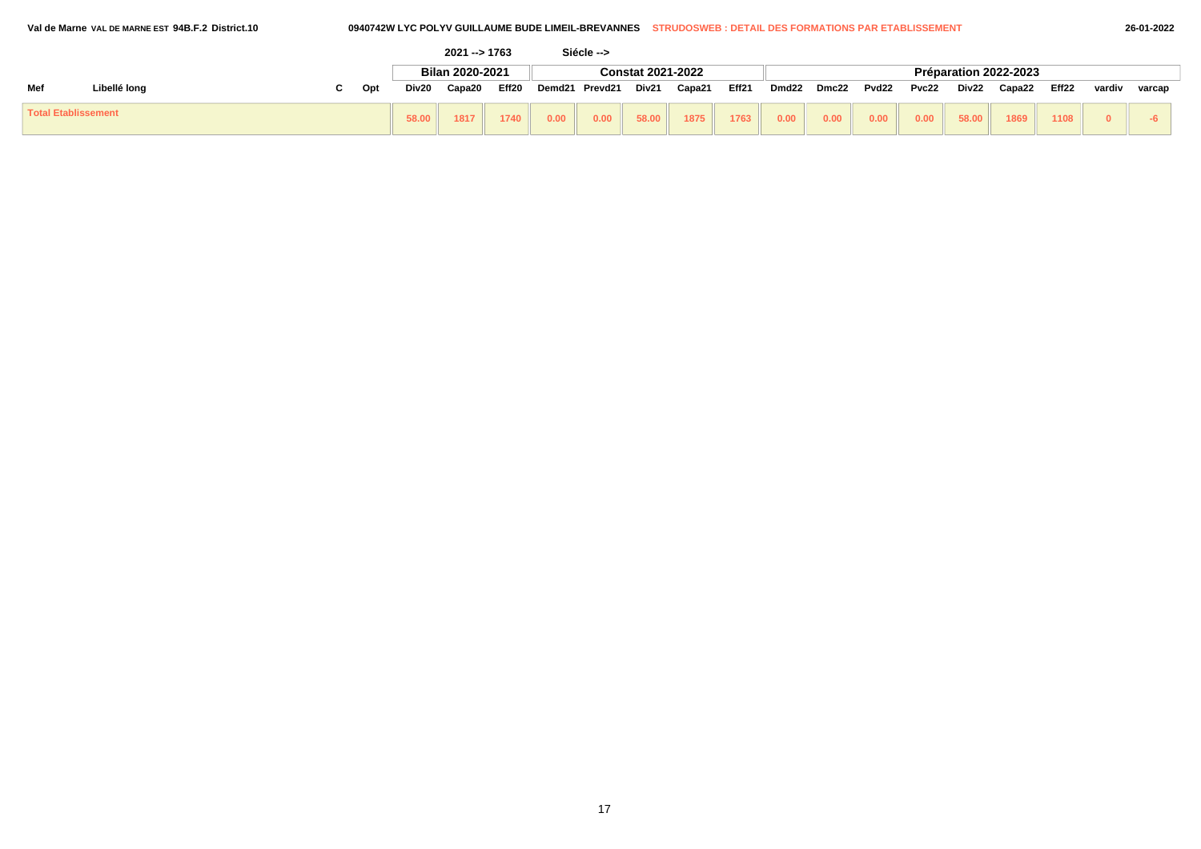Val de Marne VAL DE MARNE EST 94B.F.2 District.10 — 0940742W LYC POLYV GUILLAUME BUDE LIMEIL-BREVANNES — STRUDOSWEB : DETAIL DES FORMATIONS PAR ETABLISSEMENT — 26-01-2022

2021 --> 1763 Siécle -->

| Mef | Libellé long | C | Opt | Bilan 2020-2021 | | | Constat 2021-2022 | | | | | Préparation 2022-2023 | | | | | | | | |
|---|---|---|---|---|---|---|---|---|---|---|---|---|---|---|---|---|---|---|---|---|
| | | | | Div20 | Capa20 | Eff20 | Demd21 | Prevd21 | Div21 | Capa21 | Eff21 | Dmd22 | Dmc22 | Pvd22 | Pvc22 | Div22 | Capa22 | Eff22 | vardiv | varcap |
| Total Etablissement | | | | 58.00 | 1817 | 1740 | 0.00 | 0.00 | 58.00 | 1875 | 1763 | 0.00 | 0.00 | 0.00 | 0.00 | 58.00 | 1869 | 1108 | 0 | -6 |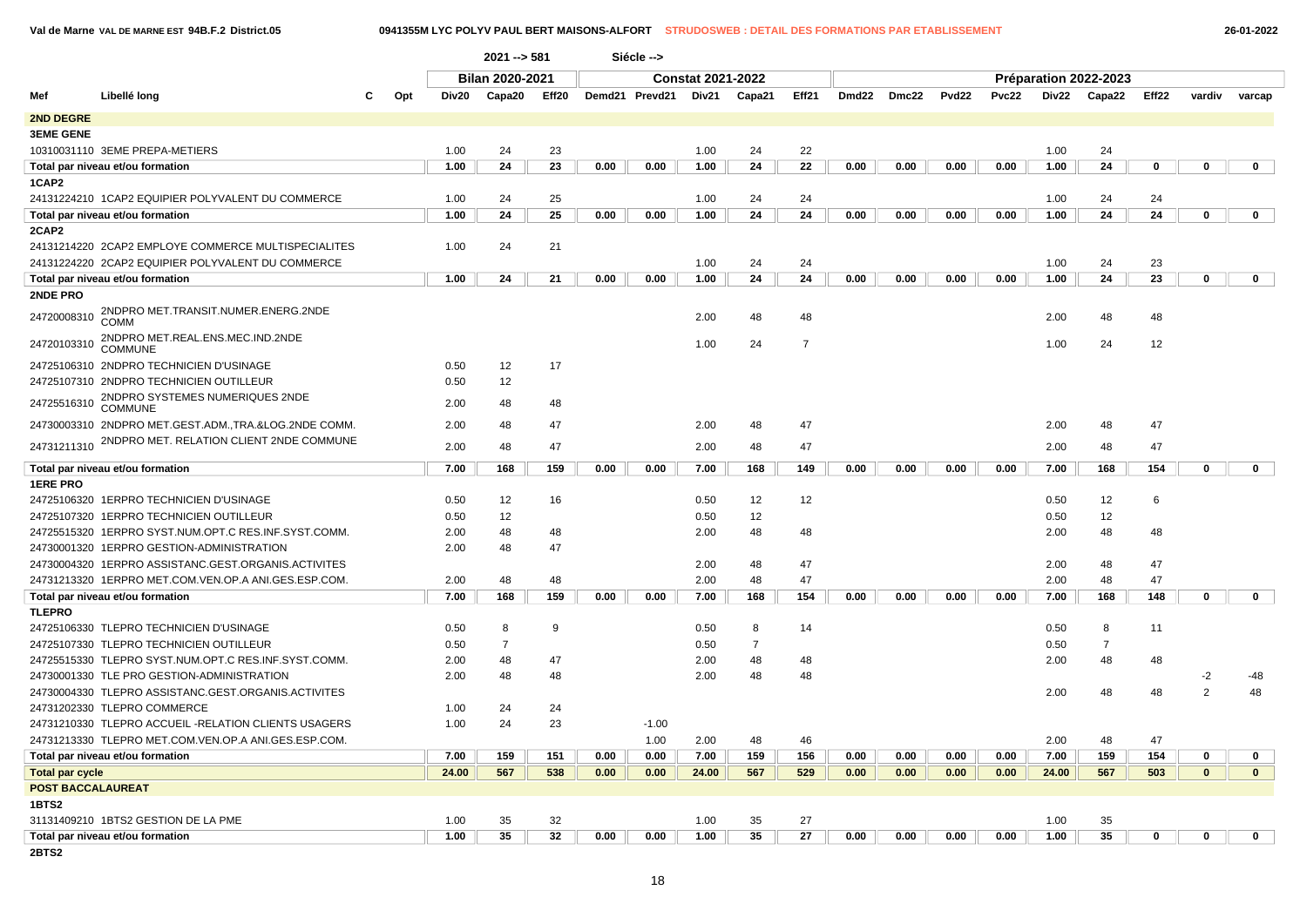Val de Marne VAL DE MARNE EST 94B.F.2 District.05 — 0941355M LYC POLYV PAUL BERT MAISONS-ALFORT — STRUDOSWEB : DETAIL DES FORMATIONS PAR ETABLISSEMENT — 26-01-2022

2021 --> 581 Siécle -->

| Mef | Libellé long | C | Opt | Bilan 2020-2021 | | | Constat 2021-2022 | | | | | Préparation 2022-2023 | | | | | | | | |
|---|---|---|---|---|---|---|---|---|---|---|---|---|---|---|---|---|---|---|---|---|
| | | | | Div20 | Capa20 | Eff20 | Demd21 | Prevd21 | Div21 | Capa21 | Eff21 | Dmd22 | Dmc22 | Pvd22 | Pvc22 | Div22 | Capa22 | Eff22 | vardiv | varcap |
| **2ND DEGRE** | | | | | | | | | | | | | | | | | | | | |
| **3EME GENE** | | | | | | | | | | | | | | | | | | | | |
| 10310031110 | 3EME PREPA-METIERS | | | 1.00 | 24 | 23 | | | 1.00 | 24 | 22 | | | | | 1.00 | 24 | | | |
| **Total par niveau et/ou formation** | | | | **1.00** | **24** | **23** | **0.00** | **0.00** | **1.00** | **24** | **22** | **0.00** | **0.00** | **0.00** | **0.00** | **1.00** | **24** | **0** | **0** | **0** |
| **1CAP2** | | | | | | | | | | | | | | | | | | | | |
| 24131224210 | 1CAP2 EQUIPIER POLYVALENT DU COMMERCE | | | 1.00 | 24 | 25 | | | 1.00 | 24 | 24 | | | | | 1.00 | 24 | 24 | | |
| **Total par niveau et/ou formation** | | | | **1.00** | **24** | **25** | **0.00** | **0.00** | **1.00** | **24** | **24** | **0.00** | **0.00** | **0.00** | **0.00** | **1.00** | **24** | **24** | **0** | **0** |
| **2CAP2** | | | | | | | | | | | | | | | | | | | | |
| 24131214220 | 2CAP2 EMPLOYE COMMERCE MULTISPECIALITES | | | 1.00 | 24 | 21 | | | | | | | | | | | | | | |
| 24131224220 | 2CAP2 EQUIPIER POLYVALENT DU COMMERCE | | | | | | | | 1.00 | 24 | 24 | | | | | 1.00 | 24 | 23 | | |
| **Total par niveau et/ou formation** | | | | **1.00** | **24** | **21** | **0.00** | **0.00** | **1.00** | **24** | **24** | **0.00** | **0.00** | **0.00** | **0.00** | **1.00** | **24** | **23** | **0** | **0** |
| **2NDE PRO** | | | | | | | | | | | | | | | | | | | | |
| 24720008310 | 2NDPRO MET.TRANSIT.NUMER.ENERG.2NDE COMM | | | | | | | | 2.00 | 48 | 48 | | | | | 2.00 | 48 | 48 | | |
| 24720103310 | 2NDPRO MET.REAL.ENS.MEC.IND.2NDE COMMUNE | | | | | | | | 1.00 | 24 | 7 | | | | | 1.00 | 24 | 12 | | |
| 24725106310 | 2NDPRO TECHNICIEN D'USINAGE | | | 0.50 | 12 | 17 | | | | | | | | | | | | | | |
| 24725107310 | 2NDPRO TECHNICIEN OUTILLEUR | | | 0.50 | 12 | | | | | | | | | | | | | | | |
| 24725516310 | 2NDPRO SYSTEMES NUMERIQUES 2NDE COMMUNE | | | 2.00 | 48 | 48 | | | | | | | | | | | | | | |
| 24730003310 | 2NDPRO MET.GEST.ADM.,TRA.&LOG.2NDE COMM. | | | 2.00 | 48 | 47 | | | 2.00 | 48 | 47 | | | | | 2.00 | 48 | 47 | | |
| 24731211310 | 2NDPRO MET. RELATION CLIENT 2NDE COMMUNE | | | 2.00 | 48 | 47 | | | 2.00 | 48 | 47 | | | | | 2.00 | 48 | 47 | | |
| **Total par niveau et/ou formation** | | | | **7.00** | **168** | **159** | **0.00** | **0.00** | **7.00** | **168** | **149** | **0.00** | **0.00** | **0.00** | **0.00** | **7.00** | **168** | **154** | **0** | **0** |
| **1ERE PRO** | | | | | | | | | | | | | | | | | | | | |
| 24725106320 | 1ERPRO TECHNICIEN D'USINAGE | | | 0.50 | 12 | 16 | | | 0.50 | 12 | 12 | | | | | 0.50 | 12 | 6 | | |
| 24725107320 | 1ERPRO TECHNICIEN OUTILLEUR | | | 0.50 | 12 | | | | 0.50 | 12 | | | | | | 0.50 | 12 | | | |
| 24725515320 | 1ERPRO SYST.NUM.OPT.C RES.INF.SYST.COMM. | | | 2.00 | 48 | 48 | | | 2.00 | 48 | 48 | | | | | 2.00 | 48 | 48 | | |
| 24730001320 | 1ERPRO GESTION-ADMINISTRATION | | | 2.00 | 48 | 47 | | | | | | | | | | | | | | |
| 24730004320 | 1ERPRO ASSISTANC.GEST.ORGANIS.ACTIVITES | | | | | | | | 2.00 | 48 | 47 | | | | | 2.00 | 48 | 47 | | |
| 24731213320 | 1ERPRO MET.COM.VEN.OP.A ANI.GES.ESP.COM. | | | 2.00 | 48 | 48 | | | 2.00 | 48 | 47 | | | | | 2.00 | 48 | 47 | | |
| **Total par niveau et/ou formation** | | | | **7.00** | **168** | **159** | **0.00** | **0.00** | **7.00** | **168** | **154** | **0.00** | **0.00** | **0.00** | **0.00** | **7.00** | **168** | **148** | **0** | **0** |
| **TLEPRO** | | | | | | | | | | | | | | | | | | | | |
| 24725106330 | TLEPRO TECHNICIEN D'USINAGE | | | 0.50 | 8 | 9 | | | 0.50 | 8 | 14 | | | | | 0.50 | 8 | 11 | | |
| 24725107330 | TLEPRO TECHNICIEN OUTILLEUR | | | 0.50 | 7 | | | | 0.50 | 7 | | | | | | 0.50 | 7 | | | |
| 24725515330 | TLEPRO SYST.NUM.OPT.C RES.INF.SYST.COMM. | | | 2.00 | 48 | 47 | | | 2.00 | 48 | 48 | | | | | 2.00 | 48 | 48 | | |
| 24730001330 | TLE PRO GESTION-ADMINISTRATION | | | 2.00 | 48 | 48 | | | 2.00 | 48 | 48 | | | | | | | | -2 | -48 |
| 24730004330 | TLEPRO ASSISTANC.GEST.ORGANIS.ACTIVITES | | | | | | | | | | | | | | | 2.00 | 48 | 48 | 2 | 48 |
| 24731202330 | TLEPRO COMMERCE | | | 1.00 | 24 | 24 | | | | | | | | | | | | | | |
| 24731210330 | TLEPRO ACCUEIL -RELATION CLIENTS USAGERS | | | 1.00 | 24 | 23 | | -1.00 | | | | | | | | | | | | |
| 24731213330 | TLEPRO MET.COM.VEN.OP.A ANI.GES.ESP.COM. | | | | | | | 1.00 | 2.00 | 48 | 46 | | | | | 2.00 | 48 | 47 | | |
| **Total par niveau et/ou formation** | | | | **7.00** | **159** | **151** | **0.00** | **0.00** | **7.00** | **159** | **156** | **0.00** | **0.00** | **0.00** | **0.00** | **7.00** | **159** | **154** | **0** | **0** |
| **Total par cycle** | | | | **24.00** | **567** | **538** | **0.00** | **0.00** | **24.00** | **567** | **529** | **0.00** | **0.00** | **0.00** | **0.00** | **24.00** | **567** | **503** | **0** | **0** |
| **POST BACCALAUREAT** | | | | | | | | | | | | | | | | | | | | |
| **1BTS2** | | | | | | | | | | | | | | | | | | | | |
| 31131409210 | 1BTS2 GESTION DE LA PME | | | 1.00 | 35 | 32 | | | 1.00 | 35 | 27 | | | | | 1.00 | 35 | | | |
| **Total par niveau et/ou formation** | | | | **1.00** | **35** | **32** | **0.00** | **0.00** | **1.00** | **35** | **27** | **0.00** | **0.00** | **0.00** | **0.00** | **1.00** | **35** | **0** | **0** | **0** |
| **2BTS2** | | | | | | | | | | | | | | | | | | | | |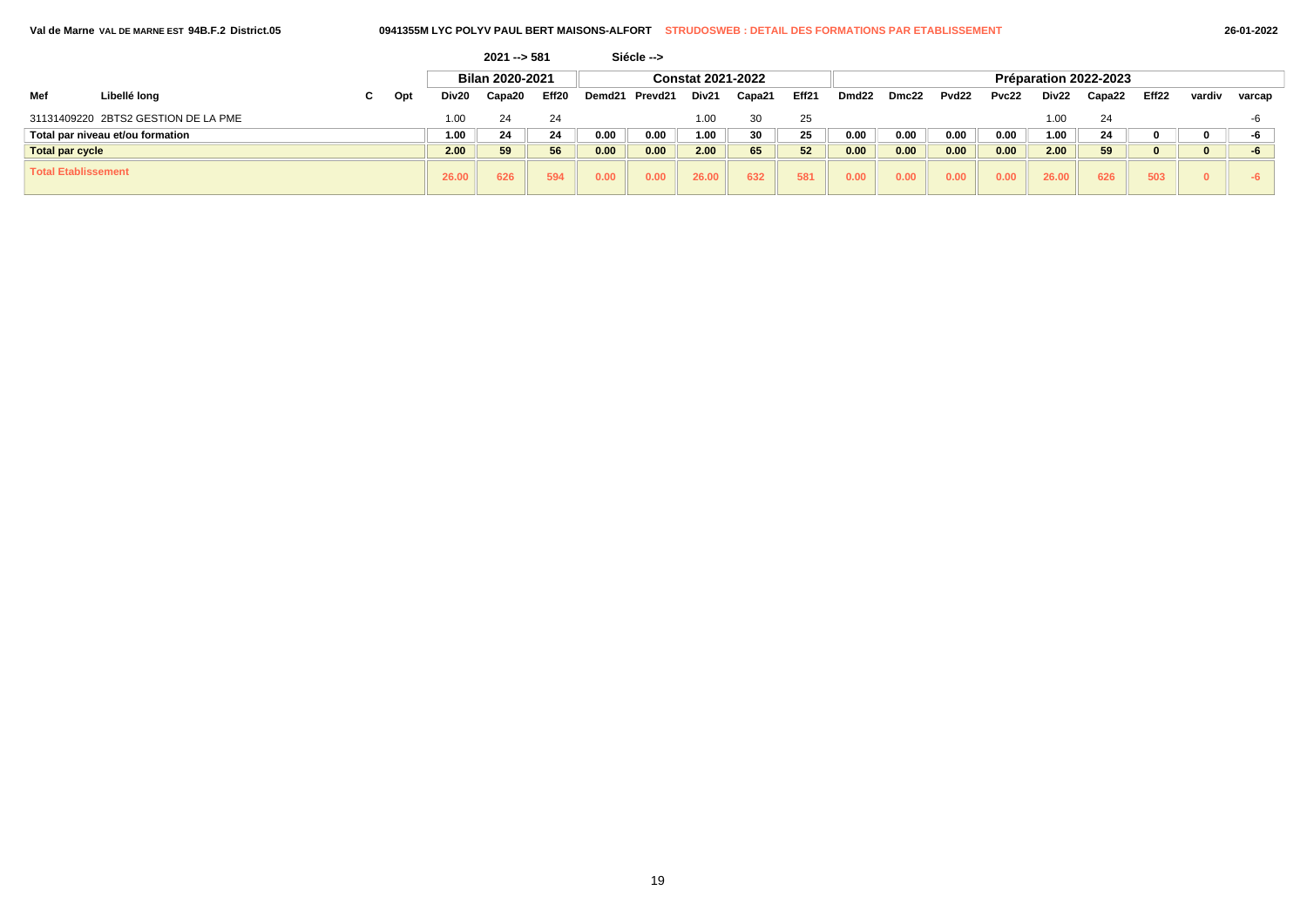Val de Marne VAL DE MARNE EST 94B.F.2 District.05 — 0941355M LYC POLYV PAUL BERT MAISONS-ALFORT — STRUDOSWEB : DETAIL DES FORMATIONS PAR ETABLISSEMENT — 26-01-2022

2021 --> 581 Siécle -->

| Mef | Libellé long | C | Opt | Bilan 2020-2021 | | | Constat 2021-2022 | | | | | Préparation 2022-2023 | | | | | | | | |
|---|---|---|---|---|---|---|---|---|---|---|---|---|---|---|---|---|---|---|---|---|
| | | | | Div20 | Capa20 | Eff20 | Demd21 | Prevd21 | Div21 | Capa21 | Eff21 | Dmd22 | Dmc22 | Pvd22 | Pvc22 | Div22 | Capa22 | Eff22 | vardiv | varcap |
| 31131409220 | 2BTS2 GESTION DE LA PME | | | 1.00 | 24 | 24 | | | 1.00 | 30 | 25 | | | | | 1.00 | 24 | | | -6 |
| **Total par niveau et/ou formation** | | | | **1.00** | **24** | **24** | **0.00** | **0.00** | **1.00** | **30** | **25** | **0.00** | **0.00** | **0.00** | **0.00** | **1.00** | **24** | **0** | **0** | **-6** |
| **Total par cycle** | | | | **2.00** | **59** | **56** | **0.00** | **0.00** | **2.00** | **65** | **52** | **0.00** | **0.00** | **0.00** | **0.00** | **2.00** | **59** | **0** | **0** | **-6** |
| **Total Etablissement** | | | | **26.00** | **626** | **594** | **0.00** | **0.00** | **26.00** | **632** | **581** | **0.00** | **0.00** | **0.00** | **0.00** | **26.00** | **626** | **503** | **0** | **-6** |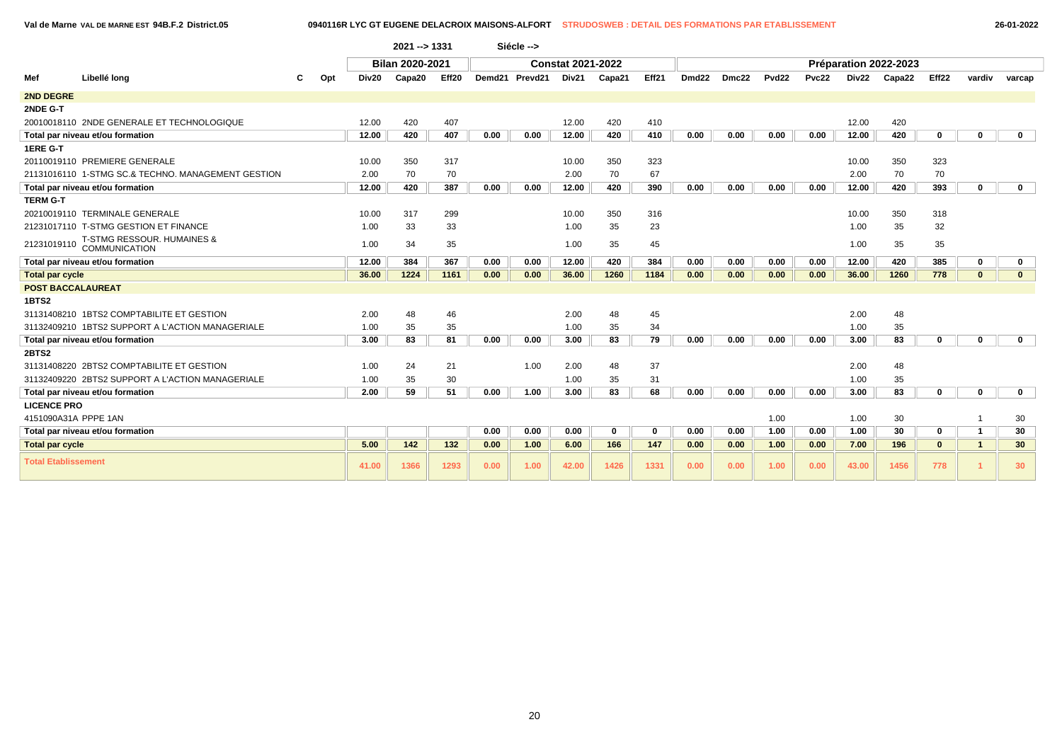Val de Marne VAL DE MARNE EST 94B.F.2 District.05 — 0940116R LYC GT EUGENE DELACROIX MAISONS-ALFORT — STRUDOSWEB : DETAIL DES FORMATIONS PAR ETABLISSEMENT — 26-01-2022

2021 --> 1331 Siécle -->

| Mef | Libellé long | C | Opt | Bilan 2020-2021 | | | Constat 2021-2022 | | | | | Préparation 2022-2023 | | | | | | | | |
|---|---|---|---|---|---|---|---|---|---|---|---|---|---|---|---|---|---|---|---|---|
| | | | | Div20 | Capa20 | Eff20 | Demd21 | Prevd21 | Div21 | Capa21 | Eff21 | Dmd22 | Dmc22 | Pvd22 | Pvc22 | Div22 | Capa22 | Eff22 | vardiv | varcap |
| **2ND DEGRE** | | | | | | | | | | | | | | | | | | | | |
| **2NDE G-T** | | | | | | | | | | | | | | | | | | | | |
| 20010018110 | 2NDE GENERALE ET TECHNOLOGIQUE | | | 12.00 | 420 | 407 | | | 12.00 | 420 | 410 | | | | | 12.00 | 420 | | | |
| **Total par niveau et/ou formation** | | | | 12.00 | 420 | 407 | 0.00 | 0.00 | 12.00 | 420 | 410 | 0.00 | 0.00 | 0.00 | 0.00 | 12.00 | 420 | 0 | 0 | 0 |
| **1ERE G-T** | | | | | | | | | | | | | | | | | | | | |
| 20110019110 | PREMIERE GENERALE | | | 10.00 | 350 | 317 | | | 10.00 | 350 | 323 | | | | | 10.00 | 350 | 323 | | |
| 21131016110 | 1-STMG SC.& TECHNO. MANAGEMENT GESTION | | | 2.00 | 70 | 70 | | | 2.00 | 70 | 67 | | | | | 2.00 | 70 | 70 | | |
| **Total par niveau et/ou formation** | | | | 12.00 | 420 | 387 | 0.00 | 0.00 | 12.00 | 420 | 390 | 0.00 | 0.00 | 0.00 | 0.00 | 12.00 | 420 | 393 | 0 | 0 |
| **TERM G-T** | | | | | | | | | | | | | | | | | | | | |
| 20210019110 | TERMINALE GENERALE | | | 10.00 | 317 | 299 | | | 10.00 | 350 | 316 | | | | | 10.00 | 350 | 318 | | |
| 21231017110 | T-STMG GESTION ET FINANCE | | | 1.00 | 33 | 33 | | | 1.00 | 35 | 23 | | | | | 1.00 | 35 | 32 | | |
| 21231019110 | T-STMG RESSOUR. HUMAINES & COMMUNICATION | | | 1.00 | 34 | 35 | | | 1.00 | 35 | 45 | | | | | 1.00 | 35 | 35 | | |
| **Total par niveau et/ou formation** | | | | 12.00 | 384 | 367 | 0.00 | 0.00 | 12.00 | 420 | 384 | 0.00 | 0.00 | 0.00 | 0.00 | 12.00 | 420 | 385 | 0 | 0 |
| **Total par cycle** | | | | 36.00 | 1224 | 1161 | 0.00 | 0.00 | 36.00 | 1260 | 1184 | 0.00 | 0.00 | 0.00 | 0.00 | 36.00 | 1260 | 778 | 0 | 0 |
| **POST BACCALAUREAT** | | | | | | | | | | | | | | | | | | | | |
| **1BTS2** | | | | | | | | | | | | | | | | | | | | |
| 31131408210 | 1BTS2 COMPTABILITE ET GESTION | | | 2.00 | 48 | 46 | | | 2.00 | 48 | 45 | | | | | 2.00 | 48 | | | |
| 31132409210 | 1BTS2 SUPPORT A L'ACTION MANAGERIALE | | | 1.00 | 35 | 35 | | | 1.00 | 35 | 34 | | | | | 1.00 | 35 | | | |
| **Total par niveau et/ou formation** | | | | 3.00 | 83 | 81 | 0.00 | 0.00 | 3.00 | 83 | 79 | 0.00 | 0.00 | 0.00 | 0.00 | 3.00 | 83 | 0 | 0 | 0 |
| **2BTS2** | | | | | | | | | | | | | | | | | | | | |
| 31131408220 | 2BTS2 COMPTABILITE ET GESTION | | | 1.00 | 24 | 21 | | 1.00 | 2.00 | 48 | 37 | | | | | 2.00 | 48 | | | |
| 31132409220 | 2BTS2 SUPPORT A L'ACTION MANAGERIALE | | | 1.00 | 35 | 30 | | | 1.00 | 35 | 31 | | | | | 1.00 | 35 | | | |
| **Total par niveau et/ou formation** | | | | 2.00 | 59 | 51 | 0.00 | 1.00 | 3.00 | 83 | 68 | 0.00 | 0.00 | 0.00 | 0.00 | 3.00 | 83 | 0 | 0 | 0 |
| **LICENCE PRO** | | | | | | | | | | | | | | | | | | | | |
| 4151090A31A | PPPE 1AN | | | | | | | | | | | | | 1.00 | | 1.00 | 30 | | 1 | 30 |
| **Total par niveau et/ou formation** | | | | | | | 0.00 | 0.00 | 0.00 | 0 | 0 | 0.00 | 0.00 | 1.00 | 0.00 | 1.00 | 30 | 0 | 1 | 30 |
| **Total par cycle** | | | | 5.00 | 142 | 132 | 0.00 | 1.00 | 6.00 | 166 | 147 | 0.00 | 0.00 | 1.00 | 0.00 | 7.00 | 196 | 0 | 1 | 30 |
| **Total Etablissement** | | | | 41.00 | 1366 | 1293 | 0.00 | 1.00 | 42.00 | 1426 | 1331 | 0.00 | 0.00 | 1.00 | 0.00 | 43.00 | 1456 | 778 | 1 | 30 |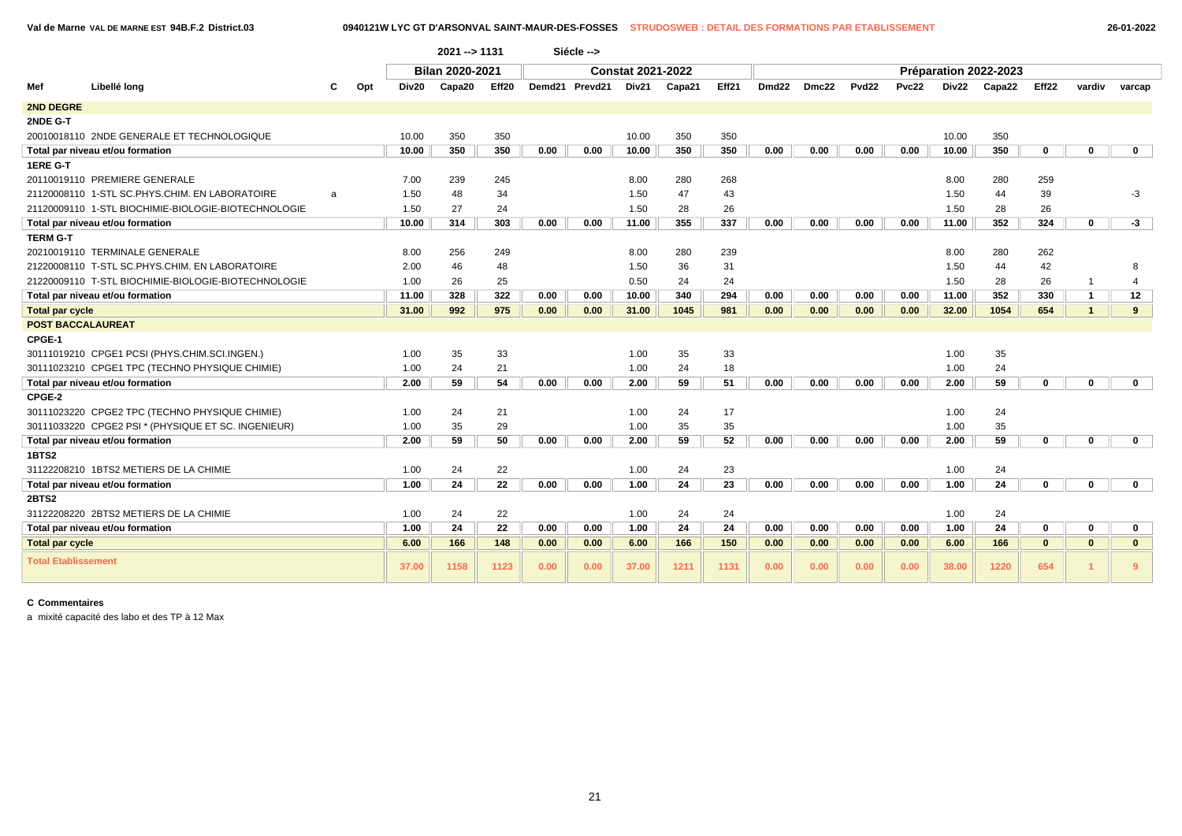Val de Marne VAL DE MARNE EST 94B.F.2 District.03 — 0940121W LYC GT D'ARSONVAL SAINT-MAUR-DES-FOSSES — STRUDOSWEB : DETAIL DES FORMATIONS PAR ETABLISSEMENT — 26-01-2022

2021 --> 1131 Siécle -->

| Mef | Libellé long | C | Opt | Bilan 2020-2021 | | | Constat 2021-2022 | | | | | Préparation 2022-2023 | | | | | | | | |
|---|---|---|---|---|---|---|---|---|---|---|---|---|---|---|---|---|---|---|---|---|
| | | | | Div20 | Capa20 | Eff20 | Demd21 | Prevd21 | Div21 | Capa21 | Eff21 | Dmd22 | Dmc22 | Pvd22 | Pvc22 | Div22 | Capa22 | Eff22 | vardiv | varcap |
| **2ND DEGRE** | | | | | | | | | | | | | | | | | | | | |
| **2NDE G-T** | | | | | | | | | | | | | | | | | | | | |
| 20010018110 | 2NDE GENERALE ET TECHNOLOGIQUE | | | 10.00 | 350 | 350 | | | 10.00 | 350 | 350 | | | | | 10.00 | 350 | | | |
| **Total par niveau et/ou formation** | | | | **10.00** | **350** | **350** | **0.00** | **0.00** | **10.00** | **350** | **350** | **0.00** | **0.00** | **0.00** | **0.00** | **10.00** | **350** | **0** | **0** | **0** |
| **1ERE G-T** | | | | | | | | | | | | | | | | | | | | |
| 20110019110 | PREMIERE GENERALE | | | 7.00 | 239 | 245 | | | 8.00 | 280 | 268 | | | | | 8.00 | 280 | 259 | | |
| 21120008110 | 1-STL SC.PHYS.CHIM. EN LABORATOIRE | a | | 1.50 | 48 | 34 | | | 1.50 | 47 | 43 | | | | | 1.50 | 44 | 39 | | -3 |
| 21120009110 | 1-STL BIOCHIMIE-BIOLOGIE-BIOTECHNOLOGIE | | | 1.50 | 27 | 24 | | | 1.50 | 28 | 26 | | | | | 1.50 | 28 | 26 | | |
| **Total par niveau et/ou formation** | | | | **10.00** | **314** | **303** | **0.00** | **0.00** | **11.00** | **355** | **337** | **0.00** | **0.00** | **0.00** | **0.00** | **11.00** | **352** | **324** | **0** | **-3** |
| **TERM G-T** | | | | | | | | | | | | | | | | | | | | |
| 20210019110 | TERMINALE GENERALE | | | 8.00 | 256 | 249 | | | 8.00 | 280 | 239 | | | | | 8.00 | 280 | 262 | | |
| 21220008110 | T-STL SC.PHYS.CHIM. EN LABORATOIRE | | | 2.00 | 46 | 48 | | | 1.50 | 36 | 31 | | | | | 1.50 | 44 | 42 | | 8 |
| 21220009110 | T-STL BIOCHIMIE-BIOLOGIE-BIOTECHNOLOGIE | | | 1.00 | 26 | 25 | | | 0.50 | 24 | 24 | | | | | 1.50 | 28 | 26 | 1 | 4 |
| **Total par niveau et/ou formation** | | | | **11.00** | **328** | **322** | **0.00** | **0.00** | **10.00** | **340** | **294** | **0.00** | **0.00** | **0.00** | **0.00** | **11.00** | **352** | **330** | **1** | **12** |
| **Total par cycle** | | | | **31.00** | **992** | **975** | **0.00** | **0.00** | **31.00** | **1045** | **981** | **0.00** | **0.00** | **0.00** | **0.00** | **32.00** | **1054** | **654** | **1** | **9** |
| **POST BACCALAUREAT** | | | | | | | | | | | | | | | | | | | | |
| **CPGE-1** | | | | | | | | | | | | | | | | | | | | |
| 30111019210 | CPGE1 PCSI (PHYS.CHIM.SCI.INGEN.) | | | 1.00 | 35 | 33 | | | 1.00 | 35 | 33 | | | | | 1.00 | 35 | | | |
| 30111023210 | CPGE1 TPC (TECHNO PHYSIQUE CHIMIE) | | | 1.00 | 24 | 21 | | | 1.00 | 24 | 18 | | | | | 1.00 | 24 | | | |
| **Total par niveau et/ou formation** | | | | **2.00** | **59** | **54** | **0.00** | **0.00** | **2.00** | **59** | **51** | **0.00** | **0.00** | **0.00** | **0.00** | **2.00** | **59** | **0** | **0** | **0** |
| **CPGE-2** | | | | | | | | | | | | | | | | | | | | |
| 30111023220 | CPGE2 TPC (TECHNO PHYSIQUE CHIMIE) | | | 1.00 | 24 | 21 | | | 1.00 | 24 | 17 | | | | | 1.00 | 24 | | | |
| 30111033220 | CPGE2 PSI * (PHYSIQUE ET SC. INGENIEUR) | | | 1.00 | 35 | 29 | | | 1.00 | 35 | 35 | | | | | 1.00 | 35 | | | |
| **Total par niveau et/ou formation** | | | | **2.00** | **59** | **50** | **0.00** | **0.00** | **2.00** | **59** | **52** | **0.00** | **0.00** | **0.00** | **0.00** | **2.00** | **59** | **0** | **0** | **0** |
| **1BTS2** | | | | | | | | | | | | | | | | | | | | |
| 31122208210 | 1BTS2 METIERS DE LA CHIMIE | | | 1.00 | 24 | 22 | | | 1.00 | 24 | 23 | | | | | 1.00 | 24 | | | |
| **Total par niveau et/ou formation** | | | | **1.00** | **24** | **22** | **0.00** | **0.00** | **1.00** | **24** | **23** | **0.00** | **0.00** | **0.00** | **0.00** | **1.00** | **24** | **0** | **0** | **0** |
| **2BTS2** | | | | | | | | | | | | | | | | | | | | |
| 31122208220 | 2BTS2 METIERS DE LA CHIMIE | | | 1.00 | 24 | 22 | | | 1.00 | 24 | 24 | | | | | 1.00 | 24 | | | |
| **Total par niveau et/ou formation** | | | | **1.00** | **24** | **22** | **0.00** | **0.00** | **1.00** | **24** | **24** | **0.00** | **0.00** | **0.00** | **0.00** | **1.00** | **24** | **0** | **0** | **0** |
| **Total par cycle** | | | | **6.00** | **166** | **148** | **0.00** | **0.00** | **6.00** | **166** | **150** | **0.00** | **0.00** | **0.00** | **0.00** | **6.00** | **166** | **0** | **0** | **0** |
| **Total Etablissement** | | | | **37.00** | **1158** | **1123** | **0.00** | **0.00** | **37.00** | **1211** | **1131** | **0.00** | **0.00** | **0.00** | **0.00** | **38.00** | **1220** | **654** | **1** | **9** |

**C Commentaires**

a mixité capacité des labo et des TP à 12 Max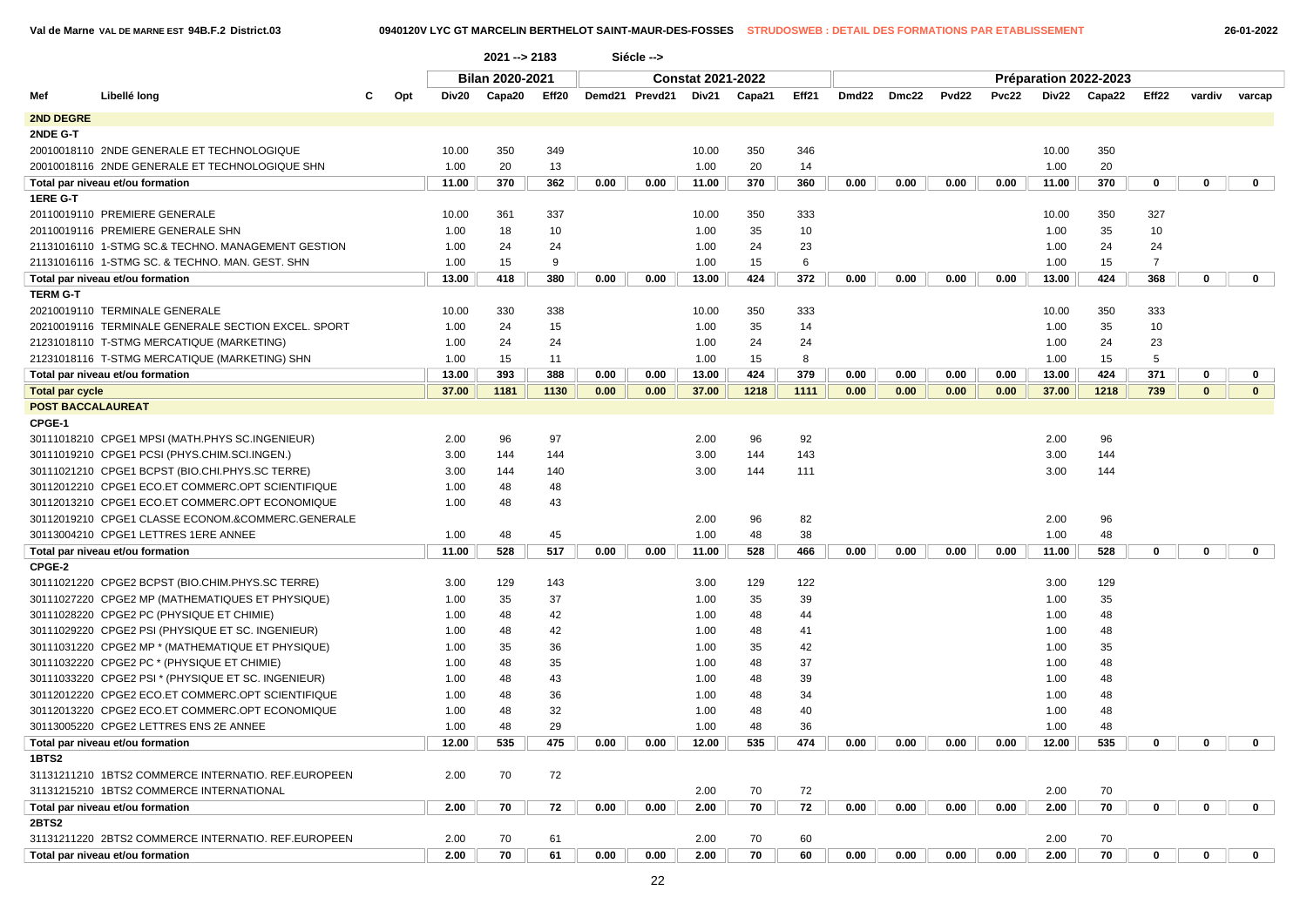Val de Marne VAL DE MARNE EST 94B.F.2 District.03 — 0940120V LYC GT MARCELIN BERTHELOT SAINT-MAUR-DES-FOSSES — STRUDOSWEB : DETAIL DES FORMATIONS PAR ETABLISSEMENT — 26-01-2022

2021 --> 2183 — Siécle -->

| Mef | Libellé long | C | Opt | Bilan 2020-2021 Div20 | Capa20 | Eff20 | Constat 2021-2022 Demd21 | Prevd21 | Div21 | Capa21 | Eff21 | Préparation 2022-2023 Dmd22 | Dmc22 | Pvd22 | Pvc22 | Div22 | Capa22 | Eff22 | vardiv | varcap |
|---|---|---|---|---|---|---|---|---|---|---|---|---|---|---|---|---|---|---|---|---|
| **2ND DEGRE** | | | | | | | | | | | | | | | | | | | | |
| **2NDE G-T** | | | | | | | | | | | | | | | | | | | | |
| 20010018110 | 2NDE GENERALE ET TECHNOLOGIQUE | | | 10.00 | 350 | 349 | | | 10.00 | 350 | 346 | | | | | 10.00 | 350 | | | |
| 20010018116 | 2NDE GENERALE ET TECHNOLOGIQUE SHN | | | 1.00 | 20 | 13 | | | 1.00 | 20 | 14 | | | | | 1.00 | 20 | | | |
| **Total par niveau et/ou formation** | | | | 11.00 | 370 | 362 | 0.00 | 0.00 | 11.00 | 370 | 360 | 0.00 | 0.00 | 0.00 | 0.00 | 11.00 | 370 | 0 | 0 | 0 |
| **1ERE G-T** | | | | | | | | | | | | | | | | | | | | |
| 20110019110 | PREMIERE GENERALE | | | 10.00 | 361 | 337 | | | 10.00 | 350 | 333 | | | | | 10.00 | 350 | 327 | | |
| 20110019116 | PREMIERE GENERALE SHN | | | 1.00 | 18 | 10 | | | 1.00 | 35 | 10 | | | | | 1.00 | 35 | 10 | | |
| 21131016110 | 1-STMG SC.& TECHNO. MANAGEMENT GESTION | | | 1.00 | 24 | 24 | | | 1.00 | 24 | 23 | | | | | 1.00 | 24 | 24 | | |
| 21131016116 | 1-STMG SC. & TECHNO. MAN. GEST. SHN | | | 1.00 | 15 | 9 | | | 1.00 | 15 | 6 | | | | | 1.00 | 15 | 7 | | |
| **Total par niveau et/ou formation** | | | | 13.00 | 418 | 380 | 0.00 | 0.00 | 13.00 | 424 | 372 | 0.00 | 0.00 | 0.00 | 0.00 | 13.00 | 424 | 368 | 0 | 0 |
| **TERM G-T** | | | | | | | | | | | | | | | | | | | | |
| 20210019110 | TERMINALE GENERALE | | | 10.00 | 330 | 338 | | | 10.00 | 350 | 333 | | | | | 10.00 | 350 | 333 | | |
| 20210019116 | TERMINALE GENERALE SECTION EXCEL. SPORT | | | 1.00 | 24 | 15 | | | 1.00 | 35 | 14 | | | | | 1.00 | 35 | 10 | | |
| 21231018110 | T-STMG MERCATIQUE (MARKETING) | | | 1.00 | 24 | 24 | | | 1.00 | 24 | 24 | | | | | 1.00 | 24 | 23 | | |
| 21231018116 | T-STMG MERCATIQUE (MARKETING) SHN | | | 1.00 | 15 | 11 | | | 1.00 | 15 | 8 | | | | | 1.00 | 15 | 5 | | |
| **Total par niveau et/ou formation** | | | | 13.00 | 393 | 388 | 0.00 | 0.00 | 13.00 | 424 | 379 | 0.00 | 0.00 | 0.00 | 0.00 | 13.00 | 424 | 371 | 0 | 0 |
| **Total par cycle** | | | | 37.00 | 1181 | 1130 | 0.00 | 0.00 | 37.00 | 1218 | 1111 | 0.00 | 0.00 | 0.00 | 0.00 | 37.00 | 1218 | 739 | 0 | 0 |
| **POST BACCALAUREAT** | | | | | | | | | | | | | | | | | | | | |
| **CPGE-1** | | | | | | | | | | | | | | | | | | | | |
| 30111018210 | CPGE1 MPSI (MATH.PHYS SC.INGENIEUR) | | | 2.00 | 96 | 97 | | | 2.00 | 96 | 92 | | | | | 2.00 | 96 | | | |
| 30111019210 | CPGE1 PCSI (PHYS.CHIM.SCI.INGEN.) | | | 3.00 | 144 | 144 | | | 3.00 | 144 | 143 | | | | | 3.00 | 144 | | | |
| 30111021210 | CPGE1 BCPST (BIO.CHI.PHYS.SC TERRE) | | | 3.00 | 144 | 140 | | | 3.00 | 144 | 111 | | | | | 3.00 | 144 | | | |
| 30112012210 | CPGE1 ECO.ET COMMERC.OPT SCIENTIFIQUE | | | 1.00 | 48 | 48 | | | | | | | | | | | | | | |
| 30112013210 | CPGE1 ECO.ET COMMERC.OPT ECONOMIQUE | | | 1.00 | 48 | 43 | | | | | | | | | | | | | | |
| 30112019210 | CPGE1 CLASSE ECONOM.&COMMERC.GENERALE | | | | | | | | 2.00 | 96 | 82 | | | | | 2.00 | 96 | | | |
| 30113004210 | CPGE1 LETTRES 1ERE ANNEE | | | 1.00 | 48 | 45 | | | 1.00 | 48 | 38 | | | | | 1.00 | 48 | | | |
| **Total par niveau et/ou formation** | | | | 11.00 | 528 | 517 | 0.00 | 0.00 | 11.00 | 528 | 466 | 0.00 | 0.00 | 0.00 | 0.00 | 11.00 | 528 | 0 | 0 | 0 |
| **CPGE-2** | | | | | | | | | | | | | | | | | | | | |
| 30111021220 | CPGE2 BCPST (BIO.CHIM.PHYS.SC TERRE) | | | 3.00 | 129 | 143 | | | 3.00 | 129 | 122 | | | | | 3.00 | 129 | | | |
| 30111027220 | CPGE2 MP (MATHEMATIQUES ET PHYSIQUE) | | | 1.00 | 35 | 37 | | | 1.00 | 35 | 39 | | | | | 1.00 | 35 | | | |
| 30111028220 | CPGE2 PC (PHYSIQUE ET CHIMIE) | | | 1.00 | 48 | 42 | | | 1.00 | 48 | 44 | | | | | 1.00 | 48 | | | |
| 30111029220 | CPGE2 PSI (PHYSIQUE ET SC. INGENIEUR) | | | 1.00 | 48 | 42 | | | 1.00 | 48 | 41 | | | | | 1.00 | 48 | | | |
| 30111031220 | CPGE2 MP * (MATHEMATIQUE ET PHYSIQUE) | | | 1.00 | 35 | 36 | | | 1.00 | 35 | 42 | | | | | 1.00 | 35 | | | |
| 30111032220 | CPGE2 PC * (PHYSIQUE ET CHIMIE) | | | 1.00 | 48 | 35 | | | 1.00 | 48 | 37 | | | | | 1.00 | 48 | | | |
| 30111033220 | CPGE2 PSI * (PHYSIQUE ET SC. INGENIEUR) | | | 1.00 | 48 | 43 | | | 1.00 | 48 | 39 | | | | | 1.00 | 48 | | | |
| 30112012220 | CPGE2 ECO.ET COMMERC.OPT SCIENTIFIQUE | | | 1.00 | 48 | 36 | | | 1.00 | 48 | 34 | | | | | 1.00 | 48 | | | |
| 30112013220 | CPGE2 ECO.ET COMMERC.OPT ECONOMIQUE | | | 1.00 | 48 | 32 | | | 1.00 | 48 | 40 | | | | | 1.00 | 48 | | | |
| 30113005220 | CPGE2 LETTRES ENS 2E ANNEE | | | 1.00 | 48 | 29 | | | 1.00 | 48 | 36 | | | | | 1.00 | 48 | | | |
| **Total par niveau et/ou formation** | | | | 12.00 | 535 | 475 | 0.00 | 0.00 | 12.00 | 535 | 474 | 0.00 | 0.00 | 0.00 | 0.00 | 12.00 | 535 | 0 | 0 | 0 |
| **1BTS2** | | | | | | | | | | | | | | | | | | | | |
| 31131211210 | 1BTS2 COMMERCE INTERNATIO. REF.EUROPEEN | | | 2.00 | 70 | 72 | | | | | | | | | | | | | | |
| 31131215210 | 1BTS2 COMMERCE INTERNATIONAL | | | | | | | | 2.00 | 70 | 72 | | | | | 2.00 | 70 | | | |
| **Total par niveau et/ou formation** | | | | 2.00 | 70 | 72 | 0.00 | 0.00 | 2.00 | 70 | 72 | 0.00 | 0.00 | 0.00 | 0.00 | 2.00 | 70 | 0 | 0 | 0 |
| **2BTS2** | | | | | | | | | | | | | | | | | | | | |
| 31131211220 | 2BTS2 COMMERCE INTERNATIO. REF.EUROPEEN | | | 2.00 | 70 | 61 | | | 2.00 | 70 | 60 | | | | | 2.00 | 70 | | | |
| **Total par niveau et/ou formation** | | | | 2.00 | 70 | 61 | 0.00 | 0.00 | 2.00 | 70 | 60 | 0.00 | 0.00 | 0.00 | 0.00 | 2.00 | 70 | 0 | 0 | 0 |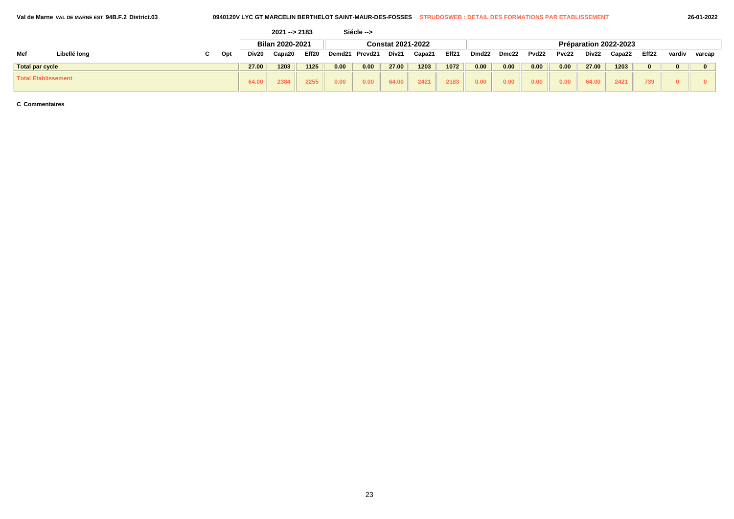Val de Marne VAL DE MARNE EST 94B.F.2 District.03 — 0940120V LYC GT MARCELIN BERTHELOT SAINT-MAUR-DES-FOSSES — STRUDOSWEB : DETAIL DES FORMATIONS PAR ETABLISSEMENT — 26-01-2022

2021 --> 2183 Siécle -->

| Mef | Libellé long | C | Opt | Bilan 2020-2021 | | | Constat 2021-2022 | | | | | Préparation 2022-2023 | | | | | | | | |
|---|---|---|---|---|---|---|---|---|---|---|---|---|---|---|---|---|---|---|---|---|
| | | | | Div20 | Capa20 | Eff20 | Demd21 | Prevd21 | Div21 | Capa21 | Eff21 | Dmd22 | Dmc22 | Pvd22 | Pvc22 | Div22 | Capa22 | Eff22 | vardiv | varcap |
| Total par cycle | | | | 27.00 | 1203 | 1125 | 0.00 | 0.00 | 27.00 | 1203 | 1072 | 0.00 | 0.00 | 0.00 | 0.00 | 27.00 | 1203 | 0 | 0 | 0 |
| Total Etablissement | | | | 64.00 | 2384 | 2255 | 0.00 | 0.00 | 64.00 | 2421 | 2183 | 0.00 | 0.00 | 0.00 | 0.00 | 64.00 | 2421 | 739 | 0 | 0 |

**C Commentaires**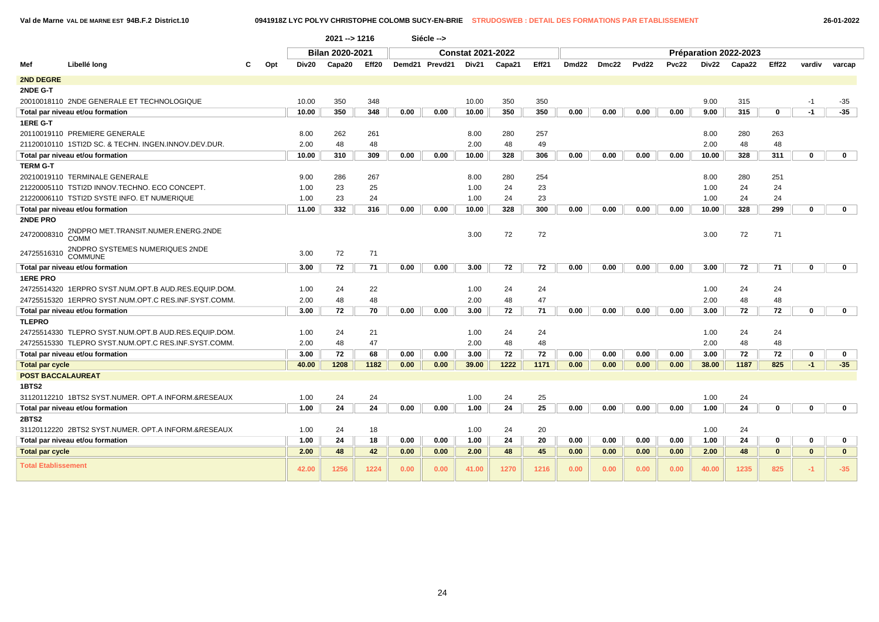Val de Marne VAL DE MARNE EST 94B.F.2 District.10 — 0941918Z LYC POLYV CHRISTOPHE COLOMB SUCY-EN-BRIE — STRUDOSWEB : DETAIL DES FORMATIONS PAR ETABLISSEMENT — 26-01-2022

2021 --> 1216 Siécle -->

| Mef | Libellé long | C | Opt | Bilan 2020-2021 | | | Constat 2021-2022 | | | | | Préparation 2022-2023 | | | | | | | | |
|---|---|---|---|---|---|---|---|---|---|---|---|---|---|---|---|---|---|---|---|---|
| | | | | Div20 | Capa20 | Eff20 | Demd21 | Prevd21 | Div21 | Capa21 | Eff21 | Dmd22 | Dmc22 | Pvd22 | Pvc22 | Div22 | Capa22 | Eff22 | vardiv | varcap |
| **2ND DEGRE** | | | | | | | | | | | | | | | | | | | | |
| **2NDE G-T** | | | | | | | | | | | | | | | | | | | | |
| 20010018110 | 2NDE GENERALE ET TECHNOLOGIQUE | | | 10.00 | 350 | 348 | | | 10.00 | 350 | 350 | | | | | 9.00 | 315 | | -1 | -35 |
| **Total par niveau et/ou formation** | | | | **10.00** | **350** | **348** | **0.00** | **0.00** | **10.00** | **350** | **350** | **0.00** | **0.00** | **0.00** | **0.00** | **9.00** | **315** | **0** | **-1** | **-35** |
| **1ERE G-T** | | | | | | | | | | | | | | | | | | | | |
| 20110019110 | PREMIERE GENERALE | | | 8.00 | 262 | 261 | | | 8.00 | 280 | 257 | | | | | 8.00 | 280 | 263 | | |
| 21120010110 | 1STI2D SC. & TECHN. INGEN.INNOV.DEV.DUR. | | | 2.00 | 48 | 48 | | | 2.00 | 48 | 49 | | | | | 2.00 | 48 | 48 | | |
| **Total par niveau et/ou formation** | | | | **10.00** | **310** | **309** | **0.00** | **0.00** | **10.00** | **328** | **306** | **0.00** | **0.00** | **0.00** | **0.00** | **10.00** | **328** | **311** | **0** | **0** |
| **TERM G-T** | | | | | | | | | | | | | | | | | | | | |
| 20210019110 | TERMINALE GENERALE | | | 9.00 | 286 | 267 | | | 8.00 | 280 | 254 | | | | | 8.00 | 280 | 251 | | |
| 21220005110 | TSTI2D INNOV.TECHNO. ECO CONCEPT. | | | 1.00 | 23 | 25 | | | 1.00 | 24 | 23 | | | | | 1.00 | 24 | 24 | | |
| 21220006110 | TSTI2D SYSTE INFO. ET NUMERIQUE | | | 1.00 | 23 | 24 | | | 1.00 | 24 | 23 | | | | | 1.00 | 24 | 24 | | |
| **Total par niveau et/ou formation** | | | | **11.00** | **332** | **316** | **0.00** | **0.00** | **10.00** | **328** | **300** | **0.00** | **0.00** | **0.00** | **0.00** | **10.00** | **328** | **299** | **0** | **0** |
| **2NDE PRO** | | | | | | | | | | | | | | | | | | | | |
| 24720008310 | 2NDPRO MET.TRANSIT.NUMER.ENERG.2NDE COMM | | | | | | | | 3.00 | 72 | 72 | | | | | 3.00 | 72 | 71 | | |
| 24725516310 | 2NDPRO SYSTEMES NUMERIQUES 2NDE COMMUNE | | | 3.00 | 72 | 71 | | | | | | | | | | | | | | |
| **Total par niveau et/ou formation** | | | | **3.00** | **72** | **71** | **0.00** | **0.00** | **3.00** | **72** | **72** | **0.00** | **0.00** | **0.00** | **0.00** | **3.00** | **72** | **71** | **0** | **0** |
| **1ERE PRO** | | | | | | | | | | | | | | | | | | | | |
| 24725514320 | 1ERPRO SYST.NUM.OPT.B AUD.RES.EQUIP.DOM. | | | 1.00 | 24 | 22 | | | 1.00 | 24 | 24 | | | | | 1.00 | 24 | 24 | | |
| 24725515320 | 1ERPRO SYST.NUM.OPT.C RES.INF.SYST.COMM. | | | 2.00 | 48 | 48 | | | 2.00 | 48 | 47 | | | | | 2.00 | 48 | 48 | | |
| **Total par niveau et/ou formation** | | | | **3.00** | **72** | **70** | **0.00** | **0.00** | **3.00** | **72** | **71** | **0.00** | **0.00** | **0.00** | **0.00** | **3.00** | **72** | **72** | **0** | **0** |
| **TLEPRO** | | | | | | | | | | | | | | | | | | | | |
| 24725514330 | TLEPRO SYST.NUM.OPT.B AUD.RES.EQUIP.DOM. | | | 1.00 | 24 | 21 | | | 1.00 | 24 | 24 | | | | | 1.00 | 24 | 24 | | |
| 24725515330 | TLEPRO SYST.NUM.OPT.C RES.INF.SYST.COMM. | | | 2.00 | 48 | 47 | | | 2.00 | 48 | 48 | | | | | 2.00 | 48 | 48 | | |
| **Total par niveau et/ou formation** | | | | **3.00** | **72** | **68** | **0.00** | **0.00** | **3.00** | **72** | **72** | **0.00** | **0.00** | **0.00** | **0.00** | **3.00** | **72** | **72** | **0** | **0** |
| **Total par cycle** | | | | **40.00** | **1208** | **1182** | **0.00** | **0.00** | **39.00** | **1222** | **1171** | **0.00** | **0.00** | **0.00** | **0.00** | **38.00** | **1187** | **825** | **-1** | **-35** |
| **POST BACCALAUREAT** | | | | | | | | | | | | | | | | | | | | |
| **1BTS2** | | | | | | | | | | | | | | | | | | | | |
| 31120112210 | 1BTS2 SYST.NUMER. OPT.A INFORM.&RESEAUX | | | 1.00 | 24 | 24 | | | 1.00 | 24 | 25 | | | | | 1.00 | 24 | | | |
| **Total par niveau et/ou formation** | | | | **1.00** | **24** | **24** | **0.00** | **0.00** | **1.00** | **24** | **25** | **0.00** | **0.00** | **0.00** | **0.00** | **1.00** | **24** | **0** | **0** | **0** |
| **2BTS2** | | | | | | | | | | | | | | | | | | | | |
| 31120112220 | 2BTS2 SYST.NUMER. OPT.A INFORM.&RESEAUX | | | 1.00 | 24 | 18 | | | 1.00 | 24 | 20 | | | | | 1.00 | 24 | | | |
| **Total par niveau et/ou formation** | | | | **1.00** | **24** | **18** | **0.00** | **0.00** | **1.00** | **24** | **20** | **0.00** | **0.00** | **0.00** | **0.00** | **1.00** | **24** | **0** | **0** | **0** |
| **Total par cycle** | | | | **2.00** | **48** | **42** | **0.00** | **0.00** | **2.00** | **48** | **45** | **0.00** | **0.00** | **0.00** | **0.00** | **2.00** | **48** | **0** | **0** | **0** |
| **Total Etablissement** | | | | **42.00** | **1256** | **1224** | **0.00** | **0.00** | **41.00** | **1270** | **1216** | **0.00** | **0.00** | **0.00** | **0.00** | **40.00** | **1235** | **825** | **-1** | **-35** |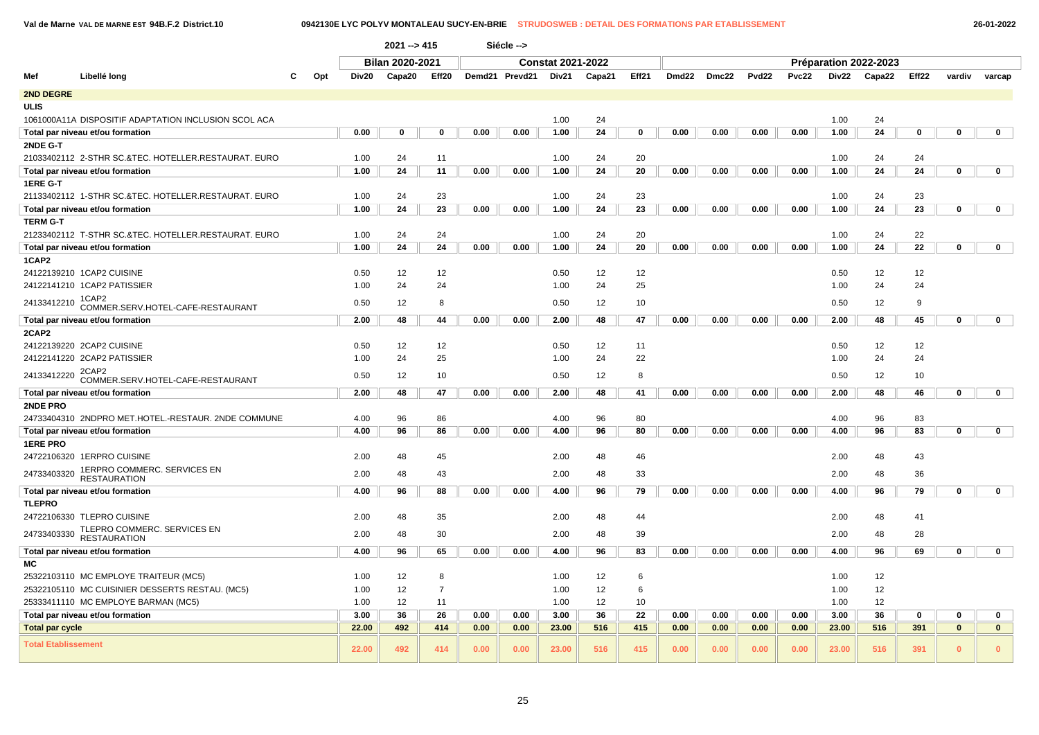Val de Marne VAL DE MARNE EST 94B.F.2 District.10 — 0942130E LYC POLYV MONTALEAU SUCY-EN-BRIE — STRUDOSWEB : DETAIL DES FORMATIONS PAR ETABLISSEMENT — 26-01-2022

2021 --> 415 Siécle -->

| Mef | Libellé long | C | Opt | Bilan 2020-2021 | | | Constat 2021-2022 | | | | | Préparation 2022-2023 | | | | | | | | |
|---|---|---|---|---|---|---|---|---|---|---|---|---|---|---|---|---|---|---|---|---|
| | | | | Div20 | Capa20 | Eff20 | Demd21 | Prevd21 | Div21 | Capa21 | Eff21 | Dmd22 | Dmc22 | Pvd22 | Pvc22 | Div22 | Capa22 | Eff22 | vardiv | varcap |
| **2ND DEGRE** | | | | | | | | | | | | | | | | | | | | |
| **ULIS** | | | | | | | | | | | | | | | | | | | | |
| 1061000A11A | DISPOSITIF ADAPTATION INCLUSION SCOL ACA | | | | | | | | 1.00 | 24 | | | | | | 1.00 | 24 | | | |
| **Total par niveau et/ou formation** | | | | 0.00 | 0 | 0 | 0.00 | 0.00 | 1.00 | 24 | 0 | 0.00 | 0.00 | 0.00 | 0.00 | 1.00 | 24 | 0 | 0 | 0 |
| **2NDE G-T** | | | | | | | | | | | | | | | | | | | | |
| 21033402112 | 2-STHR SC.&TEC. HOTELLER.RESTAURAT. EURO | | | 1.00 | 24 | 11 | | | 1.00 | 24 | 20 | | | | | 1.00 | 24 | 24 | | |
| **Total par niveau et/ou formation** | | | | 1.00 | 24 | 11 | 0.00 | 0.00 | 1.00 | 24 | 20 | 0.00 | 0.00 | 0.00 | 0.00 | 1.00 | 24 | 24 | 0 | 0 |
| **1ERE G-T** | | | | | | | | | | | | | | | | | | | | |
| 21133402112 | 1-STHR SC.&TEC. HOTELLER.RESTAURAT. EURO | | | 1.00 | 24 | 23 | | | 1.00 | 24 | 23 | | | | | 1.00 | 24 | 23 | | |
| **Total par niveau et/ou formation** | | | | 1.00 | 24 | 23 | 0.00 | 0.00 | 1.00 | 24 | 23 | 0.00 | 0.00 | 0.00 | 0.00 | 1.00 | 24 | 23 | 0 | 0 |
| **TERM G-T** | | | | | | | | | | | | | | | | | | | | |
| 21233402112 | T-STHR SC.&TEC. HOTELLER.RESTAURAT. EURO | | | 1.00 | 24 | 24 | | | 1.00 | 24 | 20 | | | | | 1.00 | 24 | 22 | | |
| **Total par niveau et/ou formation** | | | | 1.00 | 24 | 24 | 0.00 | 0.00 | 1.00 | 24 | 20 | 0.00 | 0.00 | 0.00 | 0.00 | 1.00 | 24 | 22 | 0 | 0 |
| **1CAP2** | | | | | | | | | | | | | | | | | | | | |
| 24122139210 | 1CAP2 CUISINE | | | 0.50 | 12 | 12 | | | 0.50 | 12 | 12 | | | | | 0.50 | 12 | 12 | | |
| 24122141210 | 1CAP2 PATISSIER | | | 1.00 | 24 | 24 | | | 1.00 | 24 | 25 | | | | | 1.00 | 24 | 24 | | |
| 24133412210 | 1CAP2 COMMER.SERV.HOTEL-CAFE-RESTAURANT | | | 0.50 | 12 | 8 | | | 0.50 | 12 | 10 | | | | | 0.50 | 12 | 9 | | |
| **Total par niveau et/ou formation** | | | | 2.00 | 48 | 44 | 0.00 | 0.00 | 2.00 | 48 | 47 | 0.00 | 0.00 | 0.00 | 0.00 | 2.00 | 48 | 45 | 0 | 0 |
| **2CAP2** | | | | | | | | | | | | | | | | | | | | |
| 24122139220 | 2CAP2 CUISINE | | | 0.50 | 12 | 12 | | | 0.50 | 12 | 11 | | | | | 0.50 | 12 | 12 | | |
| 24122141220 | 2CAP2 PATISSIER | | | 1.00 | 24 | 25 | | | 1.00 | 24 | 22 | | | | | 1.00 | 24 | 24 | | |
| 24133412220 | 2CAP2 COMMER.SERV.HOTEL-CAFE-RESTAURANT | | | 0.50 | 12 | 10 | | | 0.50 | 12 | 8 | | | | | 0.50 | 12 | 10 | | |
| **Total par niveau et/ou formation** | | | | 2.00 | 48 | 47 | 0.00 | 0.00 | 2.00 | 48 | 41 | 0.00 | 0.00 | 0.00 | 0.00 | 2.00 | 48 | 46 | 0 | 0 |
| **2NDE PRO** | | | | | | | | | | | | | | | | | | | | |
| 24733404310 | 2NDPRO MET.HOTEL.-RESTAUR. 2NDE COMMUNE | | | 4.00 | 96 | 86 | | | 4.00 | 96 | 80 | | | | | 4.00 | 96 | 83 | | |
| **Total par niveau et/ou formation** | | | | 4.00 | 96 | 86 | 0.00 | 0.00 | 4.00 | 96 | 80 | 0.00 | 0.00 | 0.00 | 0.00 | 4.00 | 96 | 83 | 0 | 0 |
| **1ERE PRO** | | | | | | | | | | | | | | | | | | | | |
| 24722106320 | 1ERPRO CUISINE | | | 2.00 | 48 | 45 | | | 2.00 | 48 | 46 | | | | | 2.00 | 48 | 43 | | |
| 24733403320 | 1ERPRO COMMERC. SERVICES EN RESTAURATION | | | 2.00 | 48 | 43 | | | 2.00 | 48 | 33 | | | | | 2.00 | 48 | 36 | | |
| **Total par niveau et/ou formation** | | | | 4.00 | 96 | 88 | 0.00 | 0.00 | 4.00 | 96 | 79 | 0.00 | 0.00 | 0.00 | 0.00 | 4.00 | 96 | 79 | 0 | 0 |
| **TLEPRO** | | | | | | | | | | | | | | | | | | | | |
| 24722106330 | TLEPRO CUISINE | | | 2.00 | 48 | 35 | | | 2.00 | 48 | 44 | | | | | 2.00 | 48 | 41 | | |
| 24733403330 | TLEPRO COMMERC. SERVICES EN RESTAURATION | | | 2.00 | 48 | 30 | | | 2.00 | 48 | 39 | | | | | 2.00 | 48 | 28 | | |
| **Total par niveau et/ou formation** | | | | 4.00 | 96 | 65 | 0.00 | 0.00 | 4.00 | 96 | 83 | 0.00 | 0.00 | 0.00 | 0.00 | 4.00 | 96 | 69 | 0 | 0 |
| **MC** | | | | | | | | | | | | | | | | | | | | |
| 25322103110 | MC EMPLOYE TRAITEUR (MC5) | | | 1.00 | 12 | 8 | | | 1.00 | 12 | 6 | | | | | 1.00 | 12 | | | |
| 25322105110 | MC CUISINIER DESSERTS RESTAU. (MC5) | | | 1.00 | 12 | 7 | | | 1.00 | 12 | 6 | | | | | 1.00 | 12 | | | |
| 25333411110 | MC EMPLOYE BARMAN (MC5) | | | 1.00 | 12 | 11 | | | 1.00 | 12 | 10 | | | | | 1.00 | 12 | | | |
| **Total par niveau et/ou formation** | | | | 3.00 | 36 | 26 | 0.00 | 0.00 | 3.00 | 36 | 22 | 0.00 | 0.00 | 0.00 | 0.00 | 3.00 | 36 | 0 | 0 | 0 |
| **Total par cycle** | | | | 22.00 | 492 | 414 | 0.00 | 0.00 | 23.00 | 516 | 415 | 0.00 | 0.00 | 0.00 | 0.00 | 23.00 | 516 | 391 | 0 | 0 |
| **Total Etablissement** | | | | 22.00 | 492 | 414 | 0.00 | 0.00 | 23.00 | 516 | 415 | 0.00 | 0.00 | 0.00 | 0.00 | 23.00 | 516 | 391 | 0 | 0 |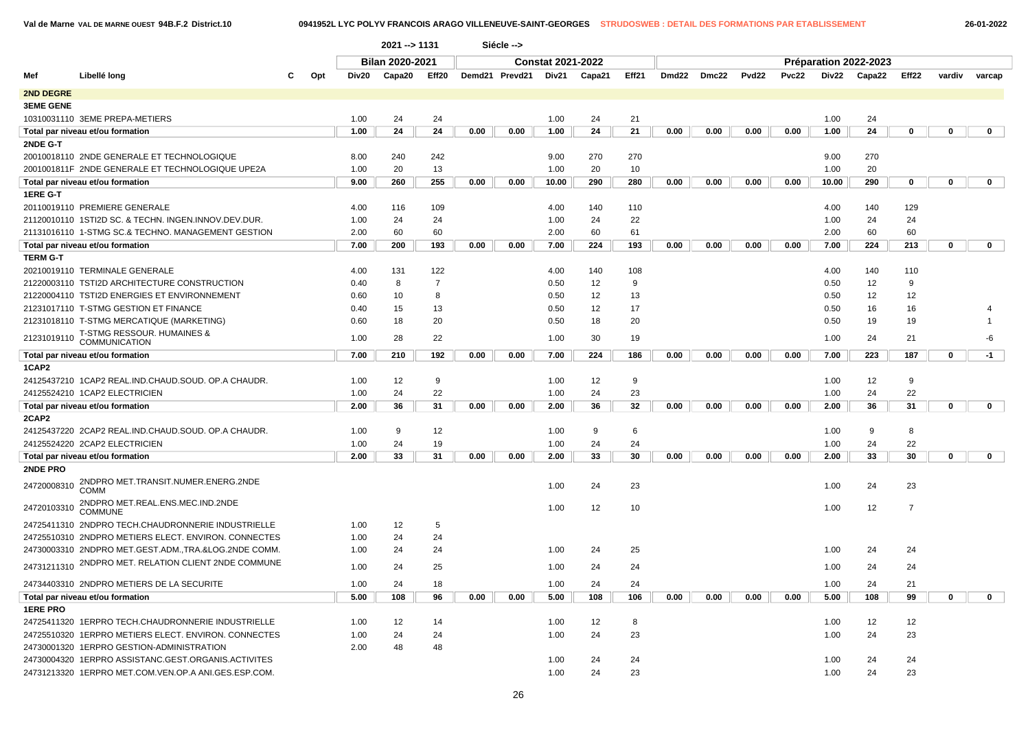Val de Marne VAL DE MARNE OUEST 94B.F.2 District.10 — 0941952L LYC POLYV FRANCOIS ARAGO VILLENEUVE-SAINT-GEORGES — STRUDOSWEB : DETAIL DES FORMATIONS PAR ETABLISSEMENT — 26-01-2022

2021 --> 1131 Siécle -->

| Mef | Libellé long | C | Opt | Bilan 2020-2021 Div20 | Capa20 | Eff20 | Constat 2021-2022 Demd21 | Prevd21 | Div21 | Capa21 | Eff21 | Préparation 2022-2023 Dmd22 | Dmc22 | Pvd22 | Pvc22 | Div22 | Capa22 | Eff22 | vardiv | varcap |
|---|---|---|---|---|---|---|---|---|---|---|---|---|---|---|---|---|---|---|---|---|
| **2ND DEGRE** | | | | | | | | | | | | | | | | | | | | |
| **3EME GENE** | | | | | | | | | | | | | | | | | | | | |
| 10310031110 | 3EME PREPA-METIERS | | | 1.00 | 24 | 24 | | | 1.00 | 24 | 21 | | | | | 1.00 | 24 | | | |
| **Total par niveau et/ou formation** | | | | 1.00 | 24 | 24 | 0.00 | 0.00 | 1.00 | 24 | 21 | 0.00 | 0.00 | 0.00 | 0.00 | 1.00 | 24 | 0 | 0 | 0 |
| **2NDE G-T** | | | | | | | | | | | | | | | | | | | | |
| 20010018110 | 2NDE GENERALE ET TECHNOLOGIQUE | | | 8.00 | 240 | 242 | | | 9.00 | 270 | 270 | | | | | 9.00 | 270 | | | |
| 2001001811F | 2NDE GENERALE ET TECHNOLOGIQUE UPE2A | | | 1.00 | 20 | 13 | | | 1.00 | 20 | 10 | | | | | 1.00 | 20 | | | |
| **Total par niveau et/ou formation** | | | | 9.00 | 260 | 255 | 0.00 | 0.00 | 10.00 | 290 | 280 | 0.00 | 0.00 | 0.00 | 0.00 | 10.00 | 290 | 0 | 0 | 0 |
| **1ERE G-T** | | | | | | | | | | | | | | | | | | | | |
| 20110019110 | PREMIERE GENERALE | | | 4.00 | 116 | 109 | | | 4.00 | 140 | 110 | | | | | 4.00 | 140 | 129 | | |
| 21120010110 | 1STI2D SC. & TECHN. INGEN.INNOV.DEV.DUR. | | | 1.00 | 24 | 24 | | | 1.00 | 24 | 22 | | | | | 1.00 | 24 | 24 | | |
| 21131016110 | 1-STMG SC.& TECHNO. MANAGEMENT GESTION | | | 2.00 | 60 | 60 | | | 2.00 | 60 | 61 | | | | | 2.00 | 60 | 60 | | |
| **Total par niveau et/ou formation** | | | | 7.00 | 200 | 193 | 0.00 | 0.00 | 7.00 | 224 | 193 | 0.00 | 0.00 | 0.00 | 0.00 | 7.00 | 224 | 213 | 0 | 0 |
| **TERM G-T** | | | | | | | | | | | | | | | | | | | | |
| 20210019110 | TERMINALE GENERALE | | | 4.00 | 131 | 122 | | | 4.00 | 140 | 108 | | | | | 4.00 | 140 | 110 | | |
| 21220003110 | TSTI2D ARCHITECTURE CONSTRUCTION | | | 0.40 | 8 | 7 | | | 0.50 | 12 | 9 | | | | | 0.50 | 12 | 9 | | |
| 21220004110 | TSTI2D ENERGIES ET ENVIRONNEMENT | | | 0.60 | 10 | 8 | | | 0.50 | 12 | 13 | | | | | 0.50 | 12 | 12 | | |
| 21231017110 | T-STMG GESTION ET FINANCE | | | 0.40 | 15 | 13 | | | 0.50 | 12 | 17 | | | | | 0.50 | 16 | 16 | | 4 |
| 21231018110 | T-STMG MERCATIQUE (MARKETING) | | | 0.60 | 18 | 20 | | | 0.50 | 18 | 20 | | | | | 0.50 | 19 | 19 | | 1 |
| 21231019110 | T-STMG RESSOUR. HUMAINES & COMMUNICATION | | | 1.00 | 28 | 22 | | | 1.00 | 30 | 19 | | | | | 1.00 | 24 | 21 | | -6 |
| **Total par niveau et/ou formation** | | | | 7.00 | 210 | 192 | 0.00 | 0.00 | 7.00 | 224 | 186 | 0.00 | 0.00 | 0.00 | 0.00 | 7.00 | 223 | 187 | 0 | -1 |
| **1CAP2** | | | | | | | | | | | | | | | | | | | | |
| 24125437210 | 1CAP2 REAL.IND.CHAUD.SOUD. OP.A CHAUDR. | | | 1.00 | 12 | 9 | | | 1.00 | 12 | 9 | | | | | 1.00 | 12 | 9 | | |
| 24125524210 | 1CAP2 ELECTRICIEN | | | 1.00 | 24 | 22 | | | 1.00 | 24 | 23 | | | | | 1.00 | 24 | 22 | | |
| **Total par niveau et/ou formation** | | | | 2.00 | 36 | 31 | 0.00 | 0.00 | 2.00 | 36 | 32 | 0.00 | 0.00 | 0.00 | 0.00 | 2.00 | 36 | 31 | 0 | 0 |
| **2CAP2** | | | | | | | | | | | | | | | | | | | | |
| 24125437220 | 2CAP2 REAL.IND.CHAUD.SOUD. OP.A CHAUDR. | | | 1.00 | 9 | 12 | | | 1.00 | 9 | 6 | | | | | 1.00 | 9 | 8 | | |
| 24125524220 | 2CAP2 ELECTRICIEN | | | 1.00 | 24 | 19 | | | 1.00 | 24 | 24 | | | | | 1.00 | 24 | 22 | | |
| **Total par niveau et/ou formation** | | | | 2.00 | 33 | 31 | 0.00 | 0.00 | 2.00 | 33 | 30 | 0.00 | 0.00 | 0.00 | 0.00 | 2.00 | 33 | 30 | 0 | 0 |
| **2NDE PRO** | | | | | | | | | | | | | | | | | | | | |
| 24720008310 | 2NDPRO MET.TRANSIT.NUMER.ENERG.2NDE COMM | | | | | | | | 1.00 | 24 | 23 | | | | | 1.00 | 24 | 23 | | |
| 24720103310 | 2NDPRO MET.REAL.ENS.MEC.IND.2NDE COMMUNE | | | | | | | | 1.00 | 12 | 10 | | | | | 1.00 | 12 | 7 | | |
| 24725411310 | 2NDPRO TECH.CHAUDRONNERIE INDUSTRIELLE | | | 1.00 | 12 | 5 | | | | | | | | | | | | | | |
| 24725510310 | 2NDPRO METIERS ELECT. ENVIRON. CONNECTES | | | 1.00 | 24 | 24 | | | | | | | | | | | | | | |
| 24730003310 | 2NDPRO MET.GEST.ADM.,TRA.&LOG.2NDE COMM. | | | 1.00 | 24 | 24 | | | 1.00 | 24 | 25 | | | | | 1.00 | 24 | 24 | | |
| 24731211310 | 2NDPRO MET. RELATION CLIENT 2NDE COMMUNE | | | 1.00 | 24 | 25 | | | 1.00 | 24 | 24 | | | | | 1.00 | 24 | 24 | | |
| 24734403310 | 2NDPRO METIERS DE LA SECURITE | | | 1.00 | 24 | 18 | | | 1.00 | 24 | 24 | | | | | 1.00 | 24 | 21 | | |
| **Total par niveau et/ou formation** | | | | 5.00 | 108 | 96 | 0.00 | 0.00 | 5.00 | 108 | 106 | 0.00 | 0.00 | 0.00 | 0.00 | 5.00 | 108 | 99 | 0 | 0 |
| **1ERE PRO** | | | | | | | | | | | | | | | | | | | | |
| 24725411320 | 1ERPRO TECH.CHAUDRONNERIE INDUSTRIELLE | | | 1.00 | 12 | 14 | | | 1.00 | 12 | 8 | | | | | 1.00 | 12 | 12 | | |
| 24725510320 | 1ERPRO METIERS ELECT. ENVIRON. CONNECTES | | | 1.00 | 24 | 24 | | | 1.00 | 24 | 23 | | | | | 1.00 | 24 | 23 | | |
| 24730001320 | 1ERPRO GESTION-ADMINISTRATION | | | 2.00 | 48 | 48 | | | | | | | | | | | | | | |
| 24730004320 | 1ERPRO ASSISTANC.GEST.ORGANIS.ACTIVITES | | | | | | | | 1.00 | 24 | 24 | | | | | 1.00 | 24 | 24 | | |
| 24731213320 | 1ERPRO MET.COM.VEN.OP.A ANI.GES.ESP.COM. | | | | | | | | 1.00 | 24 | 23 | | | | | 1.00 | 24 | 23 | | |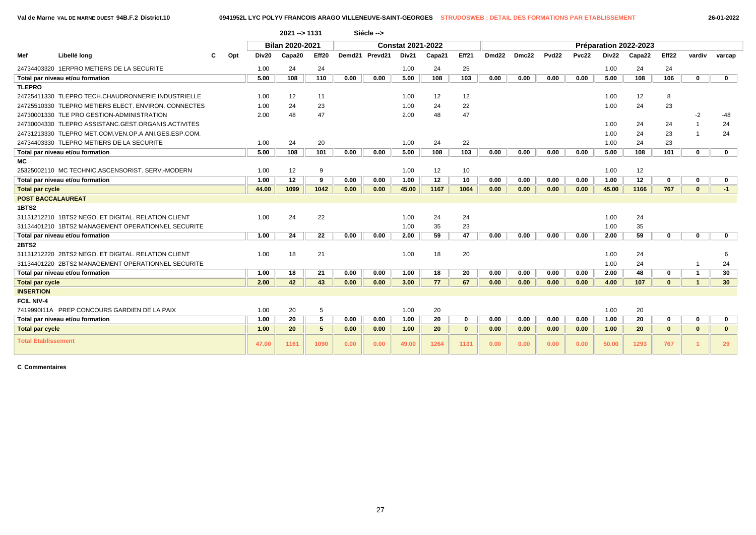Val de Marne VAL DE MARNE OUEST 94B.F.2 District.10 — 0941952L LYC POLYV FRANCOIS ARAGO VILLENEUVE-SAINT-GEORGES — STRUDOSWEB : DETAIL DES FORMATIONS PAR ETABLISSEMENT — 26-01-2022

2021 --> 1131 Siécle -->

| | | | | Bilan 2020-2021 | | | | | Constat 2021-2022 | | | Préparation 2022-2023 | | | | | | | | |
|---|---|---|---|---|---|---|---|---|---|---|---|---|---|---|---|---|---|---|---|---|
| Mef | Libellé long | C | Opt | Div20 | Capa20 | Eff20 | Demd21 | Prevd21 | Div21 | Capa21 | Eff21 | Dmd22 | Dmc22 | Pvd22 | Pvc22 | Div22 | Capa22 | Eff22 | vardiv | varcap |
| 24734403320 | 1ERPRO METIERS DE LA SECURITE | | | 1.00 | 24 | 24 | | | 1.00 | 24 | 25 | | | | | 1.00 | 24 | 24 | | |
| **Total par niveau et/ou formation** | | | | **5.00** | **108** | **110** | **0.00** | **0.00** | **5.00** | **108** | **103** | **0.00** | **0.00** | **0.00** | **0.00** | **5.00** | **108** | **106** | **0** | **0** |
| **TLEPRO** | | | | | | | | | | | | | | | | | | | | |
| 24725411330 | TLEPRO TECH.CHAUDRONNERIE INDUSTRIELLE | | | 1.00 | 12 | 11 | | | 1.00 | 12 | 12 | | | | | 1.00 | 12 | 8 | | |
| 24725510330 | TLEPRO METIERS ELECT. ENVIRON. CONNECTES | | | 1.00 | 24 | 23 | | | 1.00 | 24 | 22 | | | | | 1.00 | 24 | 23 | | |
| 24730001330 | TLE PRO GESTION-ADMINISTRATION | | | 2.00 | 48 | 47 | | | 2.00 | 48 | 47 | | | | | | | | -2 | -48 |
| 24730004330 | TLEPRO ASSISTANC.GEST.ORGANIS.ACTIVITES | | | | | | | | | | | | | | | 1.00 | 24 | 24 | 1 | 24 |
| 24731213330 | TLEPRO MET.COM.VEN.OP.A ANI.GES.ESP.COM. | | | | | | | | | | | | | | | 1.00 | 24 | 23 | 1 | 24 |
| 24734403330 | TLEPRO METIERS DE LA SECURITE | | | 1.00 | 24 | 20 | | | 1.00 | 24 | 22 | | | | | 1.00 | 24 | 23 | | |
| **Total par niveau et/ou formation** | | | | **5.00** | **108** | **101** | **0.00** | **0.00** | **5.00** | **108** | **103** | **0.00** | **0.00** | **0.00** | **0.00** | **5.00** | **108** | **101** | **0** | **0** |
| **MC** | | | | | | | | | | | | | | | | | | | | |
| 25325002110 | MC TECHNIC.ASCENSORIST. SERV.-MODERN | | | 1.00 | 12 | 9 | | | 1.00 | 12 | 10 | | | | | 1.00 | 12 | | | |
| **Total par niveau et/ou formation** | | | | **1.00** | **12** | **9** | **0.00** | **0.00** | **1.00** | **12** | **10** | **0.00** | **0.00** | **0.00** | **0.00** | **1.00** | **12** | **0** | **0** | **0** |
| **Total par cycle** | | | | **44.00** | **1099** | **1042** | **0.00** | **0.00** | **45.00** | **1167** | **1064** | **0.00** | **0.00** | **0.00** | **0.00** | **45.00** | **1166** | **767** | **0** | **-1** |
| **POST BACCALAUREAT** | | | | | | | | | | | | | | | | | | | | |
| **1BTS2** | | | | | | | | | | | | | | | | | | | | |
| 31131212210 | 1BTS2 NEGO. ET DIGITAL. RELATION CLIENT | | | 1.00 | 24 | 22 | | | 1.00 | 24 | 24 | | | | | 1.00 | 24 | | | |
| 31134401210 | 1BTS2 MANAGEMENT OPERATIONNEL SECURITE | | | | | | | | 1.00 | 35 | 23 | | | | | 1.00 | 35 | | | |
| **Total par niveau et/ou formation** | | | | **1.00** | **24** | **22** | **0.00** | **0.00** | **2.00** | **59** | **47** | **0.00** | **0.00** | **0.00** | **0.00** | **2.00** | **59** | **0** | **0** | **0** |
| **2BTS2** | | | | | | | | | | | | | | | | | | | | |
| 31131212220 | 2BTS2 NEGO. ET DIGITAL. RELATION CLIENT | | | 1.00 | 18 | 21 | | | 1.00 | 18 | 20 | | | | | 1.00 | 24 | | | 6 |
| 31134401220 | 2BTS2 MANAGEMENT OPERATIONNEL SECURITE | | | | | | | | | | | | | | | 1.00 | 24 | | 1 | 24 |
| **Total par niveau et/ou formation** | | | | **1.00** | **18** | **21** | **0.00** | **0.00** | **1.00** | **18** | **20** | **0.00** | **0.00** | **0.00** | **0.00** | **2.00** | **48** | **0** | **1** | **30** |
| **Total par cycle** | | | | **2.00** | **42** | **43** | **0.00** | **0.00** | **3.00** | **77** | **67** | **0.00** | **0.00** | **0.00** | **0.00** | **4.00** | **107** | **0** | **1** | **30** |
| **INSERTION** | | | | | | | | | | | | | | | | | | | | |
| **FCIL NIV-4** | | | | | | | | | | | | | | | | | | | | |
| 7419990I11A | PREP CONCOURS GARDIEN DE LA PAIX | | | 1.00 | 20 | 5 | | | 1.00 | 20 | | | | | | 1.00 | 20 | | | |
| **Total par niveau et/ou formation** | | | | **1.00** | **20** | **5** | **0.00** | **0.00** | **1.00** | **20** | **0** | **0.00** | **0.00** | **0.00** | **0.00** | **1.00** | **20** | **0** | **0** | **0** |
| **Total par cycle** | | | | **1.00** | **20** | **5** | **0.00** | **0.00** | **1.00** | **20** | **0** | **0.00** | **0.00** | **0.00** | **0.00** | **1.00** | **20** | **0** | **0** | **0** |
| **Total Etablissement** | | | | **47.00** | **1161** | **1090** | **0.00** | **0.00** | **49.00** | **1264** | **1131** | **0.00** | **0.00** | **0.00** | **0.00** | **50.00** | **1293** | **767** | **1** | **29** |

**C Commentaires**